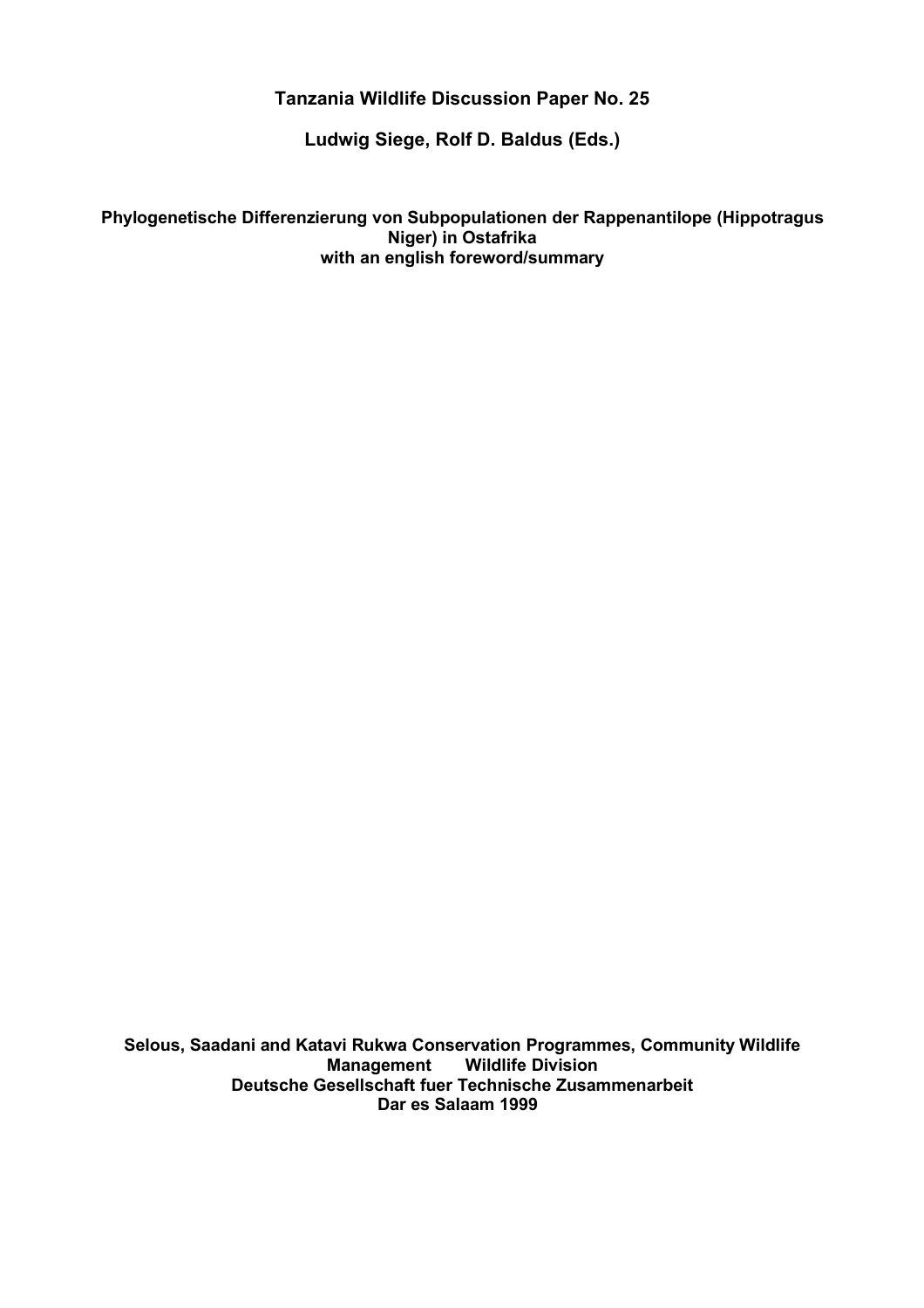**Tanzania Wildlife Discussion Paper No. 25**

**Ludwig Siege, Rolf D. Baldus (Eds.)**

# Phylogenetische Differenzierung von Subpopulationen der Rappenantilope (Hippotragus Niger) in Ostafrika with an english foreword/summary

**Selous, Saadani and Katavi Rukwa Conservation Programmes, Community Wildlife Management Wildlife Division**
**Deutsche Gesellschaft fuer Technische Zusammenarbeit**
**Dar es Salaam 1999**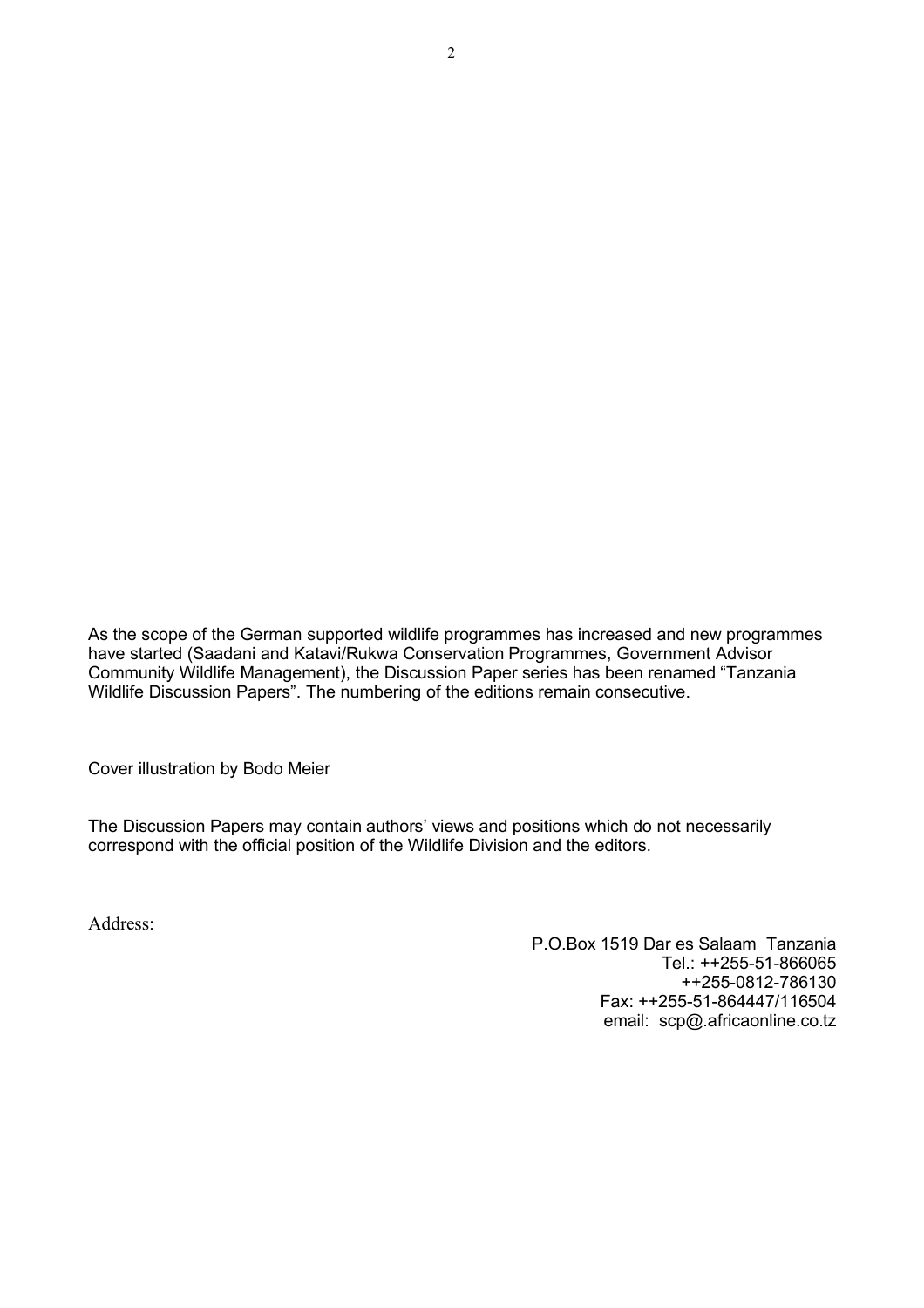As the scope of the German supported wildlife programmes has increased and new programmes have started (Saadani and Katavi/Rukwa Conservation Programmes, Government Advisor Community Wildlife Management), the Discussion Paper series has been renamed "Tanzania Wildlife Discussion Papers". The numbering of the editions remain consecutive.

Cover illustration by Bodo Meier

The Discussion Papers may contain authors' views and positions which do not necessarily correspond with the official position of the Wildlife Division and the editors.

Address:

P.O.Box 1519 Dar es Salaam Tanzania
Tel.: ++255-51-866065
++255-0812-786130
Fax: ++255-51-864447/116504
email: scp@.africaonline.co.tz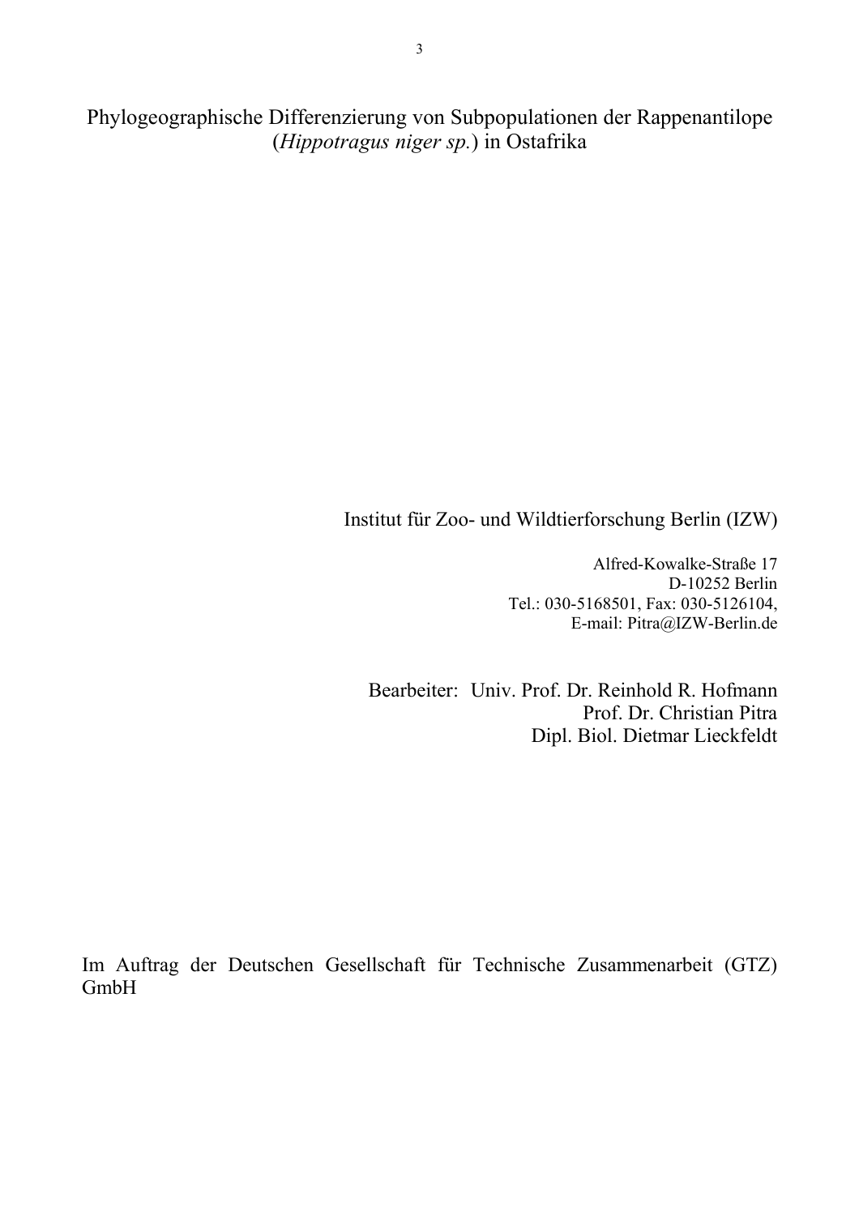# Phylogeographische Differenzierung von Subpopulationen der Rappenantilope (*Hippotragus niger sp.*) in Ostafrika

Institut für Zoo- und Wildtierforschung Berlin (IZW)

Alfred-Kowalke-Straße 17
D-10252 Berlin
Tel.: 030-5168501, Fax: 030-5126104,
E-mail: Pitra@IZW-Berlin.de

Bearbeiter: Univ. Prof. Dr. Reinhold R. Hofmann
Prof. Dr. Christian Pitra
Dipl. Biol. Dietmar Lieckfeldt

Im Auftrag der Deutschen Gesellschaft für Technische Zusammenarbeit (GTZ) GmbH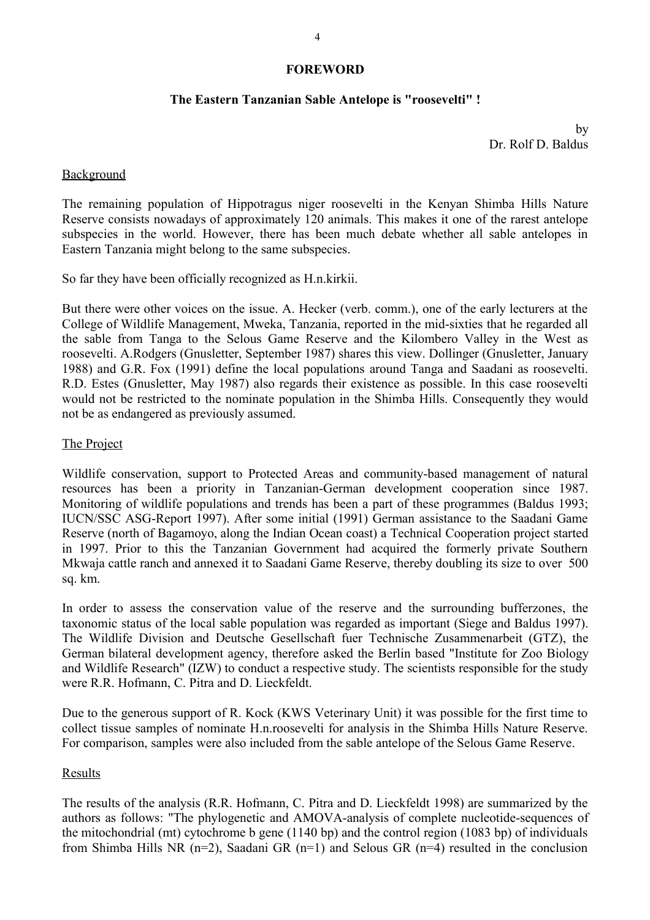## FOREWORD

### The Eastern Tanzanian Sable Antelope is "roosevelti" !

by
Dr. Rolf D. Baldus

Background

The remaining population of Hippotragus niger roosevelti in the Kenyan Shimba Hills Nature Reserve consists nowadays of approximately 120 animals. This makes it one of the rarest antelope subspecies in the world. However, there has been much debate whether all sable antelopes in Eastern Tanzania might belong to the same subspecies.

So far they have been officially recognized as H.n.kirkii.

But there were other voices on the issue. A. Hecker (verb. comm.), one of the early lecturers at the College of Wildlife Management, Mweka, Tanzania, reported in the mid-sixties that he regarded all the sable from Tanga to the Selous Game Reserve and the Kilombero Valley in the West as roosevelti. A.Rodgers (Gnusletter, September 1987) shares this view. Dollinger (Gnusletter, January 1988) and G.R. Fox (1991) define the local populations around Tanga and Saadani as roosevelti. R.D. Estes (Gnusletter, May 1987) also regards their existence as possible. In this case roosevelti would not be restricted to the nominate population in the Shimba Hills. Consequently they would not be as endangered as previously assumed.

The Project

Wildlife conservation, support to Protected Areas and community-based management of natural resources has been a priority in Tanzanian-German development cooperation since 1987. Monitoring of wildlife populations and trends has been a part of these programmes (Baldus 1993; IUCN/SSC ASG-Report 1997). After some initial (1991) German assistance to the Saadani Game Reserve (north of Bagamoyo, along the Indian Ocean coast) a Technical Cooperation project started in 1997. Prior to this the Tanzanian Government had acquired the formerly private Southern Mkwaja cattle ranch and annexed it to Saadani Game Reserve, thereby doubling its size to over 500 sq. km.

In order to assess the conservation value of the reserve and the surrounding bufferzones, the taxonomic status of the local sable population was regarded as important (Siege and Baldus 1997). The Wildlife Division and Deutsche Gesellschaft fuer Technische Zusammenarbeit (GTZ), the German bilateral development agency, therefore asked the Berlin based "Institute for Zoo Biology and Wildlife Research" (IZW) to conduct a respective study. The scientists responsible for the study were R.R. Hofmann, C. Pitra and D. Lieckfeldt.

Due to the generous support of R. Kock (KWS Veterinary Unit) it was possible for the first time to collect tissue samples of nominate H.n.roosevelti for analysis in the Shimba Hills Nature Reserve. For comparison, samples were also included from the sable antelope of the Selous Game Reserve.

Results

The results of the analysis (R.R. Hofmann, C. Pitra and D. Lieckfeldt 1998) are summarized by the authors as follows: "The phylogenetic and AMOVA-analysis of complete nucleotide-sequences of the mitochondrial (mt) cytochrome b gene (1140 bp) and the control region (1083 bp) of individuals from Shimba Hills NR (n=2), Saadani GR (n=1) and Selous GR (n=4) resulted in the conclusion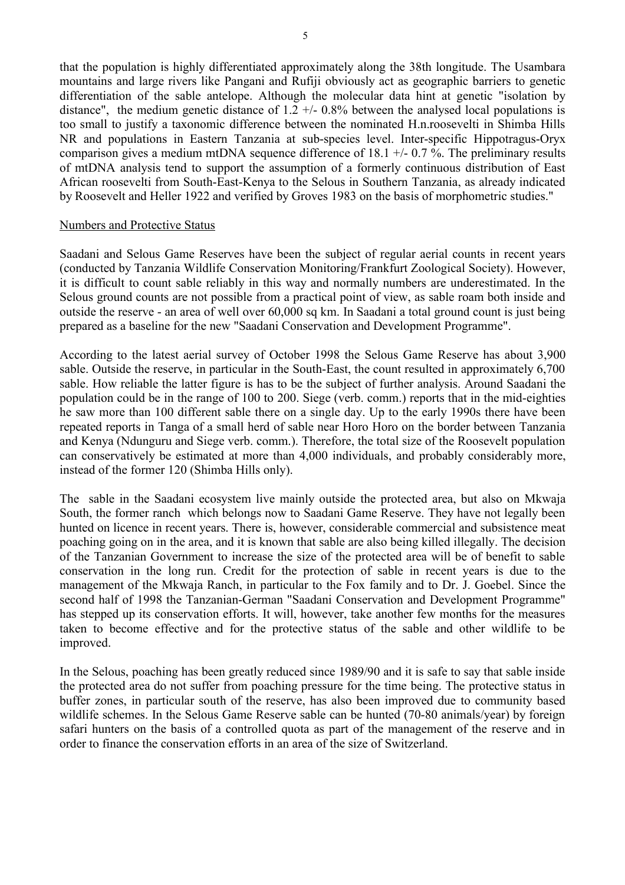that the population is highly differentiated approximately along the 38th longitude. The Usambara mountains and large rivers like Pangani and Rufiji obviously act as geographic barriers to genetic differentiation of the sable antelope. Although the molecular data hint at genetic "isolation by distance", the medium genetic distance of 1.2 +/- 0.8% between the analysed local populations is too small to justify a taxonomic difference between the nominated H.n.roosevelti in Shimba Hills NR and populations in Eastern Tanzania at sub-species level. Inter-specific Hippotragus-Oryx comparison gives a medium mtDNA sequence difference of 18.1 +/- 0.7 %. The preliminary results of mtDNA analysis tend to support the assumption of a formerly continuous distribution of East African roosevelti from South-East-Kenya to the Selous in Southern Tanzania, as already indicated by Roosevelt and Heller 1922 and verified by Groves 1983 on the basis of morphometric studies."

## Numbers and Protective Status

Saadani and Selous Game Reserves have been the subject of regular aerial counts in recent years (conducted by Tanzania Wildlife Conservation Monitoring/Frankfurt Zoological Society). However, it is difficult to count sable reliably in this way and normally numbers are underestimated. In the Selous ground counts are not possible from a practical point of view, as sable roam both inside and outside the reserve - an area of well over 60,000 sq km. In Saadani a total ground count is just being prepared as a baseline for the new "Saadani Conservation and Development Programme".

According to the latest aerial survey of October 1998 the Selous Game Reserve has about 3,900 sable. Outside the reserve, in particular in the South-East, the count resulted in approximately 6,700 sable. How reliable the latter figure is has to be the subject of further analysis. Around Saadani the population could be in the range of 100 to 200. Siege (verb. comm.) reports that in the mid-eighties he saw more than 100 different sable there on a single day. Up to the early 1990s there have been repeated reports in Tanga of a small herd of sable near Horo Horo on the border between Tanzania and Kenya (Ndunguru and Siege verb. comm.). Therefore, the total size of the Roosevelt population can conservatively be estimated at more than 4,000 individuals, and probably considerably more, instead of the former 120 (Shimba Hills only).

The sable in the Saadani ecosystem live mainly outside the protected area, but also on Mkwaja South, the former ranch which belongs now to Saadani Game Reserve. They have not legally been hunted on licence in recent years. There is, however, considerable commercial and subsistence meat poaching going on in the area, and it is known that sable are also being killed illegally. The decision of the Tanzanian Government to increase the size of the protected area will be of benefit to sable conservation in the long run. Credit for the protection of sable in recent years is due to the management of the Mkwaja Ranch, in particular to the Fox family and to Dr. J. Goebel. Since the second half of 1998 the Tanzanian-German "Saadani Conservation and Development Programme" has stepped up its conservation efforts. It will, however, take another few months for the measures taken to become effective and for the protective status of the sable and other wildlife to be improved.

In the Selous, poaching has been greatly reduced since 1989/90 and it is safe to say that sable inside the protected area do not suffer from poaching pressure for the time being. The protective status in buffer zones, in particular south of the reserve, has also been improved due to community based wildlife schemes. In the Selous Game Reserve sable can be hunted (70-80 animals/year) by foreign safari hunters on the basis of a controlled quota as part of the management of the reserve and in order to finance the conservation efforts in an area of the size of Switzerland.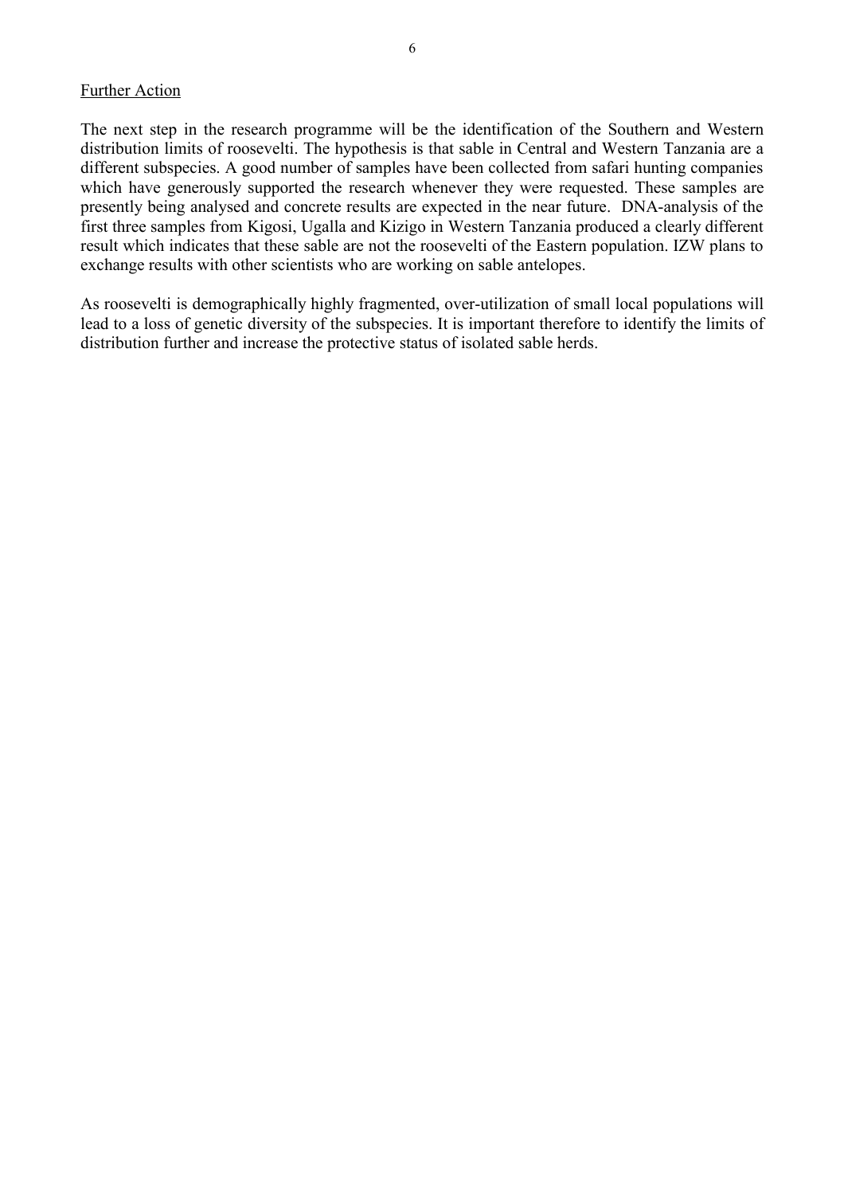## Further Action

The next step in the research programme will be the identification of the Southern and Western distribution limits of roosevelti. The hypothesis is that sable in Central and Western Tanzania are a different subspecies. A good number of samples have been collected from safari hunting companies which have generously supported the research whenever they were requested. These samples are presently being analysed and concrete results are expected in the near future. DNA-analysis of the first three samples from Kigosi, Ugalla and Kizigo in Western Tanzania produced a clearly different result which indicates that these sable are not the roosevelti of the Eastern population. IZW plans to exchange results with other scientists who are working on sable antelopes.

As roosevelti is demographically highly fragmented, over-utilization of small local populations will lead to a loss of genetic diversity of the subspecies. It is important therefore to identify the limits of distribution further and increase the protective status of isolated sable herds.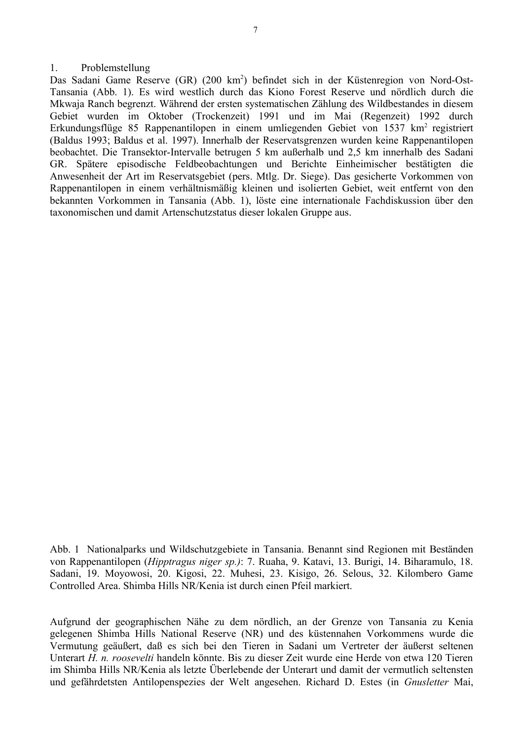## 1. Problemstellung

Das Sadani Game Reserve (GR) (200 km$^2$) befindet sich in der Küstenregion von Nord-Ost-Tansania (Abb. 1). Es wird westlich durch das Kiono Forest Reserve und nördlich durch die Mkwaja Ranch begrenzt. Während der ersten systematischen Zählung des Wildbestandes in diesem Gebiet wurden im Oktober (Trockenzeit) 1991 und im Mai (Regenzeit) 1992 durch Erkundungsflüge 85 Rappenantilopen in einem umliegenden Gebiet von 1537 km$^2$ registriert (Baldus 1993; Baldus et al. 1997). Innerhalb der Reservatsgrenzen wurden keine Rappenantilopen beobachtet. Die Transektor-Intervalle betrugen 5 km außerhalb und 2,5 km innerhalb des Sadani GR. Spätere episodische Feldbeobachtungen und Berichte Einheimischer bestätigten die Anwesenheit der Art im Reservatsgebiet (pers. Mtlg. Dr. Siege). Das gesicherte Vorkommen von Rappenantilopen in einem verhältnismäßig kleinen und isolierten Gebiet, weit entfernt von den bekannten Vorkommen in Tansania (Abb. 1), löste eine internationale Fachdiskussion über den taxonomischen und damit Artenschutzstatus dieser lokalen Gruppe aus.

Abb. 1 Nationalparks und Wildschutzgebiete in Tansania. Benannt sind Regionen mit Beständen von Rappenantilopen (*Hipptragus niger sp.)*: 7. Ruaha, 9. Katavi, 13. Burigi, 14. Biharamulo, 18. Sadani, 19. Moyowosi, 20. Kigosi, 22. Muhesi, 23. Kisigo, 26. Selous, 32. Kilombero Game Controlled Area. Shimba Hills NR/Kenia ist durch einen Pfeil markiert.

Aufgrund der geographischen Nähe zu dem nördlich, an der Grenze von Tansania zu Kenia gelegenen Shimba Hills National Reserve (NR) und des küstennahen Vorkommens wurde die Vermutung geäußert, daß es sich bei den Tieren in Sadani um Vertreter der äußerst seltenen Unterart *H. n. roosevelti* handeln könnte. Bis zu dieser Zeit wurde eine Herde von etwa 120 Tieren im Shimba Hills NR/Kenia als letzte Überlebende der Unterart und damit der vermutlich seltensten und gefährdetsten Antilopenspezies der Welt angesehen. Richard D. Estes (in *Gnusletter* Mai,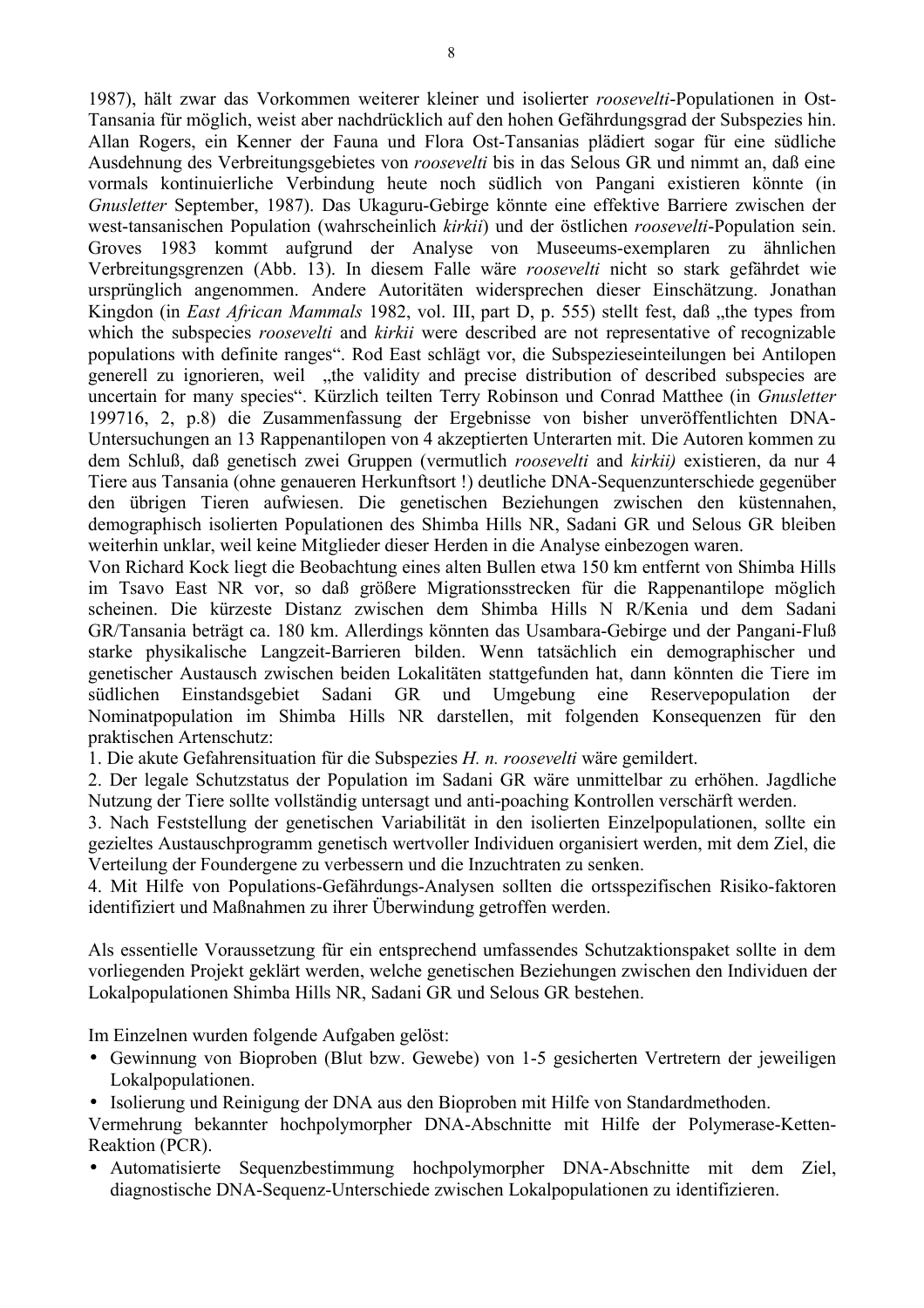1987), hält zwar das Vorkommen weiterer kleiner und isolierter *roosevelti*-Populationen in Ost-Tansania für möglich, weist aber nachdrücklich auf den hohen Gefährdungsgrad der Subspezies hin. Allan Rogers, ein Kenner der Fauna und Flora Ost-Tansanias plädiert sogar für eine südliche Ausdehnung des Verbreitungsgebietes von *roosevelti* bis in das Selous GR und nimmt an, daß eine vormals kontinuierliche Verbindung heute noch südlich von Pangani existieren könnte (in *Gnusletter* September, 1987). Das Ukaguru-Gebirge könnte eine effektive Barriere zwischen der west-tansanischen Population (wahrscheinlich *kirkii*) und der östlichen *roosevelti*-Population sein. Groves 1983 kommt aufgrund der Analyse von Museeums-exemplaren zu ähnlichen Verbreitungsgrenzen (Abb. 13). In diesem Falle wäre *roosevelti* nicht so stark gefährdet wie ursprünglich angenommen. Andere Autoritäten widersprechen dieser Einschätzung. Jonathan Kingdon (in *East African Mammals* 1982, vol. III, part D, p. 555) stellt fest, daß „the types from which the subspecies *roosevelti* and *kirkii* were described are not representative of recognizable populations with definite ranges". Rod East schlägt vor, die Subspezieseinteilungen bei Antilopen generell zu ignorieren, weil „the validity and precise distribution of described subspecies are uncertain for many species". Kürzlich teilten Terry Robinson und Conrad Matthee (in *Gnusletter* 199716, 2, p.8) die Zusammenfassung der Ergebnisse von bisher unveröffentlichten DNA-Untersuchungen an 13 Rappenantilopen von 4 akzeptierten Unterarten mit. Die Autoren kommen zu dem Schluß, daß genetisch zwei Gruppen (vermutlich *roosevelti* and *kirkii)* existieren, da nur 4 Tiere aus Tansania (ohne genaueren Herkunftsort !) deutliche DNA-Sequenzunterschiede gegenüber den übrigen Tieren aufwiesen. Die genetischen Beziehungen zwischen den küstennahen, demographisch isolierten Populationen des Shimba Hills NR, Sadani GR und Selous GR bleiben weiterhin unklar, weil keine Mitglieder dieser Herden in die Analyse einbezogen waren.
Von Richard Kock liegt die Beobachtung eines alten Bullen etwa 150 km entfernt von Shimba Hills im Tsavo East NR vor, so daß größere Migrationsstrecken für die Rappenantilope möglich scheinen. Die kürzeste Distanz zwischen dem Shimba Hills N R/Kenia und dem Sadani GR/Tansania beträgt ca. 180 km. Allerdings könnten das Usambara-Gebirge und der Pangani-Fluß starke physikalische Langzeit-Barrieren bilden. Wenn tatsächlich ein demographischer und genetischer Austausch zwischen beiden Lokalitäten stattgefunden hat, dann könnten die Tiere im südlichen Einstandsgebiet Sadani GR und Umgebung eine Reservepopulation der Nominatpopulation im Shimba Hills NR darstellen, mit folgenden Konsequenzen für den praktischen Artenschutz:

1. Die akute Gefahrensituation für die Subspezies *H. n. roosevelti* wäre gemildert.
2. Der legale Schutzstatus der Population im Sadani GR wäre unmittelbar zu erhöhen. Jagdliche Nutzung der Tiere sollte vollständig untersagt und anti-poaching Kontrollen verschärft werden.
3. Nach Feststellung der genetischen Variabilität in den isolierten Einzelpopulationen, sollte ein gezieltes Austauschprogramm genetisch wertvoller Individuen organisiert werden, mit dem Ziel, die Verteilung der Foundergene zu verbessern und die Inzuchtraten zu senken.
4. Mit Hilfe von Populations-Gefährdungs-Analysen sollten die ortsspezifischen Risiko-faktoren identifiziert und Maßnahmen zu ihrer Überwindung getroffen werden.

Als essentielle Voraussetzung für ein entsprechend umfassendes Schutzaktionspaket sollte in dem vorliegenden Projekt geklärt werden, welche genetischen Beziehungen zwischen den Individuen der Lokalpopulationen Shimba Hills NR, Sadani GR und Selous GR bestehen.

Im Einzelnen wurden folgende Aufgaben gelöst:

- Gewinnung von Bioproben (Blut bzw. Gewebe) von 1-5 gesicherten Vertretern der jeweiligen Lokalpopulationen.
- Isolierung und Reinigung der DNA aus den Bioproben mit Hilfe von Standardmethoden.

Vermehrung bekannter hochpolymorpher DNA-Abschnitte mit Hilfe der Polymerase-Ketten-Reaktion (PCR).

- Automatisierte Sequenzbestimmung hochpolymorpher DNA-Abschnitte mit dem Ziel, diagnostische DNA-Sequenz-Unterschiede zwischen Lokalpopulationen zu identifizieren.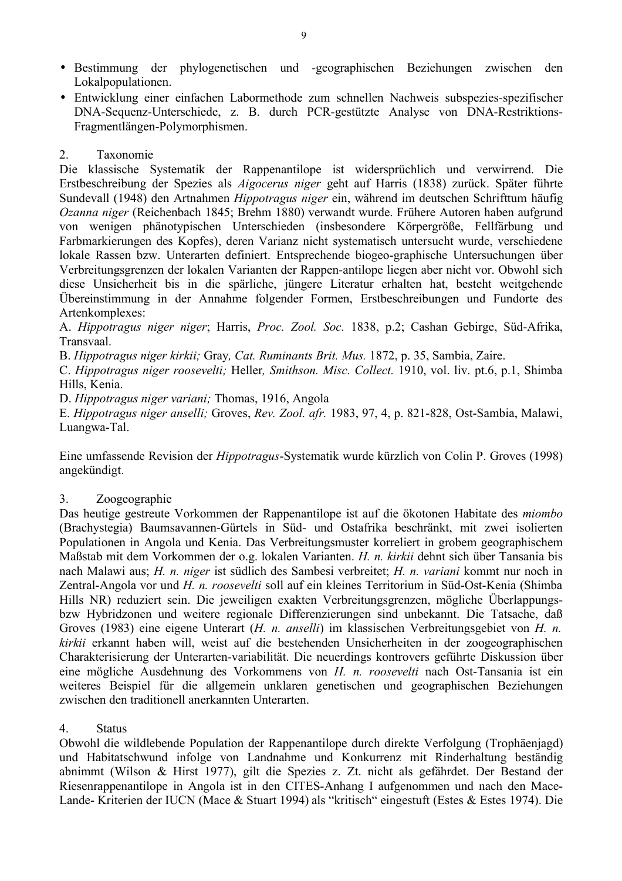- Bestimmung der phylogenetischen und -geographischen Beziehungen zwischen den Lokalpopulationen.
- Entwicklung einer einfachen Labormethode zum schnellen Nachweis subspezies-spezifischer DNA-Sequenz-Unterschiede, z. B. durch PCR-gestützte Analyse von DNA-Restriktions-Fragmentlängen-Polymorphismen.

## 2. Taxonomie

Die klassische Systematik der Rappenantilope ist widersprüchlich und verwirrend. Die Erstbeschreibung der Spezies als *Aigocerus niger* geht auf Harris (1838) zurück. Später führte Sundevall (1948) den Artnahmen *Hippotragus niger* ein, während im deutschen Schrifttum häufig *Ozanna niger* (Reichenbach 1845; Brehm 1880) verwandt wurde. Frühere Autoren haben aufgrund von wenigen phänotypischen Unterschieden (insbesondere Körpergröße, Fellfärbung und Farbmarkierungen des Kopfes), deren Varianz nicht systematisch untersucht wurde, verschiedene lokale Rassen bzw. Unterarten definiert. Entsprechende biogeo-graphische Untersuchungen über Verbreitungsgrenzen der lokalen Varianten der Rappen-antilope liegen aber nicht vor. Obwohl sich diese Unsicherheit bis in die spärliche, jüngere Literatur erhalten hat, besteht weitgehende Übereinstimmung in der Annahme folgender Formen, Erstbeschreibungen und Fundorte des Artenkomplexes:

A. *Hippotragus niger niger*; Harris, *Proc. Zool. Soc.* 1838, p.2; Cashan Gebirge, Süd-Afrika, Transvaal.

B. *Hippotragus niger kirkii;* Gray*, Cat. Ruminants Brit. Mus.* 1872, p. 35, Sambia, Zaire.

C. *Hippotragus niger roosevelti;* Heller*, Smithson. Misc. Collect.* 1910, vol. liv. pt.6, p.1, Shimba Hills, Kenia.

D. *Hippotragus niger variani;* Thomas, 1916, Angola

E. *Hippotragus niger anselli;* Groves, *Rev. Zool. afr.* 1983, 97, 4, p. 821-828, Ost-Sambia, Malawi, Luangwa-Tal.

Eine umfassende Revision der *Hippotragus*-Systematik wurde kürzlich von Colin P. Groves (1998) angekündigt.

## 3. Zoogeographie

Das heutige gestreute Vorkommen der Rappenantilope ist auf die ökotonen Habitate des *miombo* (Brachystegia) Baumsavannen-Gürtels in Süd- und Ostafrika beschränkt, mit zwei isolierten Populationen in Angola und Kenia. Das Verbreitungsmuster korreliert in grobem geographischem Maßstab mit dem Vorkommen der o.g. lokalen Varianten. *H. n. kirkii* dehnt sich über Tansania bis nach Malawi aus; *H. n. niger* ist südlich des Sambesi verbreitet; *H. n. variani* kommt nur noch in Zentral-Angola vor und *H. n. roosevelti* soll auf ein kleines Territorium in Süd-Ost-Kenia (Shimba Hills NR) reduziert sein. Die jeweiligen exakten Verbreitungsgrenzen, mögliche Überlappungs- bzw Hybridzonen und weitere regionale Differenzierungen sind unbekannt. Die Tatsache, daß Groves (1983) eine eigene Unterart (*H. n. anselli*) im klassischen Verbreitungsgebiet von *H. n. kirkii* erkannt haben will, weist auf die bestehenden Unsicherheiten in der zoogeographischen Charakterisierung der Unterarten-variabilität. Die neuerdings kontrovers geführte Diskussion über eine mögliche Ausdehnung des Vorkommens von *H. n. roosevelti* nach Ost-Tansania ist ein weiteres Beispiel für die allgemein unklaren genetischen und geographischen Beziehungen zwischen den traditionell anerkannten Unterarten.

## 4. Status

Obwohl die wildlebende Population der Rappenantilope durch direkte Verfolgung (Trophäenjagd) und Habitatschwund infolge von Landnahme und Konkurrenz mit Rinderhaltung beständig abnimmt (Wilson & Hirst 1977), gilt die Spezies z. Zt. nicht als gefährdet. Der Bestand der Riesenrappenantilope in Angola ist in den CITES-Anhang I aufgenommen und nach den Mace-Lande- Kriterien der IUCN (Mace & Stuart 1994) als "kritisch" eingestuft (Estes & Estes 1974). Die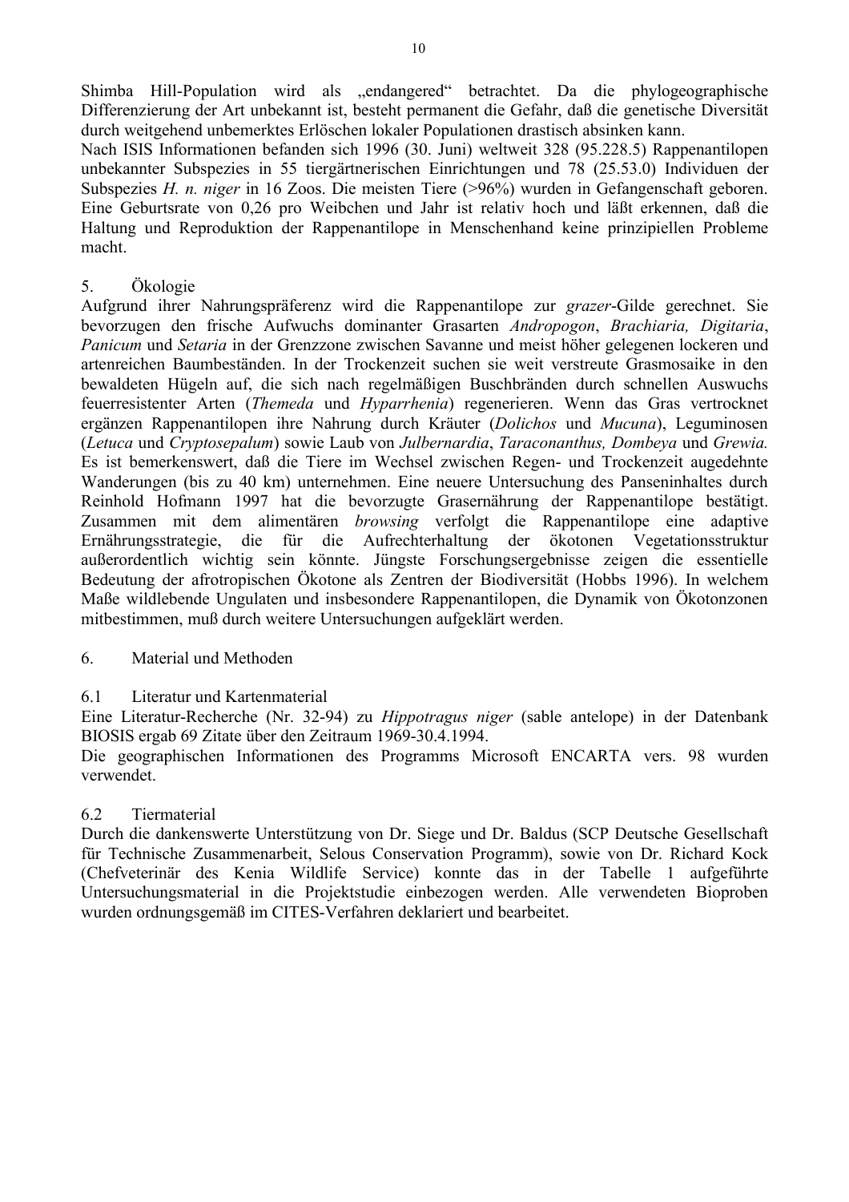Shimba Hill-Population wird als „endangered“ betrachtet. Da die phylogeographische Differenzierung der Art unbekannt ist, besteht permanent die Gefahr, daß die genetische Diversität durch weitgehend unbemerktes Erlöschen lokaler Populationen drastisch absinken kann.
Nach ISIS Informationen befanden sich 1996 (30. Juni) weltweit 328 (95.228.5) Rappenantilopen unbekannter Subspezies in 55 tiergärtnerischen Einrichtungen und 78 (25.53.0) Individuen der Subspezies *H. n. niger* in 16 Zoos. Die meisten Tiere (>96%) wurden in Gefangenschaft geboren. Eine Geburtsrate von 0,26 pro Weibchen und Jahr ist relativ hoch und läßt erkennen, daß die Haltung und Reproduktion der Rappenantilope in Menschenhand keine prinzipiellen Probleme macht.

## 5. Ökologie

Aufgrund ihrer Nahrungspräferenz wird die Rappenantilope zur *grazer*-Gilde gerechnet. Sie bevorzugen den frische Aufwuchs dominanter Grasarten *Andropogon*, *Brachiaria, Digitaria*, *Panicum* und *Setaria* in der Grenzzone zwischen Savanne und meist höher gelegenen lockeren und artenreichen Baumbeständen. In der Trockenzeit suchen sie weit verstreute Grasmosaike in den bewaldeten Hügeln auf, die sich nach regelmäßigen Buschbränden durch schnellen Auswuchs feuerresistenter Arten (*Themeda* und *Hyparrhenia*) regenerieren. Wenn das Gras vertrocknet ergänzen Rappenantilopen ihre Nahrung durch Kräuter (*Dolichos* und *Mucuna*), Leguminosen (*Letuca* und *Cryptosepalum*) sowie Laub von *Julbernardia*, *Taraconanthus, Dombeya* und *Grewia.* Es ist bemerkenswert, daß die Tiere im Wechsel zwischen Regen- und Trockenzeit augedehnte Wanderungen (bis zu 40 km) unternehmen. Eine neuere Untersuchung des Panseninhaltes durch Reinhold Hofmann 1997 hat die bevorzugte Grasernährung der Rappenantilope bestätigt. Zusammen mit dem alimentären *browsing* verfolgt die Rappenantilope eine adaptive Ernährungsstrategie, die für die Aufrechterhaltung der ökotonen Vegetationsstruktur außerordentlich wichtig sein könnte. Jüngste Forschungsergebnisse zeigen die essentielle Bedeutung der afrotropischen Ökotone als Zentren der Biodiversität (Hobbs 1996). In welchem Maße wildlebende Ungulaten und insbesondere Rappenantilopen, die Dynamik von Ökotonzonen mitbestimmen, muß durch weitere Untersuchungen aufgeklärt werden.

## 6. Material und Methoden

### 6.1 Literatur und Kartenmaterial

Eine Literatur-Recherche (Nr. 32-94) zu *Hippotragus niger* (sable antelope) in der Datenbank BIOSIS ergab 69 Zitate über den Zeitraum 1969-30.4.1994.
Die geographischen Informationen des Programms Microsoft ENCARTA vers. 98 wurden verwendet.

### 6.2 Tiermaterial

Durch die dankenswerte Unterstützung von Dr. Siege und Dr. Baldus (SCP Deutsche Gesellschaft für Technische Zusammenarbeit, Selous Conservation Programm), sowie von Dr. Richard Kock (Chefveterinär des Kenia Wildlife Service) konnte das in der Tabelle 1 aufgeführte Untersuchungsmaterial in die Projektstudie einbezogen werden. Alle verwendeten Bioproben wurden ordnungsgemäß im CITES-Verfahren deklariert und bearbeitet.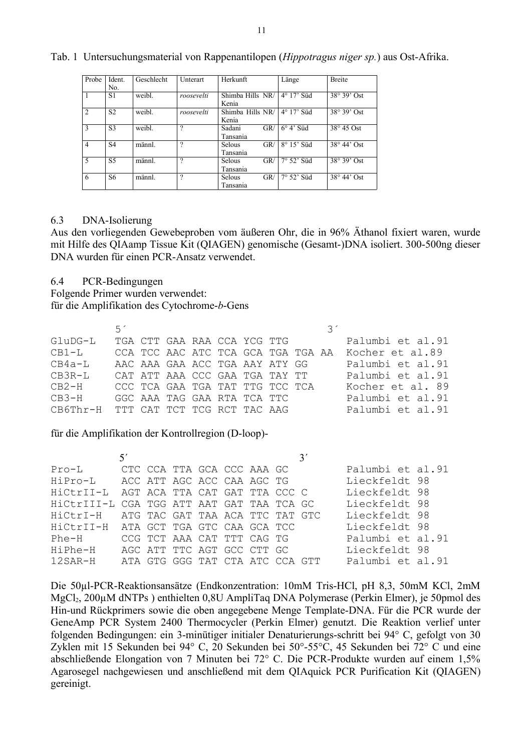Tab. 1 Untersuchungsmaterial von Rappenantilopen (*Hippotragus niger sp.*) aus Ost-Afrika.

| Probe | Ident. No. | Geschlecht | Unterart | Herkunft | Länge | Breite |
|---|---|---|---|---|---|---|
| 1 | S1 | weibl. | *roosevelti* | Shimba Hills NR/ Kenia | 4° 17' Süd | 38° 39' Ost |
| 2 | S2 | weibl. | *roosevelti* | Shimba Hills NR/ Kenia | 4° 17' Süd | 38° 39' Ost |
| 3 | S3 | weibl. | ? | Sadani GR/ Tansania | 6° 4' Süd | 38° 45 Ost |
| 4 | S4 | männl. | ? | Selous GR/ Tansania | 8° 15' Süd | 38° 44' Ost |
| 5 | S5 | männl. | ? | Selous GR/ Tansania | 7° 52' Süd | 38° 39' Ost |
| 6 | S6 | männl. | ? | Selous GR/ Tansania | 7° 52' Süd | 38° 44' Ost |

## 6.3 DNA-Isolierung

Aus den vorliegenden Gewebeproben vom äußeren Ohr, die in 96% Äthanol fixiert waren, wurde mit Hilfe des QIAamp Tissue Kit (QIAGEN) genomische (Gesamt-)DNA isoliert. 300-500ng dieser DNA wurden für einen PCR-Ansatz verwendet.

## 6.4 PCR-Bedingungen

Folgende Primer wurden verwendet:
für die Amplifikation des Cytochrome-*b*-Gens

```
         5´                                 3´
GluDG-L  TGA CTT GAA RAA CCA YCG TTG              Palumbi et al.91
CB1-L    CCA TCC AAC ATC TCA GCA TGA TGA AA       Kocher et al.89
CB4a-L   AAC AAA GAA ACC TGA AAY ATY GG           Palumbi et al.91
CB3R-L   CAT ATT AAA CCC GAA TGA TAY TT           Palumbi et al.91
CB2-H    CCC TCA GAA TGA TAT TTG TCC TCA          Kocher et al. 89
CB3-H    GGC AAA TAG GAA RTA TCA TTC              Palumbi et al.91
CB6Thr-H TTT CAT TCT TCG RCT TAC AAG              Palumbi et al.91
```

für die Amplifikation der Kontrollregion (D-loop)-

```
          5´                               3´
Pro-L      CTC CCA TTA GCA CCC AAA GC             Palumbi et al.91
HiPro-L    ACC ATT AGC ACC CAA AGC TG             Lieckfeldt 98
HiCtrII-L  AGT ACA TTA CAT GAT TTA CCC C          Lieckfeldt 98
HiCtrIII-L CGA TGG ATT AAT GAT TAA TCA GC         Lieckfeldt 98
HiCtrI-H   ATG TAC GAT TAA ACA TTC TAT GTC        Lieckfeldt 98
HiCtrII-H  ATA GCT TGA GTC CAA GCA TCC            Lieckfeldt 98
Phe-H      CCG TCT AAA CAT TTT CAG TG             Palumbi et al.91
HiPhe-H    AGC ATT TTC AGT GCC CTT GC             Lieckfeldt 98
12SAR-H    ATA GTG GGG TAT CTA ATC CCA GTT        Palumbi et al.91
```

Die 50µl-PCR-Reaktionsansätze (Endkonzentration: 10mM Tris-HCl, pH 8,3, 50mM KCl, 2mM $MgCl_2$, 200µM dNTPs ) enthielten 0,8U AmpliTaq DNA Polymerase (Perkin Elmer), je 50pmol des Hin-und Rückprimers sowie die oben angegebene Menge Template-DNA. Für die PCR wurde der GeneAmp PCR System 2400 Thermocycler (Perkin Elmer) genutzt. Die Reaktion verlief unter folgenden Bedingungen: ein 3-minütiger initialer Denaturierungs-schritt bei 94° C, gefolgt von 30 Zyklen mit 15 Sekunden bei 94° C, 20 Sekunden bei 50°-55°C, 45 Sekunden bei 72° C und eine abschließende Elongation von 7 Minuten bei 72° C. Die PCR-Produkte wurden auf einem 1,5% Agarosegel nachgewiesen und anschließend mit dem QIAquick PCR Purification Kit (QIAGEN) gereinigt.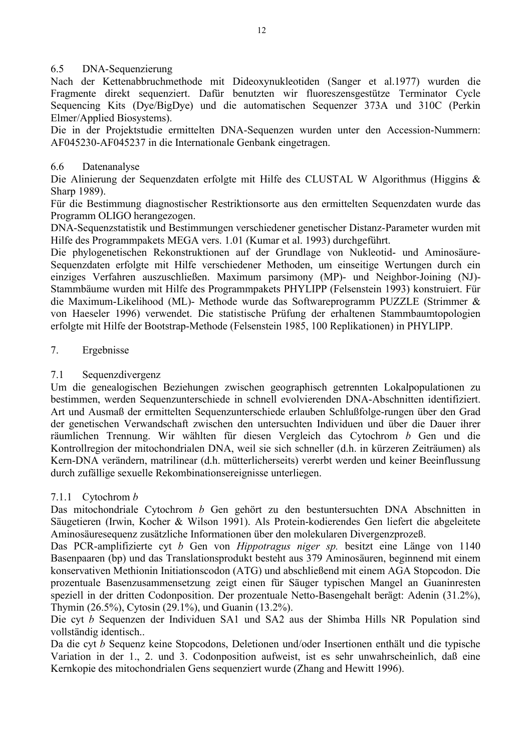## 6.5 DNA-Sequenzierung

Nach der Kettenabbruchmethode mit Dideoxynukleotiden (Sanger et al.1977) wurden die Fragmente direkt sequenziert. Dafür benutzten wir fluoreszensgestütze Terminator Cycle Sequencing Kits (Dye/BigDye) und die automatischen Sequenzer 373A und 310C (Perkin Elmer/Applied Biosystems).

Die in der Projektstudie ermittelten DNA-Sequenzen wurden unter den Accession-Nummern: AF045230-AF045237 in die Internationale Genbank eingetragen.

## 6.6 Datenanalyse

Die Alinierung der Sequenzdaten erfolgte mit Hilfe des CLUSTAL W Algorithmus (Higgins & Sharp 1989).

Für die Bestimmung diagnostischer Restriktionsorte aus den ermittelten Sequenzdaten wurde das Programm OLIGO herangezogen.

DNA-Sequenzstatistik und Bestimmungen verschiedener genetischer Distanz-Parameter wurden mit Hilfe des Programmpakets MEGA vers. 1.01 (Kumar et al. 1993) durchgeführt.

Die phylogenetischen Rekonstruktionen auf der Grundlage von Nukleotid- und Aminosäure-Sequenzdaten erfolgte mit Hilfe verschiedener Methoden, um einseitige Wertungen durch ein einziges Verfahren auszuschließen. Maximum parsimony (MP)- und Neighbor-Joining (NJ)-Stammbäume wurden mit Hilfe des Programmpakets PHYLIPP (Felsenstein 1993) konstruiert. Für die Maximum-Likelihood (ML)- Methode wurde das Softwareprogramm PUZZLE (Strimmer & von Haeseler 1996) verwendet. Die statistische Prüfung der erhaltenen Stammbaumtopologien erfolgte mit Hilfe der Bootstrap-Methode (Felsenstein 1985, 100 Replikationen) in PHYLIPP.

# 7. Ergebnisse

## 7.1 Sequenzdivergenz

Um die genealogischen Beziehungen zwischen geographisch getrennten Lokalpopulationen zu bestimmen, werden Sequenzunterschiede in schnell evolvierenden DNA-Abschnitten identifiziert. Art und Ausmaß der ermittelten Sequenzunterschiede erlauben Schlußfolge-rungen über den Grad der genetischen Verwandschaft zwischen den untersuchten Individuen und über die Dauer ihrer räumlichen Trennung. Wir wählten für diesen Vergleich das Cytochrom *b* Gen und die Kontrollregion der mitochondrialen DNA, weil sie sich schneller (d.h. in kürzeren Zeiträumen) als Kern-DNA verändern, matrilinear (d.h. mütterlicherseits) vererbt werden und keiner Beeinflussung durch zufällige sexuelle Rekombinationsereignisse unterliegen.

### 7.1.1 Cytochrom *b*

Das mitochondriale Cytochrom *b* Gen gehört zu den bestuntersuchten DNA Abschnitten in Säugetieren (Irwin, Kocher & Wilson 1991). Als Protein-kodierendes Gen liefert die abgeleitete Aminosäuresequenz zusätzliche Informationen über den molekularen Divergenzprozeß.

Das PCR-amplifizierte cyt *b* Gen von *Hippotragus niger sp.* besitzt eine Länge von 1140 Basenpaaren (bp) und das Translationsprodukt besteht aus 379 Aminosäuren, beginnend mit einem konservativen Methionin Initiationscodon (ATG) und abschließend mit einem AGA Stopcodon. Die prozentuale Basenzusammensetzung zeigt einen für Säuger typischen Mangel an Guaninresten speziell in der dritten Codonposition. Der prozentuale Netto-Basengehalt berägt: Adenin (31.2%), Thymin (26.5%), Cytosin (29.1%), und Guanin (13.2%).

Die cyt *b* Sequenzen der Individuen SA1 und SA2 aus der Shimba Hills NR Population sind vollständig identisch..

Da die cyt *b* Sequenz keine Stopcodons, Deletionen und/oder Insertionen enthält und die typische Variation in der 1., 2. und 3. Codonposition aufweist, ist es sehr unwahrscheinlich, daß eine Kernkopie des mitochondrialen Gens sequenziert wurde (Zhang and Hewitt 1996).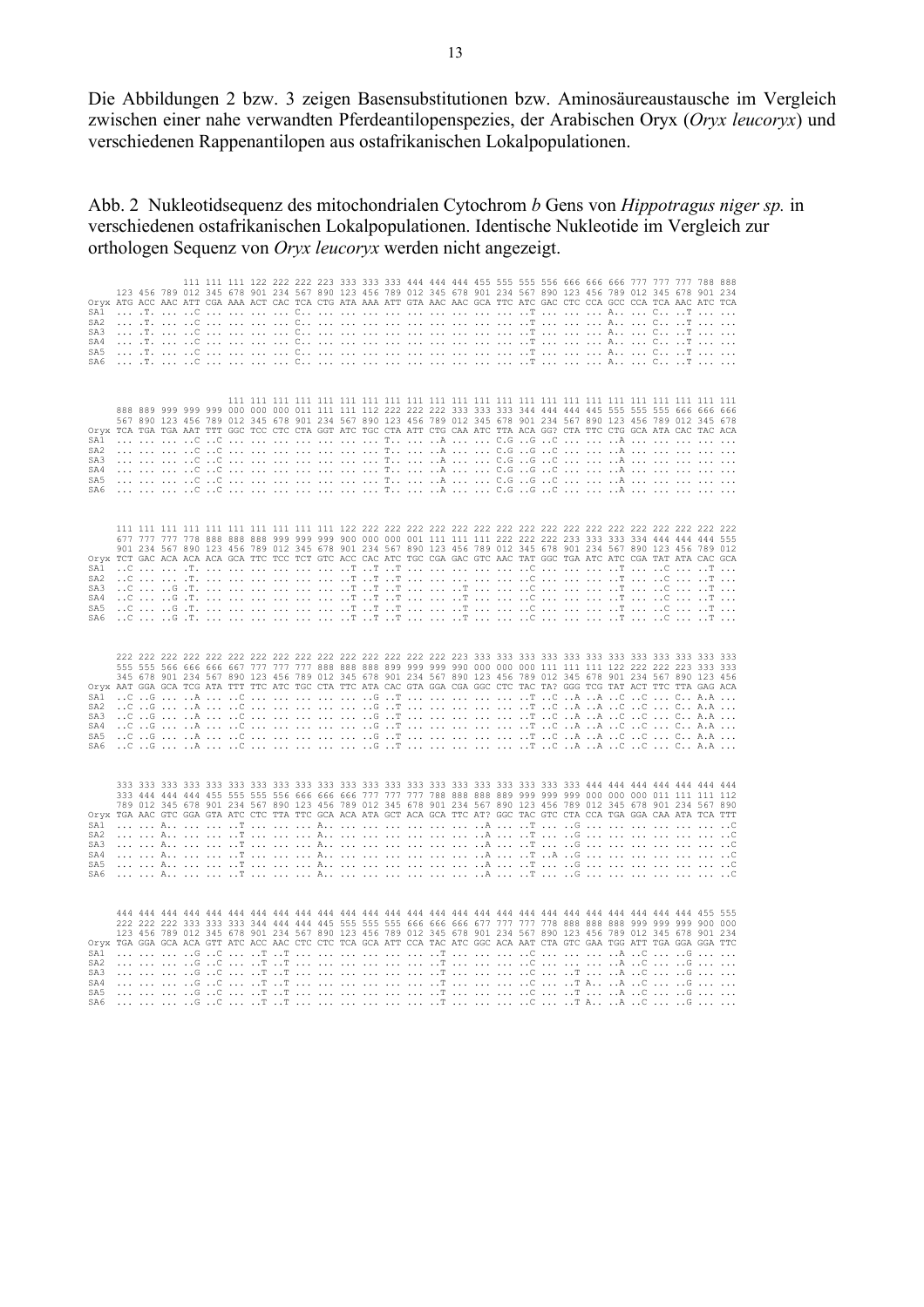Die Abbildungen 2 bzw. 3 zeigen Basensubstitutionen bzw. Aminosäureaustausche im Vergleich zwischen einer nahe verwandten Pferdeantilopenspezies, der Arabischen Oryx (*Oryx leucoryx*) und verschiedenen Rappenantilopen aus ostafrikanischen Lokalpopulationen.

Abb. 2 Nukleotidsequenz des mitochondrialen Cytochrom *b* Gens von *Hippotragus niger sp.* in verschiedenen ostafrikanischen Lokalpopulationen. Identische Nukleotide im Vergleich zur orthologen Sequenz von *Oryx leucoryx* werden nicht angezeigt.

```
                  111 111 111 122 222 222 223 333 333 333 444 444 444 455 555 555 556 666 666 666 777 777 777 788 888
     123 456 789 012 345 678 901 234 567 890 123 456 789 012 345 678 901 234 567 890 123 456 789 012 345 678 901 234
Oryx ATG ACC AAC ATT CGA AAA ACT CAC TCA CTG ATA AAA ATT GTA AAC AAC GCA TTC ATC GAC CTC CCA GCC CCA TCA AAC ATC TCA
SA1  ... .T. ... ..C ... ... ... ... C.. ... ... ... ... ... ... ... ... ... ..T ... ... ... A.. ... C.. ..T ... ...
SA2  ... .T. ... ..C ... ... ... ... C.. ... ... ... ... ... ... ... ... ... ..T ... ... ... A.. ... C.. ..T ... ...
SA3  ... .T. ... ..C ... ... ... ... C.. ... ... ... ... ... ... ... ... ... ..T ... ... ... A.. ... C.. ..T ... ...
SA4  ... .T. ... ..C ... ... ... ... C.. ... ... ... ... ... ... ... ... ... ..T ... ... ... A.. ... C.. ..T ... ...
SA5  ... .T. ... ..C ... ... ... ... C.. ... ... ... ... ... ... ... ... ... ..T ... ... ... A.. ... C.. ..T ... ...
SA6  ... .T. ... ..C ... ... ... ... C.. ... ... ... ... ... ... ... ... ... ..T ... ... ... A.. ... C.. ..T ... ...

                         111 111 111 111 111 111 111 111 111 111 111 111 111 111 111 111 111 111 111 111 111 111 111 111
     888 889 999 999 999 000 000 000 011 111 111 112 222 222 222 333 333 333 344 444 444 445 555 555 555 666 666 666
     567 890 123 456 789 012 345 678 901 234 567 890 123 456 789 012 345 678 901 234 567 890 123 456 789 012 345 678
Oryx TCA TGA TGA AAT TTT GGC TCC CTC CTA GGT ATC TGC CTA ATT CTG CAA ATC TTA ACA GG? CTA TTC CTG GCA ATA CAC TAC ACA
SA1  ... ... ... ..C ..C ... ... ... ... ... ... ... T.. ... ..A ... ... C.G ..G ..C ... ... ..A ... ... ... ... ...
SA2  ... ... ... ..C ..C ... ... ... ... ... ... ... T.. ... ..A ... ... C.G ..G ..C ... ... ..A ... ... ... ... ...
SA3  ... ... ... ..C ..C ... ... ... ... ... ... ... T.. ... ..A ... ... C.G ..G ..C ... ... ..A ... ... ... ... ...
SA4  ... ... ... ..C ..C ... ... ... ... ... ... ... T.. ... ..A ... ... C.G ..G ..C ... ... ..A ... ... ... ... ...
SA5  ... ... ... ..C ..C ... ... ... ... ... ... ... T.. ... ..A ... ... C.G ..G ..C ... ... ..A ... ... ... ... ...
SA6  ... ... ... ..C ..C ... ... ... ... ... ... ... T.. ... ..A ... ... C.G ..G ..C ... ... ..A ... ... ... ... ...

     111 111 111 111 111 111 111 111 111 111 111 122 222 222 222 222 222 222 222 222 222 222 222 222 222 222 222 222
     677 777 777 778 888 888 888 999 999 999 900 000 000 001 111 111 111 222 222 222 233 333 333 334 444 444 444 555
     901 234 567 890 123 456 789 012 345 678 901 234 567 890 123 456 789 012 345 678 901 234 567 890 123 456 789 012
Oryx TCT GAC ACA ACA ACA GCA TTC TCC TCT GTC ACC CAC ATC TGC CGA GAC GTC AAC TAT GGC TGA ATC ATC CGA TAT ATA CAC GCA
SA1  ..C ... ... .T. ... ... ... ... ... ... ... ..T ..T ..T ... ... ... ... ... ..C ... ... ... ..T ... ..C ... ..T ...
SA2  ..C ... ... .T. ... ... ... ... ... ... ... ..T ..T ..T ... ... ... ... ... ..C ... ... ... ..T ... ..C ... ..T ...
SA3  ..C ... ..G .T. ... ... ... ... ... ... ... ..T ..T ..T ... ... ..T ... ... ..C ... ... ... ..T ... ..C ... ..T ...
SA4  ..C ... ..G .T. ... ... ... ... ... ... ... ..T ..T ..T ... ... ..T ... ... ..C ... ... ... ..T ... ..C ... ..T ...
SA5  ..C ... ..G .T. ... ... ... ... ... ... ... ..T ..T ..T ... ... ..T ... ... ..C ... ... ... ..T ... ..C ... ..T ...
SA6  ..C ... ..G .T. ... ... ... ... ... ... ... ..T ..T ..T ... ... ..T ... ... ..C ... ... ... ..T ... ..C ... ..T ...

     222 222 222 222 222 222 222 222 222 222 222 222 222 222 222 222 223 333 333 333 333 333 333 333 333 333 333 333
     555 555 566 666 666 667 777 777 777 888 888 888 899 999 999 990 000 000 000 111 111 111 122 222 222 223 333 333
     345 678 901 234 567 890 123 456 789 012 345 678 901 234 567 890 123 456 789 012 345 678 901 234 567 890 123 456
Oryx AAT GGA GCA TCG ATA TTT TTC ATC TGC CTA TTC ATA CAC GTA GGA CGA GGC CTC TAC TA? GGG TCG TAT ACT TTC TTA GAG ACA
SA1  ..C ..G ... ..A ... ..C ... ... ... ... ... ... ..G ..T ... ... ... ... ... ..T ..C ..A ..A ..C ..C ... C.. A.A ...
SA2  ..C ..G ... ..A ... ..C ... ... ... ... ... ... ..G ..T ... ... ... ... ... ..T ..C ..A ..A ..C ..C ... C.. A.A ...
SA3  ..C ..G ... ..A ... ..C ... ... ... ... ... ... ..G ..T ... ... ... ... ... ..T ..C ..A ..A ..C ..C ... C.. A.A ...
SA4  ..C ..G ... ..A ... ..C ... ... ... ... ... ... ..G ..T ... ... ... ... ... ..T ..C ..A ..A ..C ..C ... C.. A.A ...
SA5  ..C ..G ... ..A ... ..C ... ... ... ... ... ... ..G ..T ... ... ... ... ... ..T ..C ..A ..A ..C ..C ... C.. A.A ...
SA6  ..C ..G ... ..A ... ..C ... ... ... ... ... ... ..G ..T ... ... ... ... ... ..T ..C ..A ..A ..C ..C ... C.. A.A ...

     333 333 333 333 333 333 333 333 333 333 333 333 333 333 333 333 333 333 333 333 333 333 444 444 444 444 444 444
     333 444 444 444 455 555 555 556 666 666 666 777 777 777 788 888 888 889 999 999 999 000 000 000 011 111 111 112
     789 012 345 678 901 234 567 890 123 456 789 012 345 678 901 234 567 890 123 456 789 012 345 678 901 234 567 890
Oryx TGA AAC GTC GGA GTA ATC CTC TTA TTC GCA ACA ATA GCT ACA GCA TTC AT? GGC TAC GTC CTA CCA TGA GGA CAA ATA TCA TTT
SA1  ... ... A.. ... ... ..T ... ... ... A.. ... ... ... ... ... ... ..A ... ..T ... ..G ... ... ... ... ... ... ..C
SA2  ... ... A.. ... ... ..T ... ... ... A.. ... ... ... ... ... ... ..A ... ..T ... ..G ... ... ... ... ... ... ..C
SA3  ... ... A.. ... ... ..T ... ... ... A.. ... ... ... ... ... ... ..A ... ..T ... ..G ... ... ... ... ... ... ..C
SA4  ... ... A.. ... ... ..T ... ... ... A.. ... ... ... ... ... ... ..A ... ..T ..A ..G ... ... ... ... ... ... ..C
SA5  ... ... A.. ... ... ..T ... ... ... A.. ... ... ... ... ... ... ..A ... ..T ... ..G ... ... ... ... ... ... ..C
SA6  ... ... A.. ... ... ..T ... ... ... A.. ... ... ... ... ... ... ..A ... ..T ... ..G ... ... ... ... ... ... ..C

     444 444 444 444 444 444 444 444 444 444 444 444 444 444 444 444 444 444 444 444 444 444 444 444 444 444 455 555
     222 222 222 333 333 333 344 444 444 445 555 555 555 666 666 666 677 777 777 778 888 888 888 999 999 999 900 000
     123 456 789 012 345 678 901 234 567 890 123 456 789 012 345 678 901 234 567 890 123 456 789 012 345 678 901 234
Oryx TGA GGA GCA ACA GTT ATC ACC AAC CTC CTC TCA GCA ATT CCA TAC ATC GGC ACA AAT CTA GTC GAA TGG ATT TGA GGA GGA TTC
SA1  ... ... ... ..G ..C ... ..T ..T ... ... ... ... ... ..T ... ... ... ..C ... ... ... ... ..A ..C ... ..G ... ...
SA2  ... ... ... ..G ..C ... ..T ..T ... ... ... ... ... ..T ... ... ... ..C ... ... ... ... ..A ..C ... ..G ... ...
SA3  ... ... ... ..G ..C ... ..T ..T ... ... ... ... ... ..T ... ... ... ..C ... ..T ... ... ..A ..C ... ..G ... ...
SA4  ... ... ... ..G ..C ... ..T ..T ... ... ... ... ... ..T ... ... ... ..C ... ..T A.. ..A ..C ... ..G ... ...
SA5  ... ... ... ..G ..C ... ..T ..T ... ... ... ... ... ..T ... ... ... ..C ... ..T ... ..A ..C ... ..G ... ...
SA6  ... ... ... ..G ..C ... ..T ..T ... ... ... ... ... ..T ... ... ... ..C ... ..T A.. ..A ..C ... ..G ... ...
```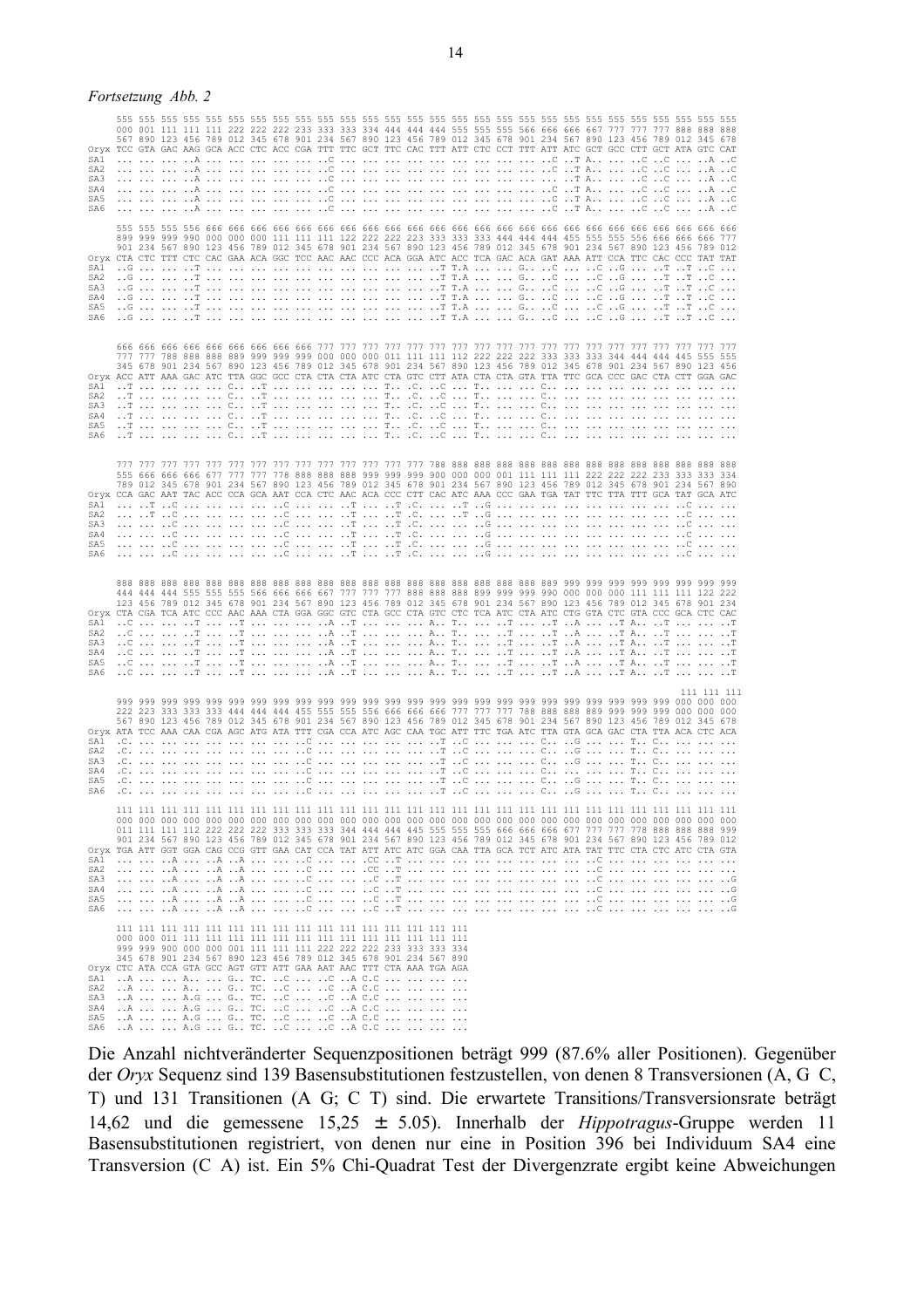*Fortsetzung Abb. 2*

```
     555 555 555 555 555 555 555 555 555 555 555 555 555 555 555 555 555 555 555 555 555 555 555 555 555 555 555 555 555 555
     000 001 111 111 111 222 222 222 233 333 333 334 444 444 444 555 555 555 566 666 666 667 777 777 777 888 888 888
     567 890 123 456 789 012 345 678 901 234 567 890 123 456 789 012 345 678 901 234 567 890 123 456 789 012 345 678
Oryx TCC GTA GAC AAG GCA ACC CTC ACC CGA TTT TTC GCT TTC CAC TTT ATT CTC CCT TTT ATT ATC GCT GCC CTT GCT ATA GTC CAT
SA1  ... ... ... ..A ... ... ... ... ... ..C ... ... ... ... ... ... ... ... ... ..C ..T A.. ... ..C ..C ... ..A ..C
SA2  ... ... ... ..A ... ... ... ... ... ..C ... ... ... ... ... ... ... ... ... ..C ..T A.. ... ..C ..C ... ..A ..C
SA3  ... ... ... ..A ... ... ... ... ... ..C ... ... ... ... ... ... ... ... ... ... ..T A.. ... ..C ..C ... ..A ..C
SA4  ... ... ... ..A ... ... ... ... ... ..C ... ... ... ... ... ... ... ... ... ..C ..T A.. ... ..C ..C ... ..A ..C
SA5  ... ... ... ..A ... ... ... ... ... ..C ... ... ... ... ... ... ... ... ... ..C ..T A.. ... ..C ..C ... ..A ..C
SA6  ... ... ... ..A ... ... ... ... ... ..C ... ... ... ... ... ... ... ... ... ..C ..T A.. ... ..C ..C ... ..A ..C

     555 555 555 556 666 666 666 666 666 666 666 666 666 666 666 666 666 666 666 666 666 666 666 666 666 666 666 666
     899 999 999 990 000 000 000 111 111 111 122 222 222 223 333 333 333 444 444 444 455 555 555 556 666 666 666 777
     901 234 567 890 123 456 789 012 345 678 901 234 567 890 123 456 789 012 345 678 901 234 567 890 123 456 789 012
Oryx CTA CTC TTT CTC CAC GAA ACA GGC TCC AAC AAC CCC ACA GGA ATC ACC TCA GAC ACA GAT AAA ATT CCA TTC CAC CCC TAT TAT
SA1  ..G ... ... ..T ... ... ... ... ... ... ... ... ... ... ... ..T T.A ... ... G.. ..C ... ..C ..G ... ..T ..T ..C ...
SA2  ..G ... ... ..T ... ... ... ... ... ... ... ... ... ... ... ..T T.A ... ... G.. ..C ... ..C ..G ... ..T ..T ..C ...
SA3  ..G ... ... ..T ... ... ... ... ... ... ... ... ... ... ... ..T T.A ... ... G.. ..C ... ..C ..G ... ..T ..T ..C ...
SA4  ..G ... ... ..T ... ... ... ... ... ... ... ... ... ... ... ..T T.A ... ... G.. ..C ... ..C ..G ... ..T ..T ..C ...
SA5  ..G ... ... ..T ... ... ... ... ... ... ... ... ... ... ... ..T T.A ... ... G.. ..C ... ..C ..G ... ..T ..T ..C ...
SA6  ..G ... ... ..T ... ... ... ... ... ... ... ... ... ... ... ..T T.A ... ... G.. ..C ... ..C ..G ... ..T ..T ..C ...

     666 666 666 666 666 666 666 666 666 666 777 777 777 777 777 777 777 777 777 777 777 777 777 777 777 777 777 777
     777 777 788 888 888 889 999 999 999 999 000 000 000 011 111 111 112 222 222 222 333 333 333 344 444 444 445 555 555
     345 678 901 234 567 890 123 456 789 012 345 678 901 234 567 890 123 456 789 012 345 678 901 234 567 890 123 456
Oryx ACC ATT AAA GAC ATC TTA GGC GCC CTA CTA CTA ATC CTA GTC CTT ATA CTA CTA GTA TTA TTC GCA CCC GAC CTA CTT GGA GAC
SA1  ..T ... ... ... ... C.. ..T ... ... ... ... ... T.. .C. ..C ... T.. ... ... C.. ... ... ... ... ... ... ... ...
SA2  ..T ... ... ... ... C.. ..T ... ... ... ... ... T.. .C. ..C ... T.. ... ... C.. ... ... ... ... ... ... ... ...
SA3  ..T ... ... ... ... C.. ..T ... ... ... ... ... T.. .C. ..C ... T.. ... ... C.. ... ... ... ... ... ... ... ...
SA4  ..T ... ... ... ... C.. ..T ... ... ... ... ... T.. .C. ..C ... T.. ... ... C.. ... ... ... ... ... ... ... ...
SA5  ..T ... ... ... ... C.. ..T ... ... ... ... ... T.. .C. ..C ... T.. ... ... C.. ... ... ... ... ... ... ... ...
SA6  ..T ... ... ... ... C.. ..T ... ... ... ... ... T.. .C. ..C ... T.. ... ... C.. ... ... ... ... ... ... ... ...

     777 777 777 777 777 777 777 777 777 777 777 777 777 777 788 888 888 888 888 888 888 888 888 888 888 888 888 888
     555 666 666 666 677 777 777 778 888 888 888 999 999 999 900 000 000 001 111 111 111 222 222 222 233 333 333 334
     789 012 345 678 901 234 567 890 123 456 789 012 345 678 901 234 567 890 123 456 789 012 345 678 901 234 567 890
Oryx CCA GAC AAT TAC ACC CCA GCA AAT CCA CTC AAC ACA CCC CTT CAC ATC AAA CCC GAA TGA TAT TTC TTA TTT GCA TAT GCA ATC
SA1  ... ..T ..C ... ... ... ... ..C ... ... ..T ... ..T .C. ... ..T ..G ... ... ... ... ... ... ... ... ..C ... ...
SA2  ... ..T ..C ... ... ... ... ..C ... ... ..T ... ..T .C. ... ..T ..G ... ... ... ... ... ... ... ... ..C ... ...
SA3  ... ... ..C ... ... ... ... ..C ... ... ..T ... ..T .C. ... ... ..G ... ... ... ... ... ... ... ... ..C ... ...
SA4  ... ... ..C ... ... ... ... ..C ... ... ..T ... ..T .C. ... ... ..G ... ... ... ... ... ... ... ... ..C ... ...
SA5  ... ... ..C ... ... ... ... ..C ... ... ..T ... ..T .C. ... ... ..G ... ... ... ... ... ... ... ... ..C ... ...
SA6  ... ... ..C ... ... ... ... ..C ... ... ..T ... ..T .C. ... ... ..G ... ... ... ... ... ... ... ... ..C ... ...

     888 888 888 888 888 888 888 888 888 888 888 888 888 888 888 888 888 888 888 888 889 999 999 999 999 999 999 999
     444 444 444 555 555 555 566 666 666 667 777 777 777 888 888 888 899 999 999 990 000 000 000 111 111 111 122 222
     123 456 789 012 345 678 901 234 567 890 123 456 789 012 345 678 901 234 567 890 123 456 789 012 345 678 901 234
Oryx CTA CGA TCA ATC CCC AAC AAA CTA GGA GGC GTC CTA GCC CTA GTC CTC TCA ATC CTA ATC CTG GTA CTC GTA CCC GCA CTC CAC
SA1  ..C ... ... ..T ... ..T ... ... ... ..A ..T ... ... ... A.. T.. ... ..T ... ..T ..A ... ..T A.. ..T ... ... ..T
SA2  ..C ... ... ..T ... ..T ... ... ... ..A ..T ... ... ... A.. T.. ... ..T ... ..T ..A ... ..T A.. ..T ... ... ..T
SA3  ..C ... ... ..T ... ..T ... ... ... ..A ..T ... ... ... A.. T.. ... ..T ... ..T ..A ... ..T A.. ..T ... ... ..T
SA4  ..C ... ... ..T ... ..T ... ... ... ..A ..T ... ... ... A.. T.. ... ..T ... ..T ..A ... ..T A.. ..T ... ... ..T
SA5  ..C ... ... ..T ... ..T ... ... ... ..A ..T ... ... ... A.. T.. ... ..T ... ..T ..A ... ..T A.. ..T ... ... ..T
SA6  ..C ... ... ..T ... ..T ... ... ... ..A ..T ... ... ... A.. T.. ... ..T ... ..T ..A ... ..T A.. ..T ... ... ..T

                                                                                                     111 111 111
     999 999 999 999 999 999 999 999 999 999 999 999 999 999 999 999 999 999 999 999 999 999 999 999 999 000 000 000
     222 223 333 333 333 444 444 444 455 555 555 556 666 666 666 777 777 777 788 888 888 889 999 999 999 000 000 000
     567 890 123 456 789 012 345 678 901 234 567 890 123 456 789 012 345 678 901 234 567 890 123 456 789 012 345 678
Oryx ATA TCC AAA CAA CGA AGC ATG ATA TTT CGA CCA ATC AGC CAA TGC ATT TTC TGA ATC TTA GTA GCA GAC CTA TTA ACA CTC ACA
SA1  .C. ... ... ... ... ... ... ... ..C ... ... ... ... ... ..T ..C ... ... ... C.. ..G ... ... T.. C.. ... ... ...
SA2  .C. ... ... ... ... ... ... ... ..C ... ... ... ... ... ..T ..C ... ... ... C.. ..G ... ... T.. C.. ... ... ...
SA3  .C. ... ... ... ... ... ... ... ..C ... ... ... ... ... ..T ..C ... ... ... C.. ..G ... ... T.. C.. ... ... ...
SA4  .C. ... ... ... ... ... ... ... ..C ... ... ... ... ... ..T ..C ... ... ... C.. ... ... ... T.. C.. ... ... ...
SA5  .C. ... ... ... ... ... ... ... ..C ... ... ... ... ... ..T ..C ... ... ... C.. ..G ... ... T.. C.. ... ... ...
SA6  .C. ... ... ... ... ... ... ... ..C ... ... ... ... ... ..T ..C ... ... ... C.. ..G ... ... T.. C.. ... ... ...

     111 111 111 111 111 111 111 111 111 111 111 111 111 111 111 111 111 111 111 111 111 111 111 111 111 111 111 111
     000 000 000 000 000 000 000 000 000 000 000 000 000 000 000 000 000 000 000 000 000 000 000 000 000 000 000 000
     011 111 111 112 222 222 222 333 333 333 344 444 444 445 555 555 556 666 666 667 777 777 778 888 888 888 899 999
     901 234 567 890 123 456 789 012 345 678 901 234 567 890 123 456 789 012 345 678 901 234 567 890 123 456 789 012
Oryx TGA ATT GGT GGA CAG CCG GTT GAA CAT CCA TAT ATT ATC ATC GGA CAA TTA GCA TCT ATC ATA TAT TTC CTA CTC ATC CTA GTA
SA1  ... ... ..A ... ..A ..A ... ... ..C ... ... .CC ..T ... ... ... ... ... ... ... ..C ... ... ... ... ... ... ...
SA2  ... ... ..A ... ..A ..A ... ... ..C ... ... .CC ..T ... ... ... ... ... ... ... ..C ... ... ... ... ... ... ...
SA3  ... ... ..A ... ..A ..A ... ... ..C ... ... ..C ..T ... ... ... ... ... ... ... ..C ... ... ... ... ... ... ..G
SA4  ... ... ..A ... ..A ..A ... ... ..C ... ... ..C ..T ... ... ... ... ... ... ... ..C ... ... ... ... ... ... ..G
SA5  ... ... ..A ... ..A ..A ... ... ..C ... ... ..C ..T ... ... ... ... ... ... ... ..C ... ... ... ... ... ... ..G
SA6  ... ... ..A ... ..A ..A ... ... ..C ... ... ..C ..T ... ... ... ... ... ... ... ..C ... ... ... ... ... ... ..G

     111 111 111 111 111 111 111 111 111 111 111 111 111 111 111 111 111
     000 000 011 111 111 111 111 111 111 111 111 111 111 111 111 111 111
     999 999 900 000 000 001 111 111 111 222 222 222 233 333 333 334
     345 678 901 234 567 890 123 456 789 012 345 678 901 234 567 890
Oryx CTC ATA CCA GTA GCC AGT GTT ATT GAA AAT AAC TTT CTA AAA TGA AGA
SA1  ..A ... ... A.. ... G.. TC. ..C ... ..C ..A C.C ... ... ... ...
SA2  ..A ... ... A.. ... G.. TC. ..C ... ..C ..A C.C ... ... ... ...
SA3  ..A ... ... A.G ... G.. TC. ..C ... ..C ..A C.C ... ... ... ...
SA4  ..A ... ... A.G ... G.. TC. ..C ... ..C ..A C.C ... ... ... ...
SA5  ..A ... ... A.G ... G.. TC. ..C ... ..C ..A C.C ... ... ... ...
SA6  ..A ... ... A.G ... G.. TC. ..C ... ..C ..A C.C ... ... ... ...
```

Die Anzahl nichtveränderter Sequenzpositionen beträgt 999 (87.6% aller Positionen). Gegenüber der *Oryx* Sequenz sind 139 Basensubstitutionen festzustellen, von denen 8 Transversionen (A, G  C, T) und 131 Transitionen (A  G; C  T) sind. Die erwartete Transitions/Transversionsrate beträgt 14,62 und die gemessene 15,25 ± 5.05). Innerhalb der *Hippotragus*-Gruppe werden 11 Basensubstitutionen registriert, von denen nur eine in Position 396 bei Individuum SA4 eine Transversion (C  A) ist. Ein 5% Chi-Quadrat Test der Divergenzrate ergibt keine Abweichungen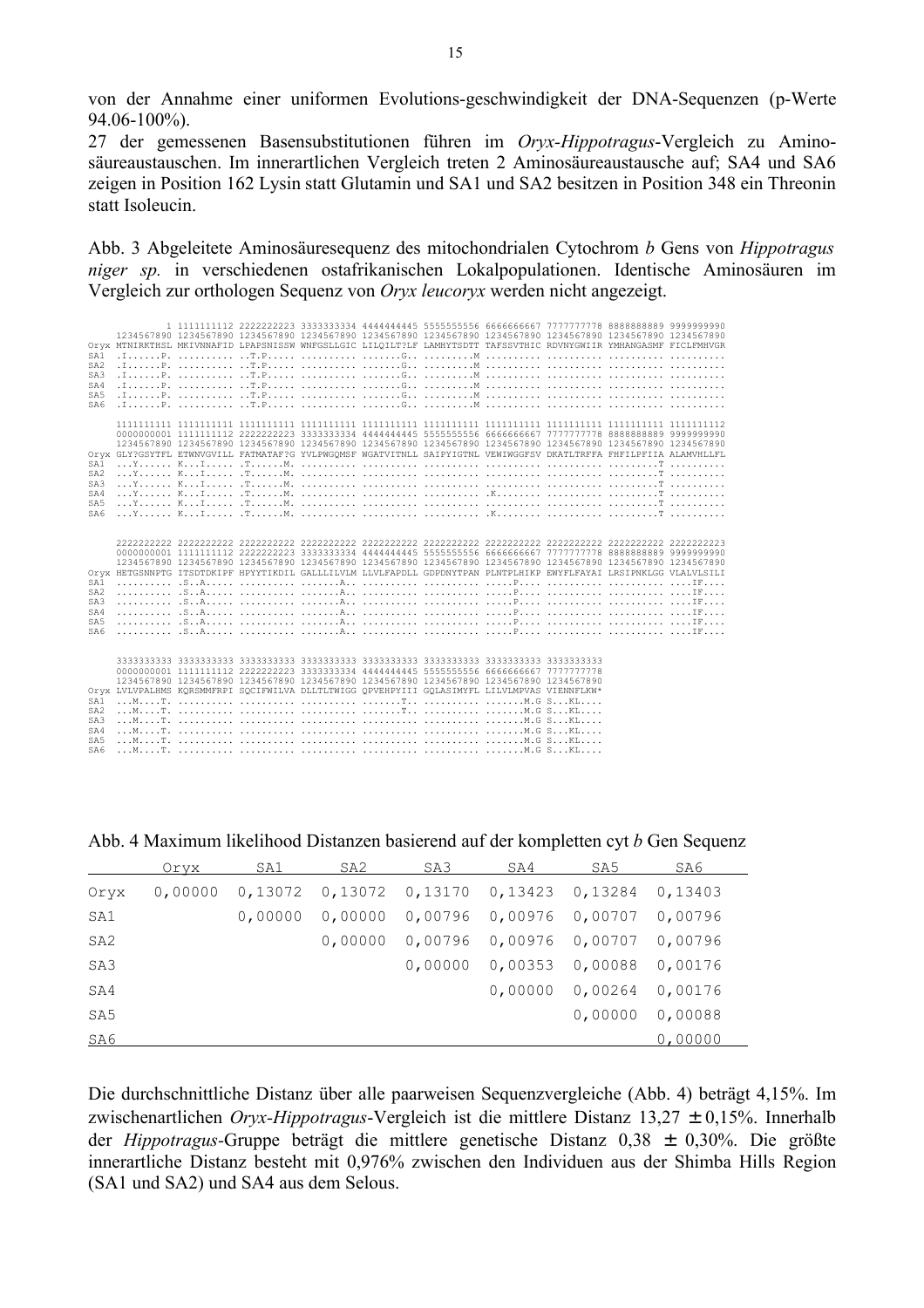von der Annahme einer uniformen Evolutions-geschwindigkeit der DNA-Sequenzen (p-Werte 94.06-100%).

27 der gemessenen Basensubstitutionen führen im *Oryx-Hippotragus*-Vergleich zu Aminosäureaustauschen. Im innerartlichen Vergleich treten 2 Aminosäureaustausche auf; SA4 und SA6 zeigen in Position 162 Lysin statt Glutamin und SA1 und SA2 besitzen in Position 348 ein Threonin statt Isoleucin.

Abb. 3 Abgeleitete Aminosäuresequenz des mitochondrialen Cytochrom *b* Gens von *Hippotragus niger sp.* in verschiedenen ostafrikanischen Lokalpopulationen. Identische Aminosäuren im Vergleich zur orthologen Sequenz von *Oryx leucoryx* werden nicht angezeigt.

```
          1 1111111112 2222222223 3333333334 4444444445 5555555556 6666666667 7777777778 8888888889 9999999990
     1234567890 1234567890 1234567890 1234567890 1234567890 1234567890 1234567890 1234567890 1234567890 1234567890
Oryx MTNIRKTHSL MKIVNNAFID LPAPSNISSW WNFGSLLGIC LILQILT?LF LAMHYTSDTT TAFSSVTHIC RDVNYGWIIR YMHANGASMF FICLFMHVGR
SA1  .I......P. .......... ..T.P..... .......... .......G.. .........M .......... .......... .......... ..........
SA2  .I......P. .......... ..T.P..... .......... .......G.. .........M .......... .......... .......... ..........
SA3  .I......P. .......... ..T.P..... .......... .......G.. .........M .......... .......... .......... ..........
SA4  .I......P. .......... ..T.P..... .......... .......G.. .........M .......... .......... .......... ..........
SA5  .I......P. .......... ..T.P..... .......... .......G.. .........M .......... .......... .......... ..........
SA6  .I......P. .......... ..T.P..... .......... .......G.. .........M .......... .......... .......... ..........

     1111111111 1111111111 1111111111 1111111111 1111111111 1111111111 1111111111 1111111111 1111111111 1111111112
     0000000001 1111111112 2222222223 3333333334 4444444445 5555555556 6666666667 7777777778 8888888889 9999999990
     1234567890 1234567890 1234567890 1234567890 1234567890 1234567890 1234567890 1234567890 1234567890 1234567890
Oryx GLY?GSYTFL ETWNVGVILL FATMATAF?G YVLPWGQMSF WGATVITNLL SAIPYIGTNL VEWIWGGFSV DKATLTRFFA FHFILPFIIA ALAMVHLLFL
SA1  ...Y...... K...I...... .T......M. .......... .......... .......... .......... .......... .........T ..........
SA2  ...Y...... K...I...... .T......M. .......... .......... .......... .......... .......... .........T ..........
SA3  ...Y...... K...I...... .T......M. .......... .......... .......... .......... .......... .........T ..........
SA4  ...Y...... K...I...... .T......M. .......... .......... .......... .K........ .......... .........T ..........
SA5  ...Y...... K...I...... .T......M. .......... .......... .......... .......... .......... .........T ..........
SA6  ...Y...... K...I...... .T......M. .......... .......... .......... .K........ .......... .........T ..........

     2222222222 2222222222 2222222222 2222222222 2222222222 2222222222 2222222222 2222222222 2222222222 2222222223
     0000000001 1111111112 2222222223 3333333334 4444444445 5555555556 6666666667 7777777778 8888888889 9999999990
     1234567890 1234567890 1234567890 1234567890 1234567890 1234567890 1234567890 1234567890 1234567890 1234567890
Oryx HETGSNNPTG ITSDTDKIPF HPYYTIKDIL GALLLILVLM LLVLFAPDLL GDPDNYTPAN PLNTPLHIKP EWYFLFAYAI LRSIPNKLGG VLALVLSILI
SA1  .......... .S..A..... .......... .......A.. .......... .......... .....P.... .......... .......... ....IF....
SA2  .......... .S..A..... .......... .......A.. .......... .......... .....P.... .......... .......... ....IF....
SA3  .......... .S..A..... .......... .......A.. .......... .......... .....P.... .......... .......... ....IF....
SA4  .......... .S..A..... .......... .......A.. .......... .......... .....P.... .......... .......... ....IF....
SA5  .......... .S..A..... .......... .......A.. .......... .......... .....P.... .......... .......... ....IF....
SA6  .......... .S..A..... .......... .......A.. .......... .......... .....P.... .......... .......... ....IF....

     3333333333 3333333333 3333333333 3333333333 3333333333 3333333333 3333333333 3333333333
     0000000001 1111111112 2222222223 3333333334 4444444445 5555555556 6666666667 7777777778
     1234567890 1234567890 1234567890 1234567890 1234567890 1234567890 1234567890 1234567890
Oryx LVLVPALHMS KQRSMMFRPI SQCIFWILVA DLLTLTWIGG QPVEHPYIII GQLASIMYFL LILVLMPVAS VIENNFLKW*
SA1  ...M....T. .......... .......... .......... .......T.. .......... .......M.G S...KL....
SA2  ...M....T. .......... .......... .......... .......T.. .......... .......M.G S...KL....
SA3  ...M....T. .......... .......... .......... .......... .......... .......M.G S...KL....
SA4  ...M....T. .......... .......... .......... .......... .......... .......M.G S...KL....
SA5  ...M....T. .......... .......... .......... .......... .......... .......M.G S...KL....
SA6  ...M....T. .......... .......... .......... .......... .......... .......M.G S...KL....
```

Abb. 4 Maximum likelihood Distanzen basierend auf der kompletten cyt *b* Gen Sequenz

| | Oryx | SA1 | SA2 | SA3 | SA4 | SA5 | SA6 |
|---|---|---|---|---|---|---|---|
| Oryx | 0,00000 | 0,13072 | 0,13072 | 0,13170 | 0,13423 | 0,13284 | 0,13403 |
| SA1 | | 0,00000 | 0,00000 | 0,00796 | 0,00976 | 0,00707 | 0,00796 |
| SA2 | | | 0,00000 | 0,00796 | 0,00976 | 0,00707 | 0,00796 |
| SA3 | | | | 0,00000 | 0,00353 | 0,00088 | 0,00176 |
| SA4 | | | | | 0,00000 | 0,00264 | 0,00176 |
| SA5 | | | | | | 0,00000 | 0,00088 |
| SA6 | | | | | | | 0,00000 |

Die durchschnittliche Distanz über alle paarweisen Sequenzvergleiche (Abb. 4) beträgt 4,15%. Im zwischenartlichen *Oryx-Hippotragus*-Vergleich ist die mittlere Distanz 13,27 $\pm$ 0,15%. Innerhalb der *Hippotragus*-Gruppe beträgt die mittlere genetische Distanz 0,38 $\pm$ 0,30%. Die größte innerartliche Distanz besteht mit 0,976% zwischen den Individuen aus der Shimba Hills Region (SA1 und SA2) und SA4 aus dem Selous.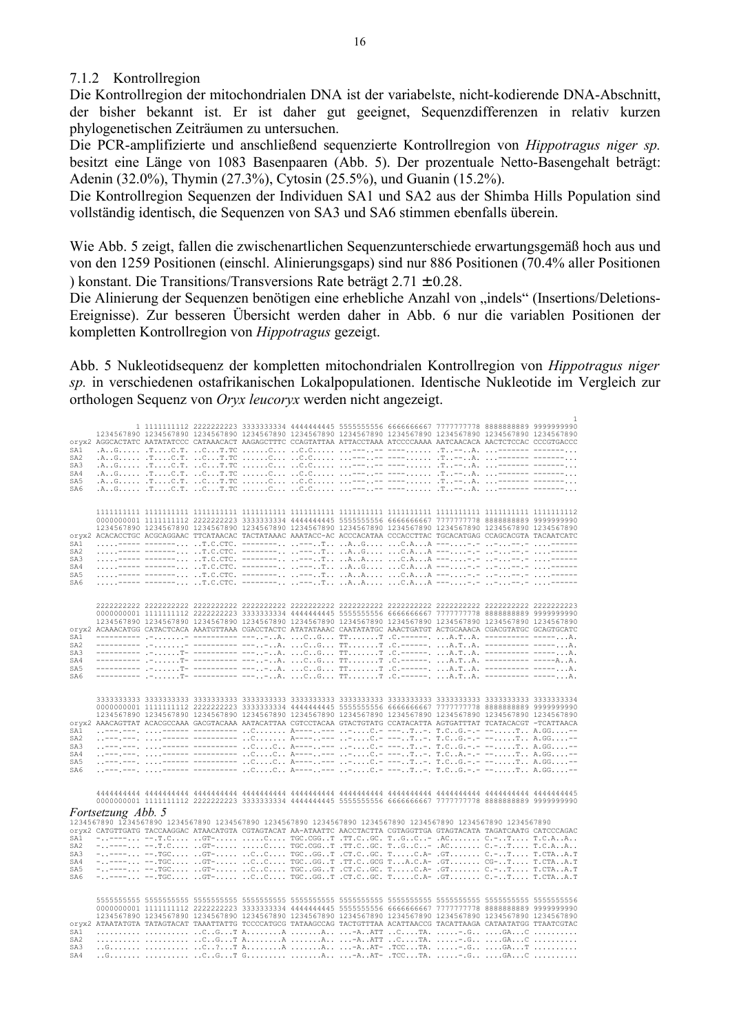### 7.1.2 Kontrollregion

Die Kontrollregion der mitochondrialen DNA ist der variabelste, nicht-kodierende DNA-Abschnitt, der bisher bekannt ist. Er ist daher gut geeignet, Sequenzdifferenzen in relativ kurzen phylogenetischen Zeiträumen zu untersuchen.

Die PCR-amplifizierte und anschließend sequenzierte Kontrollregion von *Hippotragus niger sp.* besitzt eine Länge von 1083 Basenpaaren (Abb. 5). Der prozentuale Netto-Basengehalt beträgt: Adenin (32.0%), Thymin (27.3%), Cytosin (25.5%), und Guanin (15.2%).

Die Kontrollregion Sequenzen der Individuen SA1 und SA2 aus der Shimba Hills Population sind vollständig identisch, die Sequenzen von SA3 und SA6 stimmen ebenfalls überein.

Wie Abb. 5 zeigt, fallen die zwischenartlichen Sequenzunterschiede erwartungsgemäß hoch aus und von den 1259 Positionen (einschl. Alinierungsgaps) sind nur 886 Positionen (70.4% aller Positionen ) konstant. Die Transitions/Transversions Rate beträgt 2.71 ± 0.28.

Die Alinierung der Sequenzen benötigen eine erhebliche Anzahl von „indels" (Insertions/Deletions-Ereignisse). Zur besseren Übersicht werden daher in Abb. 6 nur die variablen Positionen der kompletten Kontrollregion von *Hippotragus* gezeigt.

Abb. 5 Nukleotidsequenz der kompletten mitochondrialen Kontrollregion von *Hippotragus niger sp.* in verschiedenen ostafrikanischen Lokalpopulationen. Identische Nukleotide im Vergleich zur orthologen Sequenz von *Oryx leucoryx* werden nicht angezeigt.

```
                                                                                                   1
                 1 1111111112 2222222223 3333333334 4444444445 5555555556 6666666667 7777777778 8888888889 9999999990
        1234567890 1234567890 1234567890 1234567890 1234567890 1234567890 1234567890 1234567890 1234567890 1234567890
oryx2 AGGCACTATC AATATATCCC CATAAACACT AAGAGCTTTC CCAGTATTAA ATTACCTAAA ATCCCCAAAA AATCAACACA AACTCTCCAC CCCGTGACCC
SA1   .A..G..... .T....C.T. ..C...T.TC ......C... ..C.C..... ...---..-- ----...... .T..--..A. ...------- -------...
SA2   .A..G..... .T....C.T. ..C...T.TC ......C... ..C.C..... ...---..-- ----...... .T..--..A. ...------- -------...
SA3   .A..G..... .T....C.T. ..C...T.TC ......C... ..C.C..... ...---..-- ----...... .T..--..A. ...------- -------...
SA4   .A..G..... .T....C.T. ..C...T.TC ......C... ..C.C..... ...---..-- ----...... .T..--..A. ...------- -------...
SA5   .A..G..... .T....C.T. ..C...T.TC ......C... ..C.C..... ...---..-- ----...... .T..--..A. ...------- -------...
SA6   .A..G..... .T....C.T. ..C...T.TC ......C... ..C.C..... ...---..-- ----...... .T..--..A. ...------- -------...

      1111111111 1111111111 1111111111 1111111111 1111111111 1111111111 1111111111 1111111111 1111111111 1111111112
      0000000001 1111111112 2222222223 3333333334 4444444445 5555555556 6666666667 7777777778 8888888889 9999999990
      1234567890 1234567890 1234567890 1234567890 1234567890 1234567890 1234567890 1234567890 1234567890 1234567890
oryx2 ACACACCTGC ACGCAGGAAC TTCATAACAC TACTATAAAC AAATACC-AC ACCCACATAA CCCACCTTAC TGCACATGAG CCAGCACGTA TACAATCATC
SA1   .....----- -------... ..T.C.CTC. --------.. ..---..T.. ..A..G.... ...C.A...A ---....-.- ..-...-.- ....------
SA2   .....----- -------... ..T.C.CTC. --------.. ..---..T.. ..A..G.... ...C.A...A ---....-.- ..-...-.- ....------
SA3   .....----- -------... ..T.C.CTC. --------.. ..---..T.. ..A..A.... ...C.A...A ---....-.- ..-...-.- ....------
SA4   .....----- -------... ..T.C.CTC. --------.. ..---..T.. ..A..A.... ...C.A...A ---....-.- ..-...-.- ....------
SA5   .....----- -------... ..T.C.CTC. --------.. ..---..T.. ..A..A.... ...C.A...A ---....-.- ..-...-.- ....------
SA6   .....----- -------... ..T.C.CTC. --------.. ..---..T.. ..A..A.... ...C.A...A ---....-.- ..-...-.- ....------

      2222222222 2222222222 2222222222 2222222222 2222222222 2222222222 2222222222 2222222222 2222222222 2222222223
      0000000001 1111111112 2222222223 3333333334 4444444445 5555555556 6666666667 7777777778 8888888889 9999999990
      1234567890 1234567890 1234567890 1234567890 1234567890 1234567890 1234567890 1234567890 1234567890 1234567890
oryx2 ACAAACATGG CATACTCACA AAATGTTAAA CGACCTACTC ATATATAAAC CAATATATGC AAACTGATGT ACTGCAAACA CGACGTATGC GCAGTGCATC
SA1   ---------- .-.......- ---------- ---..-..A. ...C..G... TT.......T .C.------. ...A.T..A. ---------- -----...A.
SA2   ---------- .-.......- ---------- ---..-..A. ...C..G... TT.......T .C.------. ...A.T..A. ---------- -----...A.
SA3   ---------- .-......T- ---------- ---..-..A. ...C..G... TT.......T .C.------. ...A.T..A. ---------- -----...A.
SA4   ---------- .-......T- ---------- ---..-..A. ...C..G... TT.......T .C.------. ...A.T..A. ---------- -----A..A.
SA5   ---------- .-......T- ---------- ---..-..A. ...C..G... TT.......T .C.------. ...A.T..A. ---------- -----...A.
SA6   ---------- .-......T- ---------- ---..-..A. ...C..G... TT.......T .C.------. ...A.T..A. ---------- -----...A.

      3333333333 3333333333 3333333333 3333333333 3333333333 3333333333 3333333333 3333333333 3333333333 3333333334
      0000000001 1111111112 2222222223 3333333334 4444444445 5555555556 6666666667 7777777778 8888888889 9999999990
      1234567890 1234567890 1234567890 1234567890 1234567890 1234567890 1234567890 1234567890 1234567890 1234567890
oryx2 AAACAGTTAT ACACGCCAAA GACGTACAAA AATACATTAA CGTCCTACAA GTACTGTATG CCATACATTA AGTGATTTAT TCATACACGT -TCATTAACA
SA1   ..---.---. ....------ ---------- ..C....... A----.---- ..-....C.- ---..T..-. T.C..G.-.- --.....T.. A.GG....--
SA2   ..---.---. ....------ ---------- ..C....... A----.---- ..-....C.- ---..T..-. T.C..G.-.- --.....T.. A.GG....--
SA3   ..---.---. ....------ ---------- ..C....C.. A----.---- ..-....C.- ---..T..-. T.C..G.-.- --.....T.. A.GG....--
SA4   ..---.---. ....------ ---------- ..C....C.. A----.---- ..-....C.- ---..T..-. T.C..A.-.- --.....T.. A.GG....--
SA5   ..---.---. ....------ ---------- ..C....C.. A----.---- ..-....C.- ---..T..-. T.C..G.-.- --.....T.. A.GG....--
SA6   ..---.---. ....------ ---------- ..C....C.. A----.---- ..-....C.- ---..T..-. T.C..G.-.- --.....T.. A.GG....--

      4444444444 4444444444 4444444444 4444444444 4444444444 4444444444 4444444444 4444444444 4444444444 4444444445
      0000000001 1111111112 2222222223 3333333334 4444444445 5555555556 6666666667 7777777778 8888888889 9999999990
Fortsetzung  Abb. 5
1234567890 1234567890 1234567890 1234567890 1234567890 1234567890 1234567890 1234567890 1234567890 1234567890
oryx2 CATGTTGATG TACCAAGGAC ATAACATGTA CGTAGTACAT AA-ATAATTC AACCTACTTA CGTAGGTTGA GTAGTACATA TAGATCAATG CATCCCAGAC
SA1   -..----... --.T.C.... ..GT-..... ......C... TGC.CGG..T .TT.C..GC. T..G..C..- .AC....... C.-..T.... T.C.A..A..
SA2   -..----... --.T.C.... ..GT-..... ......C... TGC.CGG..T .TT.C..GC. T..G..C..- .AC....... C.-..T.... T.C.A..A..
SA3   -..----... --.TGC.... ..GT-..... ..C..C.... TGC..GG..T .TT.C..GC. T.....C.A- .GT....... C.-..T.... T.CTA..A.T
SA4   -..----... --.TGC.... ..GT-..... ..C..C.... TGC..GG..T .TT.C..GCG T...A.C.A- .GT....... CG-..T.... T.CTA..A.T
SA5   -..----... --.TGC.... ..GT-..... ..C..C.... TGC..GG..T .CT.C..GC. T.....C.A- .GT....... C.-..T.... T.CTA..A.T
SA6   -..----... --.TGC.... ..GT-..... ..C..C.... TGC..GG..T .CT.C..GC. T.....C.A- .GT....... C.-..T.... T.CTA..A.T

      5555555555 5555555555 5555555555 5555555555 5555555555 5555555555 5555555555 5555555555 5555555555 5555555556
      0000000001 1111111112 2222222223 3333333334 4444444445 5555555556 6666666667 7777777778 8888888889 9999999990
      1234567890 1234567890 1234567890 1234567890 1234567890 1234567890 1234567890 1234567890 1234567890 1234567890
oryx2 ATAATATGTA TATAGTACAT TAAATTATTG TCCCCATGCG TATAAGCCAG TACTGTTTAA ACATTAACCG TACATTAAGA CATAATATGG TTAATCGTAC
SA1   .......... .......... ..C..G...T A........A .......A.. ...-A..ATT ..C....TA. .....-.G.. ....GA...C ..........
SA2   .......... .......... ..C..G...T A........A .......A.. ...-A..ATT ..C....TA. .....-.G.. ....GA...C ..........
SA3   ..G....... .......... ..C..?...T A........A .......A.. ...-A..AT- .TCC....TA. .....-.G.. ....GA...T ..........
SA4   ..G....... .......... ..C..G...T G......... .......A.. ...-A..AT- .TCC....TA. .....-.G.. ....GA...C ..........
```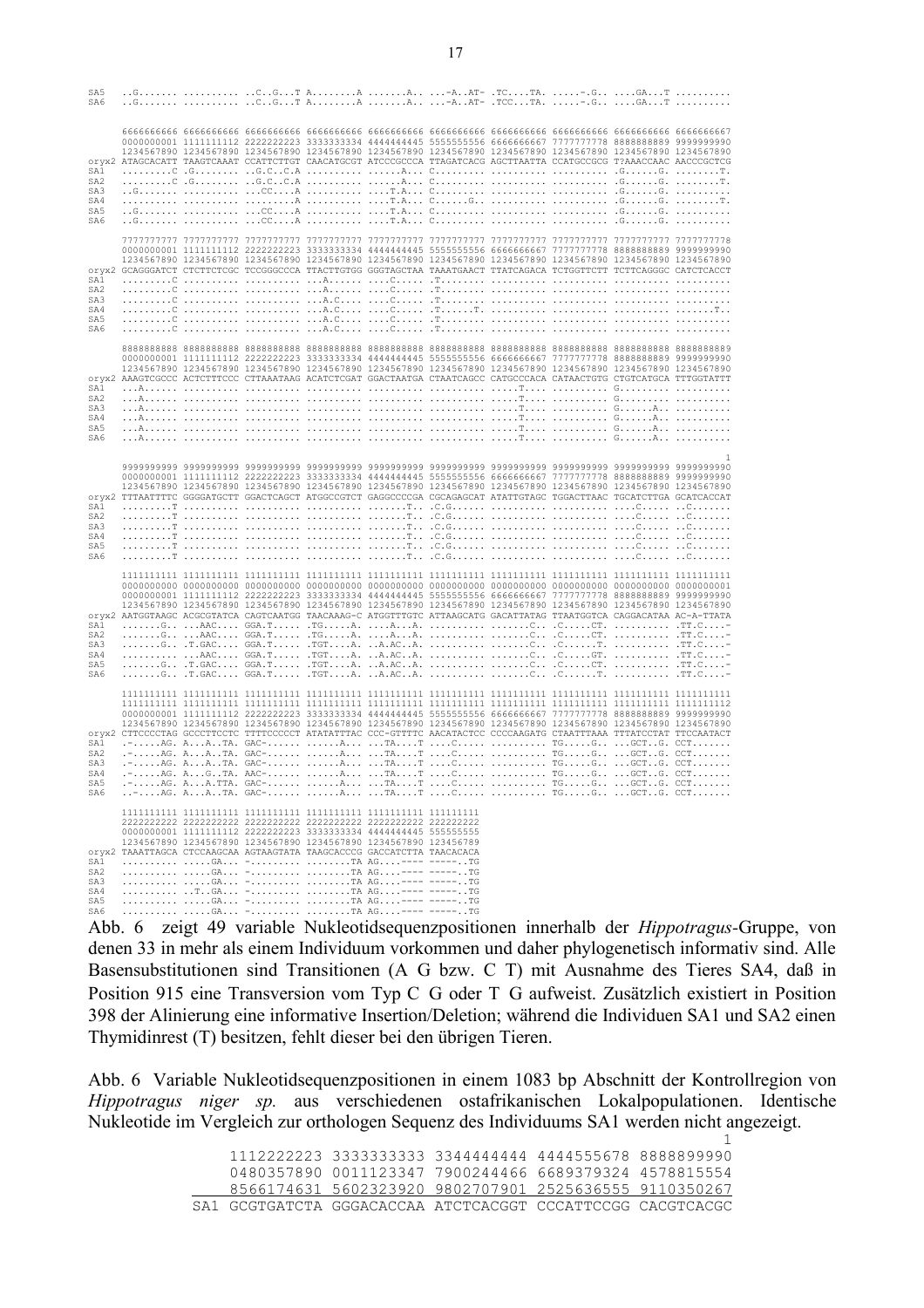```
SA5  ..G....... .......... ..C..G...T A........A .......A.. ...-A..AT- .TC....TA. .....-.G.. ....GA...T ..........
SA6  ..G....... .......... ..C..G...T A........A .......A.. ...-A..AT- .TCC...TA. .....-.G.. ....GA...T ..........

     6666666666 6666666666 6666666666 6666666666 6666666666 6666666666 6666666666 6666666666 6666666666 6666666667
     0000000001 1111111112 2222222223 3333333334 4444444445 5555555556 6666666667 7777777778 8888888889 9999999990
     1234567890 1234567890 1234567890 1234567890 1234567890 1234567890 1234567890 1234567890 1234567890 1234567890
oryx2 ATAGCACATT TAAGTCAAAT CCATTCTTGT CAACATGCGT ATCCCGCCCA TTAGATCACG AGCTTAATTA CCATGCCGCG T?AAACCAAC AACCCGCTCG
SA1  .........C .G........ ..G.C..C.A .......... ......A... C......... .......... .......... .G......G. ........T.
SA2  .........C .G........ ..G.C..C.A .......... ......A... C......... .......... .......... .G......G. ........T.
SA3  ..G....... .......... ...CC....A .......... ....T.A... C......... .......... .......... .G......G. ..........
SA4  .......... .......... .........A .......... ....T.A... C......G.. .......... .......... .G......G. ........T.
SA5  ..G....... .......... ...CC....A .......... ....T.A... C......... .......... .......... .G......G. ..........
SA6  ..G....... .......... ...CC....A .......... ....T.A... C......... .......... .......... .G......G. ..........

     7777777777 7777777777 7777777777 7777777777 7777777777 7777777777 7777777777 7777777777 7777777777 7777777778
     0000000001 1111111112 2222222223 3333333334 4444444445 5555555556 6666666667 7777777778 8888888889 9999999990
     1234567890 1234567890 1234567890 1234567890 1234567890 1234567890 1234567890 1234567890 1234567890 1234567890
oryx2 GCAGGGATCT CTCTTCTCGC TCCGGGCCCA TTACTTGTGG GGGTAGCTAA TAAATGAACT TTATCAGACA TCTGGTTCTT TCTTCAGGGC CATCTCACCT
SA1  .........C .......... .......... ...A...... ....C..... .T........ .......... .......... .......... ..........
SA2  .........C .......... .......... ...A...... ....C..... .T........ .......... .......... .......... ..........
SA3  .........C .......... .......... ...A.C.... ....C..... .T........ .......... .......... .......... ..........
SA4  .........C .......... .......... ...A.C.... ....C..... .T.....T.. .......... .......... .......... .......T..
SA5  .........C .......... .......... ...A.C.... ....C..... .T........ .......... .......... .......... ..........
SA6  .........C .......... .......... ...A.C.... ....C..... .T........ .......... .......... .......... ..........

     8888888888 8888888888 8888888888 8888888888 8888888888 8888888888 8888888888 8888888888 8888888888 8888888889
     0000000001 1111111112 2222222223 3333333334 4444444445 5555555556 6666666667 7777777778 8888888889 9999999990
     1234567890 1234567890 1234567890 1234567890 1234567890 1234567890 1234567890 1234567890 1234567890 1234567890
oryx2 AAAGTCGCCC ACTCTTTCCC CTTAAATAAG ACATCTCGAT GGACTAATGA CTAATCAGCC CATGCCCACA CATAACTGTG CTGTCATGCA TTTGGTATTT
SA1  ...A...... .......... .......... .......... .......... .......... .....T.... .......... G......... ..........
SA2  ...A...... .......... .......... .......... .......... .......... .....T.... .......... G......... ..........
SA3  ...A...... .......... .......... .......... .......... .......... .....T.... .......... G......A.. ..........
SA4  ...A...... .......... .......... .......... .......... .......... .....T.... .......... G......A.. ..........
SA5  ...A...... .......... .......... .......... .......... .......... .....T.... .......... G......A.. ..........
SA6  ...A...... .......... .......... .......... .......... .......... .....T.... .......... G......A.. ..........

                                                                                                               1
     9999999999 9999999999 9999999999 9999999999 9999999999 9999999999 9999999999 9999999999 9999999999 9999999990
     0000000001 1111111112 2222222223 3333333334 4444444445 5555555556 6666666667 7777777778 8888888889 9999999990
     1234567890 1234567890 1234567890 1234567890 1234567890 1234567890 1234567890 1234567890 1234567890 1234567890
oryx2 TTTAATTTTC GGGGATGCTT GGACTCAGCT ATGGCCGTCT GAGGCCCCGA CGCAGAGCAT ATATTGTAGC TGGACTTAAC TGCATCTTGA GCATCACCAT
SA1  .........T .......... .......... .......... .......T.. .C.G...... .......... .......... ....C..... ..C.......
SA2  .........T .......... .......... .......... .......T.. .C.G...... .......... .......... ....C..... ..C.......
SA3  .........T .......... .......... .......... .......T.. .C.G...... .......... .......... ....C..... ..C.......
SA4  .........T .......... .......... .......... .......T.. .C.G...... .......... .......... ....C..... ..C.......
SA5  .........T .......... .......... .......... .......T.. .C.G...... .......... .......... ....C..... ..C.......
SA6  .........T .......... .......... .......... .......T.. .C.G...... .......... .......... ....C..... ..C.......

     1111111111 1111111111 1111111111 1111111111 1111111111 1111111111 1111111111 1111111111 1111111111 1111111111
     0000000000 0000000000 0000000000 0000000000 0000000000 0000000000 0000000000 0000000000 0000000000 0000000001
     0000000001 1111111112 2222222223 3333333334 4444444445 5555555556 6666666667 7777777778 8888888889 9999999990
     1234567890 1234567890 1234567890 1234567890 1234567890 1234567890 1234567890 1234567890 1234567890 1234567890
oryx2 AATGGTAAGC ACGCGTATCA CAGTCAATGG TAACAAAG-C ATGGTTTGTC ATTAAGCATG GACATTATAG TTAATGGTCA CAGGACATAA AC-A-TTATA
SA1  .......G.. ...AAC.... GGA.T..... .TG.....A. ....A...A. .......... .......C.. .C.....CT. .......... .TT.C....-
SA2  .......G.. ...AAC.... GGA.T..... .TG.....A. ....A...A. .......... .......C.. .C.....CT. .......... .TT.C....-
SA3  .......G.. .T.GAC.... GGA.T..... .TGT....A. ..A.AC..A. .......... .......C.. .C......T. .......... .TT.C....-
SA4  .......... ...AAC.... GGA.T..... .TGT....A. ..A.AC..A. .......... .......C.. .C.....GT. .......... .TT.C....-
SA5  .......G.. .T.GAC.... GGA.T..... .TGT....A. ..A.AC..A. .......... .......C.. .C.....CT. .......... .TT.C....-
SA6  .......G.. .T.GAC.... GGA.T..... .TGT....A. ..A.AC..A. .......... .......C.. .C......T. .......... .TT.C....-

     1111111111 1111111111 1111111111 1111111111 1111111111 1111111111 1111111111 1111111111 1111111111 1111111111
     1111111111 1111111111 1111111111 1111111111 1111111111 1111111111 1111111111 1111111111 1111111111 1111111112
     0000000001 1111111112 2222222223 3333333334 4444444445 5555555556 6666666667 7777777778 8888888889 9999999990
     1234567890 1234567890 1234567890 1234567890 1234567890 1234567890 1234567890 1234567890 1234567890 1234567890
oryx2 CTTCCCCTAG GCCCTTCCTC TTTTCCCCCT ATATATTTAC CCC-GTTTTC AACATACTCC CCCCAAGATG CTAATTTAAA TTTATCCTAT TTCCAATACT
SA1  .-.....AG. A...A..TA. GAC-...... ......A... ...TA....T ....C..... .......... TG.....G.. ...GCT..G. CCT.......
SA2  .-.....AG. A...A..TA. GAC-...... ......A... ...TA....T ....C..... .......... TG.....G.. ...GCT..G. CCT.......
SA3  .-.....AG. A...A..TA. GAC-...... ......A... ...TA....T ....C..... .......... TG.....G.. ...GCT..G. CCT.......
SA4  .-.....AG. A...G..TA. AAC-...... ......A... ...TA....T ....C..... .......... TG.....G.. ...GCT..G. CCT.......
SA5  .-.....AG. A...A.TTA. GAC-...... ......A... ...TA....T ....C..... .......... TG.....G.. ...GCT..G. CCT.......
SA6  ..-....AG. A...A..TA. GAC-...... ......A... ...TA....T ....C..... .......... TG.....G.. ...GCT..G. CCT.......

     1111111111 1111111111 1111111111 1111111111 1111111111 111111111
     2222222222 2222222222 2222222222 2222222222 2222222222 222222222
     0000000001 1111111112 2222222223 3333333334 4444444445 555555555
     1234567890 1234567890 1234567890 1234567890 1234567890 123456789
oryx2 TAAATTAGCA CTCCAAGCAA AGTAAGTATA TAAGCACCCG GACCATCTTA TAACACACA
SA1  .......... .....GA... -......... ........TA AG....---- -----..TG
SA2  .......... .....GA... -......... ........TA AG....---- -----..TG
SA3  .......... .....GA... -......... ........TA AG....---- -----..TG
SA4  .......... ..T..GA... -......... ........TA AG....---- -----..TG
SA5  .......... .....GA... -......... ........TA AG....---- -----..TG
SA6  .......... .....GA... -......... ........TA AG....---- -----..TG
```

Abb. 6 zeigt 49 variable Nukleotidsequenzpositionen innerhalb der *Hippotragus*-Gruppe, von denen 33 in mehr als einem Individuum vorkommen und daher phylogenetisch informativ sind. Alle Basensubstitutionen sind Transitionen (A G bzw. C T) mit Ausnahme des Tieres SA4, daß in Position 915 eine Transversion vom Typ C G oder T G aufweist. Zusätzlich existiert in Position 398 der Alinierung eine informative Insertion/Deletion; während die Individuen SA1 und SA2 einen Thymidinrest (T) besitzen, fehlt dieser bei den übrigen Tieren.

Abb. 6 Variable Nukleotidsequenzpositionen in einem 1083 bp Abschnitt der Kontrollregion von *Hippotragus niger sp.* aus verschiedenen ostafrikanischen Lokalpopulationen. Identische Nukleotide im Vergleich zur orthologen Sequenz des Individuums SA1 werden nicht angezeigt.

```
                                                  1
    1112222223 3333333333 3344444444 4444555678 8888899990
    0480357890 0011123347 7900244466 6689379324 4578815554
    8566174631 5602323920 9802707901 2525636555 9110350267
SA1 GCGTGATCTA GGGACACCAA ATCTCACGGT CCCATTCCGG CACGTCACGC
```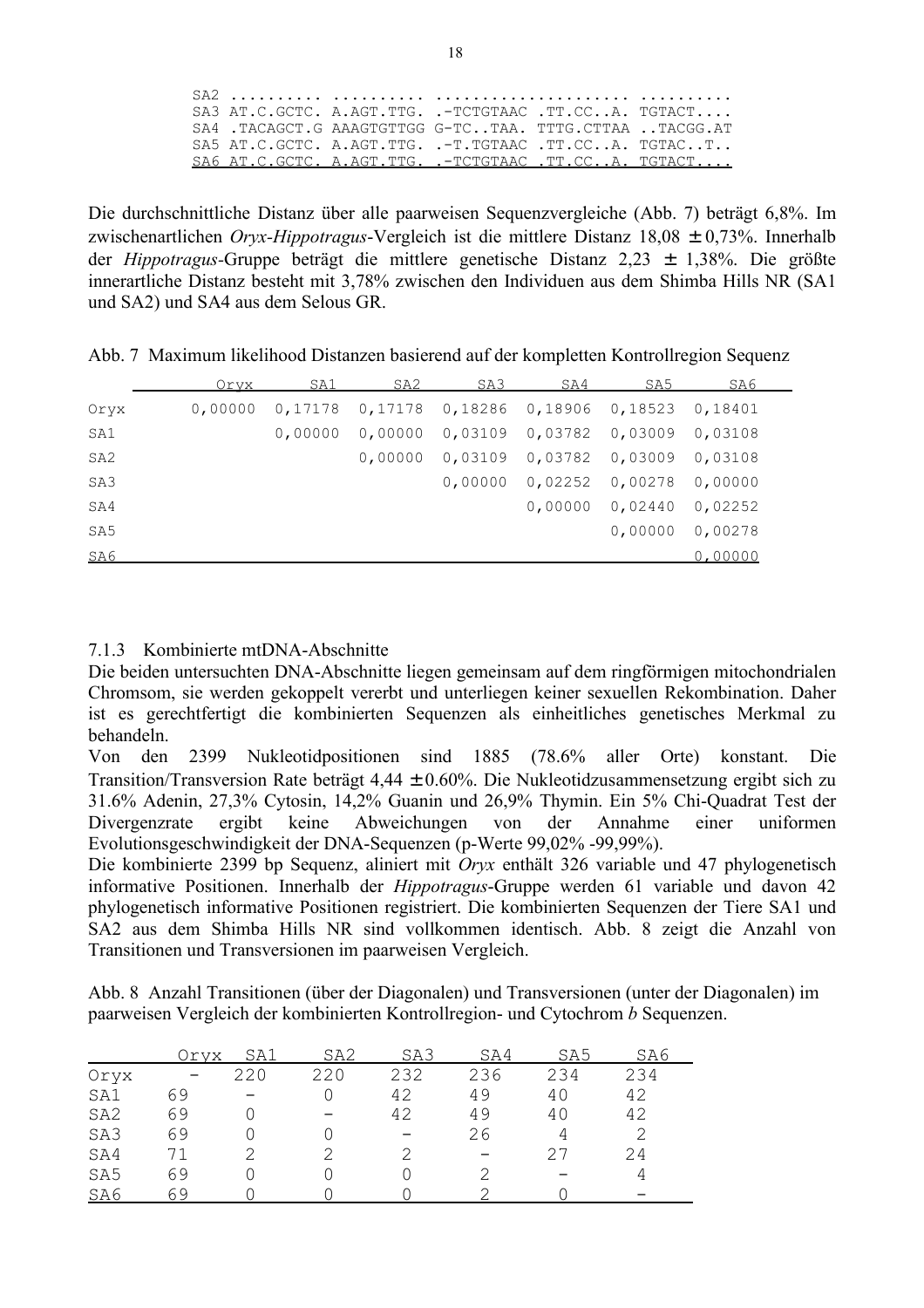```
SA2 .......... .......... .................... .........
SA3 AT.C.GCTC. A.AGT.TTG. .-TCTGTAAC .TT.CC..A. TGTACT....
SA4 .TACAGCT.G AAAGTGTTGG G-TC..TAA. TTTG.CTTAA ..TACGG.AT
SA5 AT.C.GCTC. A.AGT.TTG. .-T.TGTAAC .TT.CC..A. TGTAC..T..
SA6 AT.C.GCTC. A.AGT.TTG. .-TCTGTAAC .TT.CC..A. TGTACT....
```

Die durchschnittliche Distanz über alle paarweisen Sequenzvergleiche (Abb. 7) beträgt 6,8%. Im zwischenartlichen *Oryx*-*Hippotragus*-Vergleich ist die mittlere Distanz 18,08 $\pm$ 0,73%. Innerhalb der *Hippotragus*-Gruppe beträgt die mittlere genetische Distanz 2,23 $\pm$ 1,38%. Die größte innerartliche Distanz besteht mit 3,78% zwischen den Individuen aus dem Shimba Hills NR (SA1 und SA2) und SA4 aus dem Selous GR.

Abb. 7 Maximum likelihood Distanzen basierend auf der kompletten Kontrollregion Sequenz

| | Oryx | SA1 | SA2 | SA3 | SA4 | SA5 | SA6 |
|---|---|---|---|---|---|---|---|
| Oryx | 0,00000 | 0,17178 | 0,17178 | 0,18286 | 0,18906 | 0,18523 | 0,18401 |
| SA1 | | 0,00000 | 0,00000 | 0,03109 | 0,03782 | 0,03009 | 0,03108 |
| SA2 | | | 0,00000 | 0,03109 | 0,03782 | 0,03009 | 0,03108 |
| SA3 | | | | 0,00000 | 0,02252 | 0,00278 | 0,00000 |
| SA4 | | | | | 0,00000 | 0,02440 | 0,02252 |
| SA5 | | | | | | 0,00000 | 0,00278 |
| SA6 | | | | | | | 0,00000 |

### 7.1.3 Kombinierte mtDNA-Abschnitte

Die beiden untersuchten DNA-Abschnitte liegen gemeinsam auf dem ringförmigen mitochondrialen Chromsom, sie werden gekoppelt vererbt und unterliegen keiner sexuellen Rekombination. Daher ist es gerechtfertigt die kombinierten Sequenzen als einheitliches genetisches Merkmal zu behandeln.

Von den 2399 Nukleotidpositionen sind 1885 (78.6% aller Orte) konstant. Die Transition/Transversion Rate beträgt 4,44 $\pm$ 0.60%. Die Nukleotidzusammensetzung ergibt sich zu 31.6% Adenin, 27,3% Cytosin, 14,2% Guanin und 26,9% Thymin. Ein 5% Chi-Quadrat Test der Divergenzrate ergibt keine Abweichungen von der Annahme einer uniformen Evolutionsgeschwindigkeit der DNA-Sequenzen (p-Werte 99,02% -99,99%).

Die kombinierte 2399 bp Sequenz, aliniert mit *Oryx* enthält 326 variable und 47 phylogenetisch informative Positionen. Innerhalb der *Hippotragus*-Gruppe werden 61 variable und davon 42 phylogenetisch informative Positionen registriert. Die kombinierten Sequenzen der Tiere SA1 und SA2 aus dem Shimba Hills NR sind vollkommen identisch. Abb. 8 zeigt die Anzahl von Transitionen und Transversionen im paarweisen Vergleich.

Abb. 8 Anzahl Transitionen (über der Diagonalen) und Transversionen (unter der Diagonalen) im paarweisen Vergleich der kombinierten Kontrollregion- und Cytochrom *b* Sequenzen.

| | Oryx | SA1 | SA2 | SA3 | SA4 | SA5 | SA6 |
|---|---|---|---|---|---|---|---|
| Oryx | - | 220 | 220 | 232 | 236 | 234 | 234 |
| SA1 | 69 | - | 0 | 42 | 49 | 40 | 42 |
| SA2 | 69 | 0 | - | 42 | 49 | 40 | 42 |
| SA3 | 69 | 0 | 0 | - | 26 | 4 | 2 |
| SA4 | 71 | 2 | 2 | 2 | - | 27 | 24 |
| SA5 | 69 | 0 | 0 | 0 | 2 | - | 4 |
| SA6 | 69 | 0 | 0 | 0 | 2 | 0 | - |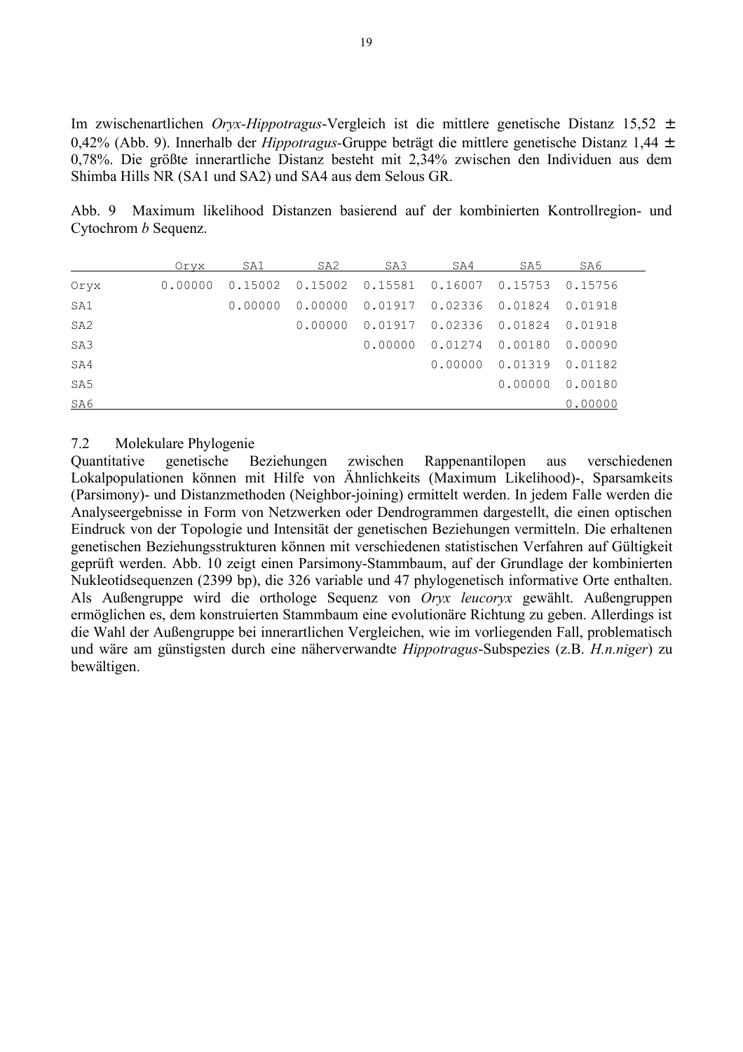Im zwischenartlichen *Oryx*-*Hippotragus*-Vergleich ist die mittlere genetische Distanz 15,52 ± 0,42% (Abb. 9). Innerhalb der *Hippotragus*-Gruppe beträgt die mittlere genetische Distanz 1,44 ± 0,78%. Die größte innerartliche Distanz besteht mit 2,34% zwischen den Individuen aus dem Shimba Hills NR (SA1 und SA2) und SA4 aus dem Selous GR.

Abb. 9 Maximum likelihood Distanzen basierend auf der kombinierten Kontrollregion- und Cytochrom *b* Sequenz.

| | Oryx | SA1 | SA2 | SA3 | SA4 | SA5 | SA6 |
|---|---|---|---|---|---|---|---|
| Oryx | 0.00000 | 0.15002 | 0.15002 | 0.15581 | 0.16007 | 0.15753 | 0.15756 |
| SA1 | | 0.00000 | 0.00000 | 0.01917 | 0.02336 | 0.01824 | 0.01918 |
| SA2 | | | 0.00000 | 0.01917 | 0.02336 | 0.01824 | 0.01918 |
| SA3 | | | | 0.00000 | 0.01274 | 0.00180 | 0.00090 |
| SA4 | | | | | 0.00000 | 0.01319 | 0.01182 |
| SA5 | | | | | | 0.00000 | 0.00180 |
| SA6 | | | | | | | 0.00000 |

## 7.2 Molekulare Phylogenie

Quantitative genetische Beziehungen zwischen Rappenantilopen aus verschiedenen Lokalpopulationen können mit Hilfe von Ähnlichkeits (Maximum Likelihood)-, Sparsamkeits (Parsimony)- und Distanzmethoden (Neighbor-joining) ermittelt werden. In jedem Falle werden die Analyseergebnisse in Form von Netzwerken oder Dendrogrammen dargestellt, die einen optischen Eindruck von der Topologie und Intensität der genetischen Beziehungen vermitteln. Die erhaltenen genetischen Beziehungsstrukturen können mit verschiedenen statistischen Verfahren auf Gültigkeit geprüft werden. Abb. 10 zeigt einen Parsimony-Stammbaum, auf der Grundlage der kombinierten Nukleotidsequenzen (2399 bp), die 326 variable und 47 phylogenetisch informative Orte enthalten. Als Außengruppe wird die orthologe Sequenz von *Oryx leucoryx* gewählt. Außengruppen ermöglichen es, dem konstruierten Stammbaum eine evolutionäre Richtung zu geben. Allerdings ist die Wahl der Außengruppe bei innerartlichen Vergleichen, wie im vorliegenden Fall, problematisch und wäre am günstigsten durch eine näherverwandte *Hippotragus*-Subspezies (z.B. *H.n.niger*) zu bewältigen.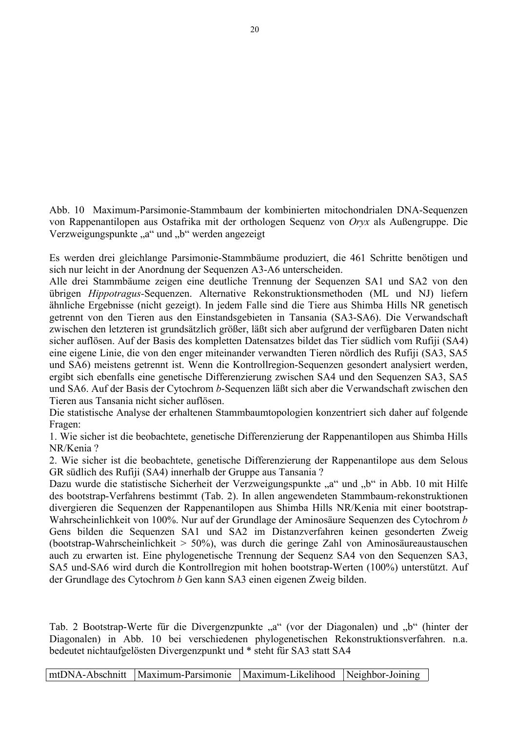Abb. 10  Maximum-Parsimonie-Stammbaum der kombinierten mitochondrialen DNA-Sequenzen von Rappenantilopen aus Ostafrika mit der orthologen Sequenz von *Oryx* als Außengruppe. Die Verzweigungspunkte „a“ und „b“ werden angezeigt

Es werden drei gleichlange Parsimonie-Stammbäume produziert, die 461 Schritte benötigen und sich nur leicht in der Anordnung der Sequenzen A3-A6 unterscheiden.
Alle drei Stammbäume zeigen eine deutliche Trennung der Sequenzen SA1 und SA2 von den übrigen *Hippotragus*-Sequenzen. Alternative Rekonstruktionsmethoden (ML und NJ) liefern ähnliche Ergebnisse (nicht gezeigt). In jedem Falle sind die Tiere aus Shimba Hills NR genetisch getrennt von den Tieren aus den Einstandsgebieten in Tansania (SA3-SA6). Die Verwandschaft zwischen den letzteren ist grundsätzlich größer, läßt sich aber aufgrund der verfügbaren Daten nicht sicher auflösen. Auf der Basis des kompletten Datensatzes bildet das Tier südlich vom Rufiji (SA4) eine eigene Linie, die von den enger miteinander verwandten Tieren nördlich des Rufiji (SA3, SA5 und SA6) meistens getrennt ist. Wenn die Kontrollregion-Sequenzen gesondert analysiert werden, ergibt sich ebenfalls eine genetische Differenzierung zwischen SA4 und den Sequenzen SA3, SA5 und SA6. Auf der Basis der Cytochrom *b*-Sequenzen läßt sich aber die Verwandschaft zwischen den Tieren aus Tansania nicht sicher auflösen.
Die statistische Analyse der erhaltenen Stammbaumtopologien konzentriert sich daher auf folgende Fragen:
1. Wie sicher ist die beobachtete, genetische Differenzierung der Rappenantilopen aus Shimba Hills NR/Kenia ?
2. Wie sicher ist die beobachtete, genetische Differenzierung der Rappenantilope aus dem Selous GR südlich des Rufiji (SA4) innerhalb der Gruppe aus Tansania ?
Dazu wurde die statistische Sicherheit der Verzweigungspunkte „a“ und „b“ in Abb. 10 mit Hilfe des bootstrap-Verfahrens bestimmt (Tab. 2). In allen angewendeten Stammbaum-rekonstruktionen divergieren die Sequenzen der Rappenantilopen aus Shimba Hills NR/Kenia mit einer bootstrap-Wahrscheinlichkeit von 100%. Nur auf der Grundlage der Aminosäure Sequenzen des Cytochrom *b* Gens bilden die Sequenzen SA1 und SA2 im Distanzverfahren keinen gesonderten Zweig (bootstrap-Wahrscheinlichkeit > 50%), was durch die geringe Zahl von Aminosäureaustauschen auch zu erwarten ist. Eine phylogenetische Trennung der Sequenz SA4 von den Sequenzen SA3, SA5 und-SA6 wird durch die Kontrollregion mit hohen bootstrap-Werten (100%) unterstützt. Auf der Grundlage des Cytochrom *b* Gen kann SA3 einen eigenen Zweig bilden.

Tab. 2 Bootstrap-Werte für die Divergenzpunkte „a“ (vor der Diagonalen) und „b“ (hinter der Diagonalen) in Abb. 10 bei verschiedenen phylogenetischen Rekonstruktionsverfahren. n.a. bedeutet nichtaufgelösten Divergenzpunkt und * steht für SA3 statt SA4

| mtDNA-Abschnitt | Maximum-Parsimonie | Maximum-Likelihood | Neighbor-Joining |
|---|---|---|---|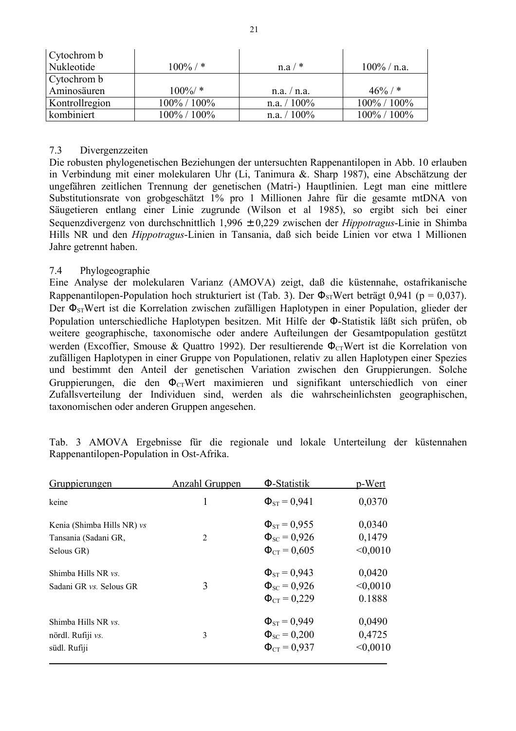| | | | |
|---|---|---|---|
| Cytochrom b Nukleotide | 100% / * | n.a / * | 100% / n.a. |
| Cytochrom b Aminosäuren | 100%/ * | n.a. / n.a. | 46% / * |
| Kontrollregion | 100% / 100% | n.a. / 100% | 100% / 100% |
| kombiniert | 100% / 100% | n.a. / 100% | 100% / 100% |

### 7.3 Divergenzzeiten

Die robusten phylogenetischen Beziehungen der untersuchten Rappenantilopen in Abb. 10 erlauben in Verbindung mit einer molekularen Uhr (Li, Tanimura &. Sharp 1987), eine Abschätzung der ungefähren zeitlichen Trennung der genetischen (Matri-) Hauptlinien. Legt man eine mittlere Substitutionsrate von grobgeschätzt 1% pro 1 Millionen Jahre für die gesamte mtDNA von Säugetieren entlang einer Linie zugrunde (Wilson et al 1985), so ergibt sich bei einer Sequenzdivergenz von durchschnittlich 1,996 $\pm$ 0,229 zwischen der *Hippotragus*-Linie in Shimba Hills NR und den *Hippotragus*-Linien in Tansania, daß sich beide Linien vor etwa 1 Millionen Jahre getrennt haben.

### 7.4 Phylogeographie

Eine Analyse der molekularen Varianz (AMOVA) zeigt, daß die küstennahe, ostafrikanische Rappenantilopen-Population hoch strukturiert ist (Tab. 3). Der $\Phi_{ST}$Wert beträgt 0,941 ($p = 0{,}037$). Der $\Phi_{ST}$Wert ist die Korrelation zwischen zufälligen Haplotypen in einer Population, glieder der Population unterschiedliche Haplotypen besitzen. Mit Hilfe der $\Phi$-Statistik läßt sich prüfen, ob weitere geographische, taxonomische oder andere Aufteilungen der Gesamtpopulation gestützt werden (Excoffier, Smouse & Quattro 1992). Der resultierende $\Phi_{CT}$Wert ist die Korrelation von zufälligen Haplotypen in einer Gruppe von Populationen, relativ zu allen Haplotypen einer Spezies und bestimmt den Anteil der genetischen Variation zwischen den Gruppierungen. Solche Gruppierungen, die den $\Phi_{CT}$Wert maximieren und signifikant unterschiedlich von einer Zufallsverteilung der Individuen sind, werden als die wahrscheinlichsten geographischen, taxonomischen oder anderen Gruppen angesehen.

Tab. 3 AMOVA Ergebnisse für die regionale und lokale Unterteilung der küstennahen Rappenantilopen-Population in Ost-Afrika.

| Gruppierungen | Anzahl Gruppen | $\Phi$-Statistik | p-Wert |
|---|---|---|---|
| keine | 1 | $\Phi_{ST} = 0{,}941$ | 0,0370 |
| Kenia (Shimba Hills NR) *vs* Tansania (Sadani GR, Selous GR) | 2 | $\Phi_{ST} = 0{,}955$<br>$\Phi_{SC} = 0{,}926$<br>$\Phi_{CT} = 0{,}605$ | 0,0340<br>0,1479<br><0,0010 |
| Shimba Hills NR *vs.* Sadani GR *vs.* Selous GR | 3 | $\Phi_{ST} = 0{,}943$<br>$\Phi_{SC} = 0{,}926$<br>$\Phi_{CT} = 0{,}229$ | 0,0420<br><0,0010<br>0.1888 |
| Shimba Hills NR *vs.* nördl. Rufiji *vs.* südl. Rufiji | 3 | $\Phi_{ST} = 0{,}949$<br>$\Phi_{SC} = 0{,}200$<br>$\Phi_{CT} = 0{,}937$ | 0,0490<br>0,4725<br><0,0010 |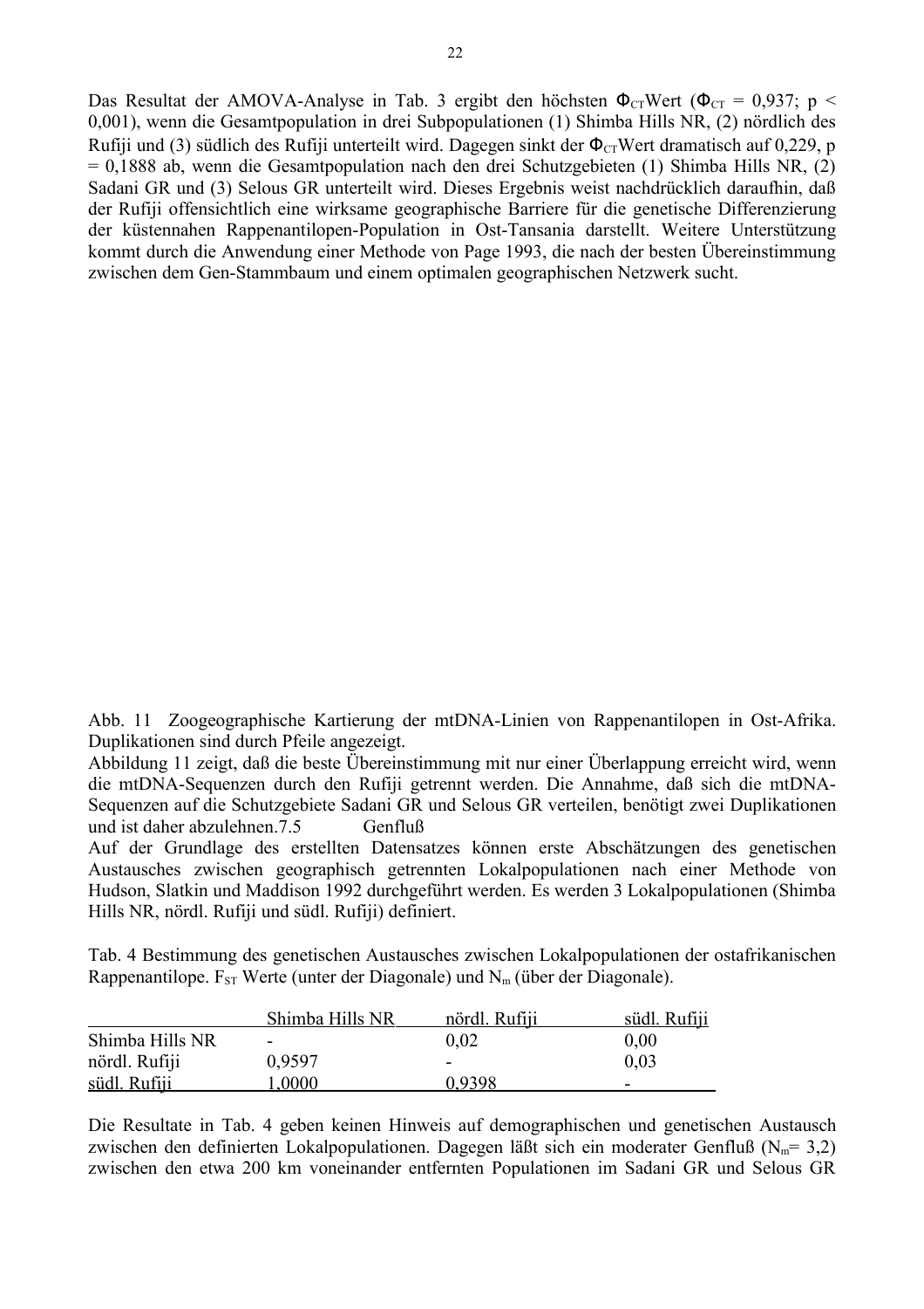Das Resultat der AMOVA-Analyse in Tab. 3 ergibt den höchsten $\Phi_{CT}$Wert ($\Phi_{CT}$ = 0,937; $p <$ 0,001), wenn die Gesamtpopulation in drei Subpopulationen (1) Shimba Hills NR, (2) nördlich des Rufiji und (3) südlich des Rufiji unterteilt wird. Dagegen sinkt der $\Phi_{CT}$Wert dramatisch auf 0,229, p = 0,1888 ab, wenn die Gesamtpopulation nach den drei Schutzgebieten (1) Shimba Hills NR, (2) Sadani GR und (3) Selous GR unterteilt wird. Dieses Ergebnis weist nachdrücklich daraufhin, daß der Rufiji offensichtlich eine wirksame geographische Barriere für die genetische Differenzierung der küstennahen Rappenantilopen-Population in Ost-Tansania darstellt. Weitere Unterstützung kommt durch die Anwendung einer Methode von Page 1993, die nach der besten Übereinstimmung zwischen dem Gen-Stammbaum und einem optimalen geographischen Netzwerk sucht.

Abb. 11 Zoogeographische Kartierung der mtDNA-Linien von Rappenantilopen in Ost-Afrika. Duplikationen sind durch Pfeile angezeigt.

Abbildung 11 zeigt, daß die beste Übereinstimmung mit nur einer Überlappung erreicht wird, wenn die mtDNA-Sequenzen durch den Rufiji getrennt werden. Die Annahme, daß sich die mtDNA-Sequenzen auf die Schutzgebiete Sadani GR und Selous GR verteilen, benötigt zwei Duplikationen und ist daher abzulehnen.

## 7.5 Genfluß

Auf der Grundlage des erstellten Datensatzes können erste Abschätzungen des genetischen Austausches zwischen geographisch getrennten Lokalpopulationen nach einer Methode von Hudson, Slatkin und Maddison 1992 durchgeführt werden. Es werden 3 Lokalpopulationen (Shimba Hills NR, nördl. Rufiji und südl. Rufiji) definiert.

Tab. 4 Bestimmung des genetischen Austausches zwischen Lokalpopulationen der ostafrikanischen Rappenantilope. $F_{ST}$ Werte (unter der Diagonale) und $N_m$ (über der Diagonale).

| | Shimba Hills NR | nördl. Rufiji | südl. Rufiji |
|---|---|---|---|
| Shimba Hills NR | - | 0,02 | 0,00 |
| nördl. Rufiji | 0,9597 | - | 0,03 |
| südl. Rufiji | 1,0000 | 0,9398 | - |

Die Resultate in Tab. 4 geben keinen Hinweis auf demographischen und genetischen Austausch zwischen den definierten Lokalpopulationen. Dagegen läßt sich ein moderater Genfluß ($N_m$= 3,2) zwischen den etwa 200 km voneinander entfernten Populationen im Sadani GR und Selous GR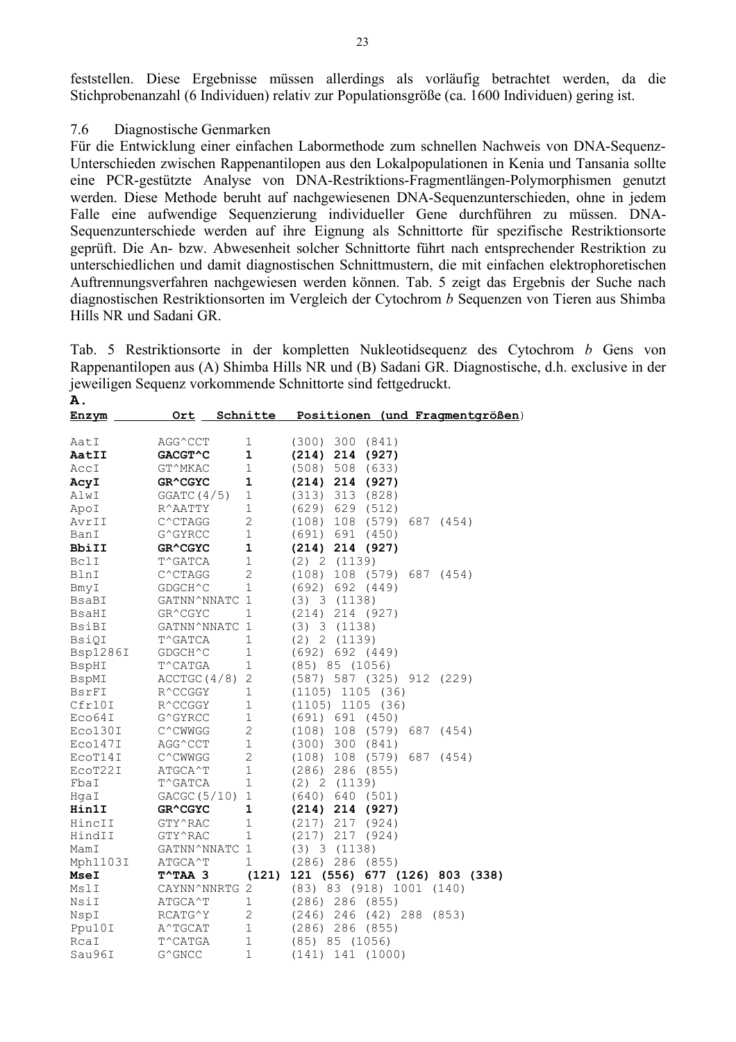feststellen. Diese Ergebnisse müssen allerdings als vorläufig betrachtet werden, da die Stichprobenanzahl (6 Individuen) relativ zur Populationsgröße (ca. 1600 Individuen) gering ist.

### 7.6 Diagnostische Genmarken

Für die Entwicklung einer einfachen Labormethode zum schnellen Nachweis von DNA-Sequenz-Unterschieden zwischen Rappenantilopen aus den Lokalpopulationen in Kenia und Tansania sollte eine PCR-gestützte Analyse von DNA-Restriktions-Fragmentlängen-Polymorphismen genutzt werden. Diese Methode beruht auf nachgewiesenen DNA-Sequenzunterschieden, ohne in jedem Falle eine aufwendige Sequenzierung individueller Gene durchführen zu müssen. DNA-Sequenzunterschiede werden auf ihre Eignung als Schnittorte für spezifische Restriktionsorte geprüft. Die An- bzw. Abwesenheit solcher Schnittorte führt nach entsprechender Restriktion zu unterschiedlichen und damit diagnostischen Schnittmustern, die mit einfachen elektrophoretischen Auftrennungsverfahren nachgewiesen werden können. Tab. 5 zeigt das Ergebnis der Suche nach diagnostischen Restriktionsorten im Vergleich der Cytochrom *b* Sequenzen von Tieren aus Shimba Hills NR und Sadani GR.

Tab. 5 Restriktionsorte in der kompletten Nukleotidsequenz des Cytochrom *b* Gens von Rappenantilopen aus (A) Shimba Hills NR und (B) Sadani GR. Diagnostische, d.h. exclusive in der jeweiligen Sequenz vorkommende Schnittorte sind fettgedruckt.

**A.**

| Enzym | Ort | Schnitte | Positionen (und Fragmentgrößen) |
|---|---|---|---|
| AatI | AGG^CCT | 1 | (300) 300 (841) |
| **AatII** | **GACGT^C** | **1** | **(214) 214 (927)** |
| AccI | GT^MKAC | 1 | (508) 508 (633) |
| **AcyI** | **GR^CGYC** | **1** | **(214) 214 (927)** |
| AlwI | GGATC(4/5) | 1 | (313) 313 (828) |
| ApoI | R^AATTY | 1 | (629) 629 (512) |
| AvrII | C^CTAGG | 2 | (108) 108 (579) 687 (454) |
| BanI | G^GYRCC | 1 | (691) 691 (450) |
| **BbiII** | **GR^CGYC** | **1** | **(214) 214 (927)** |
| BclI | T^GATCA | 1 | (2) 2 (1139) |
| BlnI | C^CTAGG | 2 | (108) 108 (579) 687 (454) |
| BmyI | GDGCH^C | 1 | (692) 692 (449) |
| BsaBI | GATNN^NNATC | 1 | (3) 3 (1138) |
| BsaHI | GR^CGYC | 1 | (214) 214 (927) |
| BsiBI | GATNN^NNATC | 1 | (3) 3 (1138) |
| BsiQI | T^GATCA | 1 | (2) 2 (1139) |
| Bsp1286I | GDGCH^C | 1 | (692) 692 (449) |
| BspHI | T^CATGA | 1 | (85) 85 (1056) |
| BspMI | ACCTGC(4/8) | 2 | (587) 587 (325) 912 (229) |
| BsrFI | R^CCGGY | 1 | (1105) 1105 (36) |
| Cfr10I | R^CCGGY | 1 | (1105) 1105 (36) |
| Eco64I | G^GYRCC | 1 | (691) 691 (450) |
| Eco130I | C^CWWGG | 2 | (108) 108 (579) 687 (454) |
| Eco147I | AGG^CCT | 1 | (300) 300 (841) |
| EcoT14I | C^CWWGG | 2 | (108) 108 (579) 687 (454) |
| EcoT22I | ATGCA^T | 1 | (286) 286 (855) |
| FbaI | T^GATCA | 1 | (2) 2 (1139) |
| HgaI | GACGC(5/10) | 1 | (640) 640 (501) |
| **Hin1I** | **GR^CGYC** | **1** | **(214) 214 (927)** |
| HincII | GTY^RAC | 1 | (217) 217 (924) |
| HindII | GTY^RAC | 1 | (217) 217 (924) |
| MamI | GATNN^NNATC | 1 | (3) 3 (1138) |
| Mph1103I | ATGCA^T | 1 | (286) 286 (855) |
| **MseI** | **T^TAA** | **3** | **(121) 121 (556) 677 (126) 803 (338)** |
| MslI | CAYNN^NNRTG | 2 | (83) 83 (918) 1001 (140) |
| NsiI | ATGCA^T | 1 | (286) 286 (855) |
| NspI | RCATG^Y | 2 | (246) 246 (42) 288 (853) |
| Ppu10I | A^TGCAT | 1 | (286) 286 (855) |
| RcaI | T^CATGA | 1 | (85) 85 (1056) |
| Sau96I | G^GNCC | 1 | (141) 141 (1000) |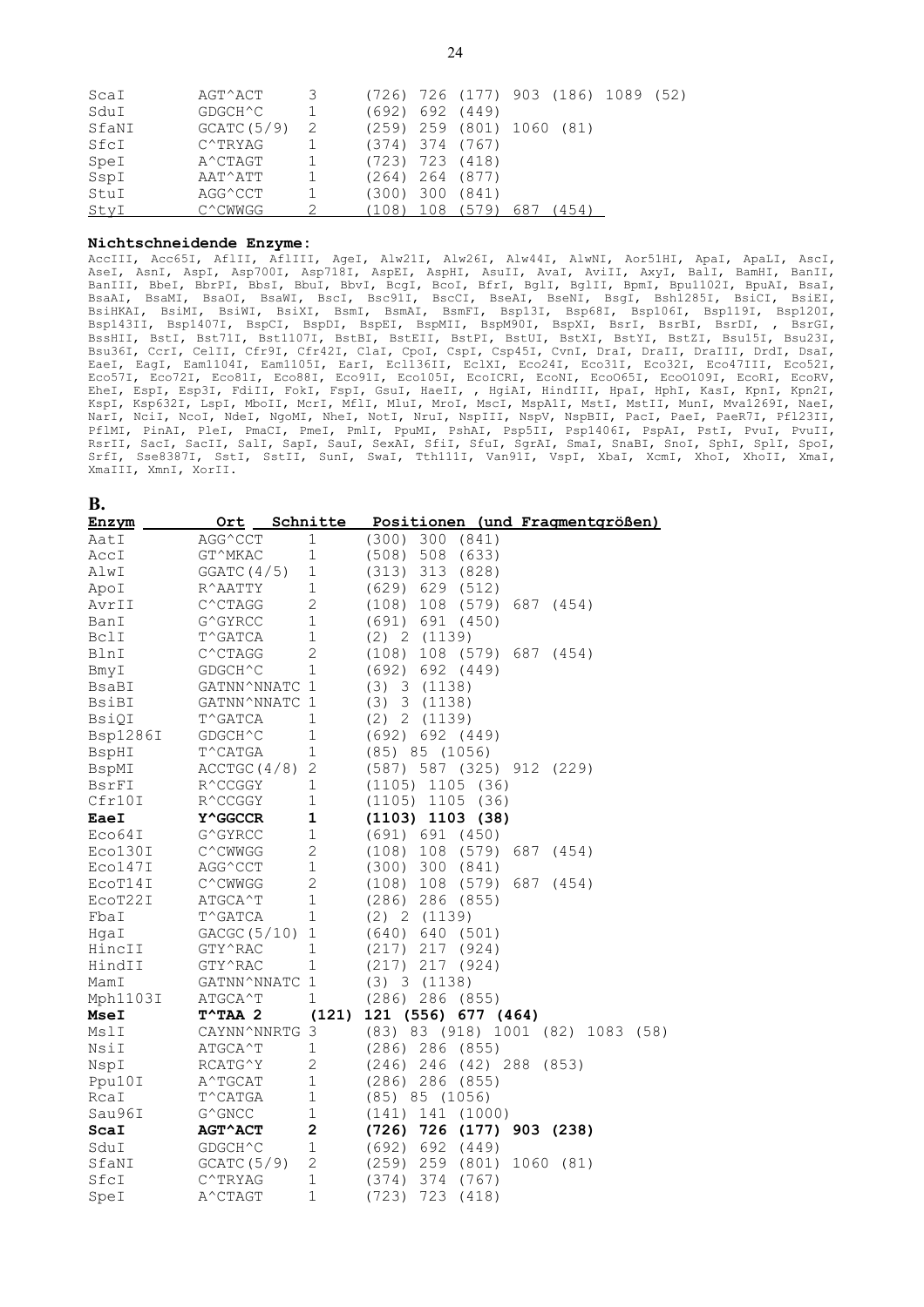| | | | |
|---|---|---|---|
| ScaI | AGT^ACT | 3 | (726) 726 (177) 903 (186) 1089 (52) |
| SduI | GDGCH^C | 1 | (692) 692 (449) |
| SfaNI | GCATC(5/9) | 2 | (259) 259 (801) 1060 (81) |
| SfcI | C^TRYAG | 1 | (374) 374 (767) |
| SpeI | A^CTAGT | 1 | (723) 723 (418) |
| SspI | AAT^ATT | 1 | (264) 264 (877) |
| StuI | AGG^CCT | 1 | (300) 300 (841) |
| StyI | C^CWWGG | 2 | (108) 108 (579) 687 (454) |

**Nichtschneidende Enzyme:**

AccIII, Acc65I, AflII, AflIII, AgeI, Alw21I, Alw26I, Alw44I, AlwNI, Aor51HI, ApaI, ApaLI, AscI, AseI, AsnI, AspI, Asp700I, Asp718I, AspEI, AspHI, AsuII, AvaI, AviII, AxyI, BalI, BamHI, BanII, BanIII, BbeI, BbrPI, BbsI, BbuI, BbvI, BcgI, BcoI, BfrI, BglI, BglII, BpmI, Bpu1102I, BpuAI, BsaI, BsaAI, BsaMI, BsaOI, BsaWI, BscI, Bsc91I, BscCI, BseAI, BseNI, BsgI, Bsh1285I, BsiCI, BsiEI, BsiHKAI, BsiMI, BsiWI, BsiXI, BsmI, BsmAI, BsmFI, Bsp13I, Bsp68I, Bsp106I, Bsp119I, Bsp120I, Bsp143II, Bsp1407I, BspCI, BspDI, BspEI, BspMII, BspM90I, BspXI, BsrI, BsrBI, BsrDI, , BsrGI, BssHII, BstI, Bst71I, Bst1107I, BstBI, BstEII, BstPI, BstUI, BstXI, BstYI, BstZI, Bsu15I, Bsu23I, Bsu36I, CcrI, CelII, Cfr9I, Cfr42I, ClaI, CpoI, CspI, Csp45I, CvnI, DraI, DraII, DraIII, DrdI, DsaI, EaeI, EagI, Eam1104I, Eam1105I, EarI, Ecl136II, EclXI, Eco24I, Eco31I, Eco32I, Eco47III, Eco52I, Eco57I, Eco72I, Eco81I, Eco88I, Eco91I, Eco105I, EcoICRI, EcoNI, EcoO65I, EcoO109I, EcoRI, EcoRV, EheI, EspI, Esp3I, FdiII, FokI, FspI, GsuI, HaeII, , HgiAI, HindIII, HpaI, HphI, KasI, KpnI, Kpn2I, KspI, Ksp632I, LspI, MboII, McrI, MflI, MluI, MroI, MscI, MspA1I, MstI, MstII, MunI, Mva1269I, NaeI, NarI, NciI, NcoI, NdeI, NgoMI, NheI, NotI, NruI, NspIII, NspV, NspBII, PacI, PaeI, PaeR7I, Pfl23II, PflMI, PinAI, PleI, PmaCI, PmeI, PmlI, PpuMI, PshAI, Psp5II, Psp1406I, PspAI, PstI, PvuI, PvuII, RsrII, SacI, SacII, SalI, SapI, SauI, SexAI, SfiI, SfuI, SgrAI, SmaI, SnaBI, SnoI, SphI, SplI, SpoI, SrfI, Sse8387I, SstI, SstII, SunI, SwaI, Tth111I, Van91I, VspI, XbaI, XcmI, XhoI, XhoII, XmaI, XmaIII, XmnI, XorII.

**B.**

| Enzym | Ort | Schnitte | Positionen (und Fragmentgrößen) |
|---|---|---|---|
| AatI | AGG^CCT | 1 | (300) 300 (841) |
| AccI | GT^MKAC | 1 | (508) 508 (633) |
| AlwI | GGATC(4/5) | 1 | (313) 313 (828) |
| ApoI | R^AATTY | 1 | (629) 629 (512) |
| AvrII | C^CTAGG | 2 | (108) 108 (579) 687 (454) |
| BanI | G^GYRCC | 1 | (691) 691 (450) |
| BclI | T^GATCA | 1 | (2) 2 (1139) |
| BlnI | C^CTAGG | 2 | (108) 108 (579) 687 (454) |
| BmyI | GDGCH^C | 1 | (692) 692 (449) |
| BsaBI | GATNN^NNATC | 1 | (3) 3 (1138) |
| BsiBI | GATNN^NNATC | 1 | (3) 3 (1138) |
| BsiQI | T^GATCA | 1 | (2) 2 (1139) |
| Bsp1286I | GDGCH^C | 1 | (692) 692 (449) |
| BspHI | T^CATGA | 1 | (85) 85 (1056) |
| BspMI | ACCTGC(4/8) | 2 | (587) 587 (325) 912 (229) |
| BsrFI | R^CCGGY | 1 | (1105) 1105 (36) |
| Cfr10I | R^CCGGY | 1 | (1105) 1105 (36) |
| **EaeI** | **Y^GGCCR** | **1** | **(1103) 1103 (38)** |
| Eco64I | G^GYRCC | 1 | (691) 691 (450) |
| Eco130I | C^CWWGG | 2 | (108) 108 (579) 687 (454) |
| Eco147I | AGG^CCT | 1 | (300) 300 (841) |
| EcoT14I | C^CWWGG | 2 | (108) 108 (579) 687 (454) |
| EcoT22I | ATGCA^T | 1 | (286) 286 (855) |
| FbaI | T^GATCA | 1 | (2) 2 (1139) |
| HgaI | GACGC(5/10) | 1 | (640) 640 (501) |
| HincII | GTY^RAC | 1 | (217) 217 (924) |
| HindII | GTY^RAC | 1 | (217) 217 (924) |
| MamI | GATNN^NNATC | 1 | (3) 3 (1138) |
| Mph1103I | ATGCA^T | 1 | (286) 286 (855) |
| **MseI** | **T^TAA 2** | **(121)** | **121 (556) 677 (464)** |
| MslI | CAYNN^NNRTG | 3 | (83) 83 (918) 1001 (82) 1083 (58) |
| NsiI | ATGCA^T | 1 | (286) 286 (855) |
| NspI | RCATG^Y | 2 | (246) 246 (42) 288 (853) |
| Ppu10I | A^TGCAT | 1 | (286) 286 (855) |
| RcaI | T^CATGA | 1 | (85) 85 (1056) |
| Sau96I | G^GNCC | 1 | (141) 141 (1000) |
| **ScaI** | **AGT^ACT** | **2** | **(726) 726 (177) 903 (238)** |
| SduI | GDGCH^C | 1 | (692) 692 (449) |
| SfaNI | GCATC(5/9) | 2 | (259) 259 (801) 1060 (81) |
| SfcI | C^TRYAG | 1 | (374) 374 (767) |
| SpeI | A^CTAGT | 1 | (723) 723 (418) |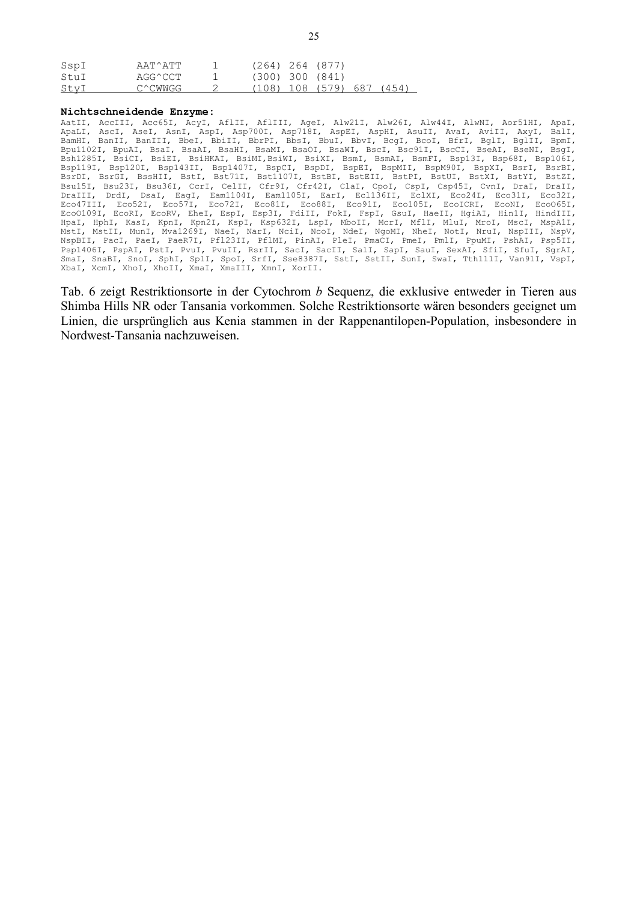| SspI | AAT^ATT | 1 | (264) 264 (877) |
|---|---|---|---|
| StuI | AGG^CCT | 1 | (300) 300 (841) |
| StyI | C^CWWGG | 2 | (108) 108 (579) 687 (454) |

**Nichtschneidende Enzyme:**

AatII, AccIII, Acc65I, AcyI, AflII, AflIII, AgeI, Alw21I, Alw26I, Alw44I, AlwNI, Aor51HI, ApaI, ApaLI, AscI, AseI, AsnI, AspI, Asp700I, Asp718I, AspEI, AspHI, AsuII, AvaI, AviII, AxyI, BalI, BamHI, BanII, BanIII, BbeI, BbiII, BbrPI, BbsI, BbuI, BbvI, BcgI, BcoI, BfrI, BglI, BglII, BpmI, Bpu1102I, BpuAI, BsaI, BsaAI, BsaHI, BsaMI, BsaOI, BsaWI, BscI, Bsc91I, BscCI, BseAI, BseNI, BsgI, Bsh1285I, BsiCI, BsiEI, BsiHKAI, BsiMI,BsiWI, BsiXI, BsmI, BsmAI, BsmFI, Bsp13I, Bsp68I, Bsp106I, Bsp119I, Bsp120I, Bsp143II, Bsp1407I, BspCI, BspDI, BspEI, BspMII, BspM90I, BspXI, BsrI, BsrBI, BsrDI, BsrGI, BssHII, BstI, Bst71I, Bst1107I, BstBI, BstEII, BstPI, BstUI, BstXI, BstYI, BstZI, Bsu15I, Bsu23I, Bsu36I, CcrI, CelII, Cfr9I, Cfr42I, ClaI, CpoI, CspI, Csp45I, CvnI, DraI, DraII, DraIII, DrdI, DsaI, EagI, Eam1104I, Eam1105I, EarI, Ecl136II, EclXI, Eco24I, Eco31I, Eco32I, Eco47III, Eco52I, Eco57I, Eco72I, Eco81I, Eco88I, Eco91I, Eco105I, EcoICRI, EcoNI, EcoO65I, EcoO109I, EcoRI, EcoRV, EheI, EspI, Esp3I, FdiII, FokI, FspI, GsuI, HaeII, HgiAI, Hin1I, HindIII, HpaI, HphI, KasI, KpnI, Kpn2I, KspI, Ksp632I, LspI, MboII, McrI, MflI, MluI, MroI, MscI, MspA1I, MstI, MstII, MunI, Mva1269I, NaeI, NarI, NciI, NcoI, NdeI, NgoMI, NheI, NotI, NruI, NspIII, NspV, NspBII, PacI, PaeI, PaeR7I, Pfl23II, PflMI, PinAI, PleI, PmaCI, PmeI, PmlI, PpuMI, PshAI, Psp5II, Psp1406I, PspAI, PstI, PvuI, PvuII, RsrII, SacI, SacII, SalI, SapI, SauI, SexAI, SfiI, SfuI, SgrAI, SmaI, SnaBI, SnoI, SphI, SplI, SpoI, SrfI, Sse8387I, SstI, SstII, SunI, SwaI, Tth111I, Van91I, VspI, XbaI, XcmI, XhoI, XhoII, XmaI, XmaIII, XmnI, XorII.

Tab. 6 zeigt Restriktionsorte in der Cytochrom *b* Sequenz, die exklusive entweder in Tieren aus Shimba Hills NR oder Tansania vorkommen. Solche Restriktionsorte wären besonders geeignet um Linien, die ursprünglich aus Kenia stammen in der Rappenantilopen-Population, insbesondere in Nordwest-Tansania nachzuweisen.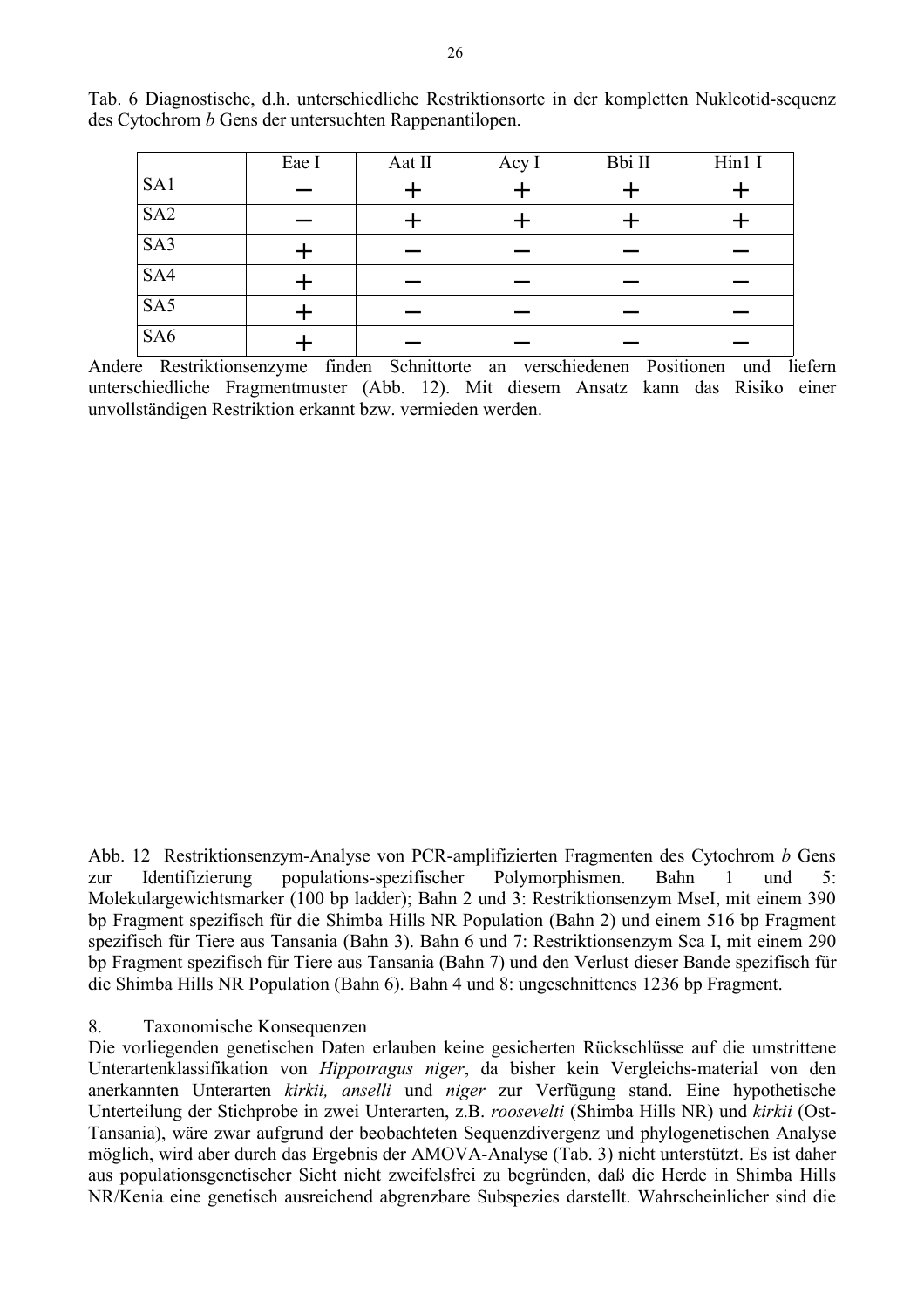Tab. 6 Diagnostische, d.h. unterschiedliche Restriktionsorte in der kompletten Nukleotid-sequenz des Cytochrom *b* Gens der untersuchten Rappenantilopen.

| | Eae I | Aat II | Acy I | Bbi II | Hin1 I |
|---|---|---|---|---|---|
| SA1 | − | + | + | + | + |
| SA2 | − | + | + | + | + |
| SA3 | + | − | − | − | − |
| SA4 | + | − | − | − | − |
| SA5 | + | − | − | − | − |
| SA6 | + | − | − | − | − |

Andere Restriktionsenzyme finden Schnittorte an verschiedenen Positionen und liefern unterschiedliche Fragmentmuster (Abb. 12). Mit diesem Ansatz kann das Risiko einer unvollständigen Restriktion erkannt bzw. vermieden werden.

Abb. 12 Restriktionsenzym-Analyse von PCR-amplifizierten Fragmenten des Cytochrom *b* Gens zur Identifizierung populations-spezifischer Polymorphismen. Bahn 1 und 5: Molekulargewichtsmarker (100 bp ladder); Bahn 2 und 3: Restriktionsenzym MseI, mit einem 390 bp Fragment spezifisch für die Shimba Hills NR Population (Bahn 2) und einem 516 bp Fragment spezifisch für Tiere aus Tansania (Bahn 3). Bahn 6 und 7: Restriktionsenzym Sca I, mit einem 290 bp Fragment spezifisch für Tiere aus Tansania (Bahn 7) und den Verlust dieser Bande spezifisch für die Shimba Hills NR Population (Bahn 6). Bahn 4 und 8: ungeschnittenes 1236 bp Fragment.

## 8. Taxonomische Konsequenzen

Die vorliegenden genetischen Daten erlauben keine gesicherten Rückschlüsse auf die umstrittene Unterartenklassifikation von *Hippotragus niger*, da bisher kein Vergleichs-material von den anerkannten Unterarten *kirkii, anselli* und *niger* zur Verfügung stand. Eine hypothetische Unterteilung der Stichprobe in zwei Unterarten, z.B. *roosevelti* (Shimba Hills NR) und *kirkii* (Ost-Tansania), wäre zwar aufgrund der beobachteten Sequenzdivergenz und phylogenetischen Analyse möglich, wird aber durch das Ergebnis der AMOVA-Analyse (Tab. 3) nicht unterstützt. Es ist daher aus populationsgenetischer Sicht nicht zweifelsfrei zu begründen, daß die Herde in Shimba Hills NR/Kenia eine genetisch ausreichend abgrenzbare Subspezies darstellt. Wahrscheinlicher sind die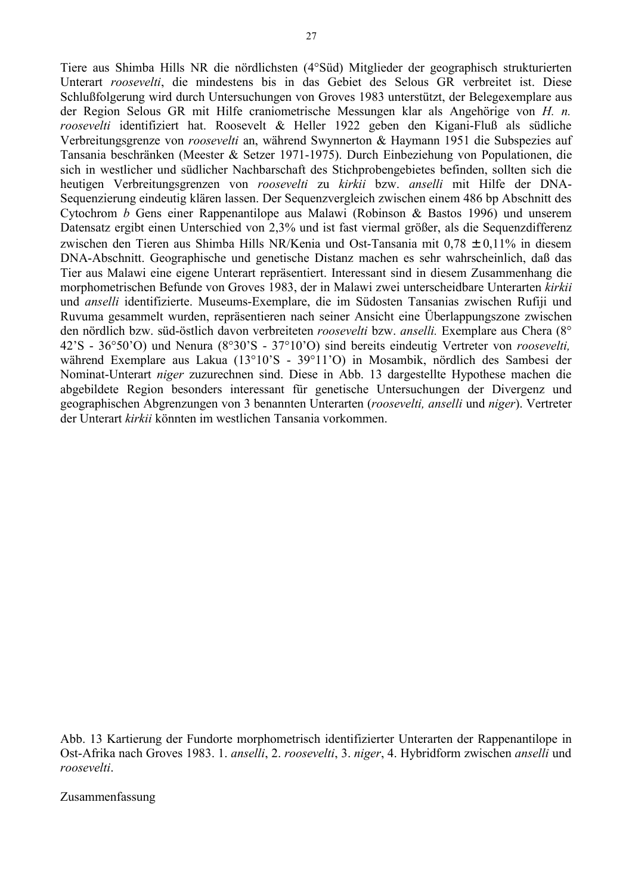Tiere aus Shimba Hills NR die nördlichsten (4°Süd) Mitglieder der geographisch strukturierten Unterart *roosevelti*, die mindestens bis in das Gebiet des Selous GR verbreitet ist. Diese Schlußfolgerung wird durch Untersuchungen von Groves 1983 unterstützt, der Belegexemplare aus der Region Selous GR mit Hilfe craniometrische Messungen klar als Angehörige von *H. n. roosevelti* identifiziert hat. Roosevelt & Heller 1922 geben den Kigani-Fluß als südliche Verbreitungsgrenze von *roosevelti* an, während Swynnerton & Haymann 1951 die Subspezies auf Tansania beschränken (Meester & Setzer 1971-1975). Durch Einbeziehung von Populationen, die sich in westlicher und südlicher Nachbarschaft des Stichprobengebietes befinden, sollten sich die heutigen Verbreitungsgrenzen von *roosevelti* zu *kirkii* bzw. *anselli* mit Hilfe der DNA-Sequenzierung eindeutig klären lassen. Der Sequenzvergleich zwischen einem 486 bp Abschnitt des Cytochrom *b* Gens einer Rappenantilope aus Malawi (Robinson & Bastos 1996) und unserem Datensatz ergibt einen Unterschied von 2,3% und ist fast viermal größer, als die Sequenzdifferenz zwischen den Tieren aus Shimba Hills NR/Kenia und Ost-Tansania mit 0,78 ± 0,11% in diesem DNA-Abschnitt. Geographische und genetische Distanz machen es sehr wahrscheinlich, daß das Tier aus Malawi eine eigene Unterart repräsentiert. Interessant sind in diesem Zusammenhang die morphometrischen Befunde von Groves 1983, der in Malawi zwei unterscheidbare Unterarten *kirkii* und *anselli* identifizierte. Museums-Exemplare, die im Südosten Tansanias zwischen Rufiji und Ruvuma gesammelt wurden, repräsentieren nach seiner Ansicht eine Überlappungszone zwischen den nördlich bzw. süd-östlich davon verbreiteten *roosevelti* bzw. *anselli.* Exemplare aus Chera (8° 42'S - 36°50'O) und Nenura (8°30'S - 37°10'O) sind bereits eindeutig Vertreter von *roosevelti,* während Exemplare aus Lakua (13°10'S - 39°11'O) in Mosambik, nördlich des Sambesi der Nominat-Unterart *niger* zuzurechnen sind. Diese in Abb. 13 dargestellte Hypothese machen die abgebildete Region besonders interessant für genetische Untersuchungen der Divergenz und geographischen Abgrenzungen von 3 benannten Unterarten (*roosevelti, anselli* und *niger*). Vertreter der Unterart *kirkii* könnten im westlichen Tansania vorkommen.

Abb. 13 Kartierung der Fundorte morphometrisch identifizierter Unterarten der Rappenantilope in Ost-Afrika nach Groves 1983. 1. *anselli*, 2. *roosevelti*, 3. *niger*, 4. Hybridform zwischen *anselli* und *roosevelti*.

Zusammenfassung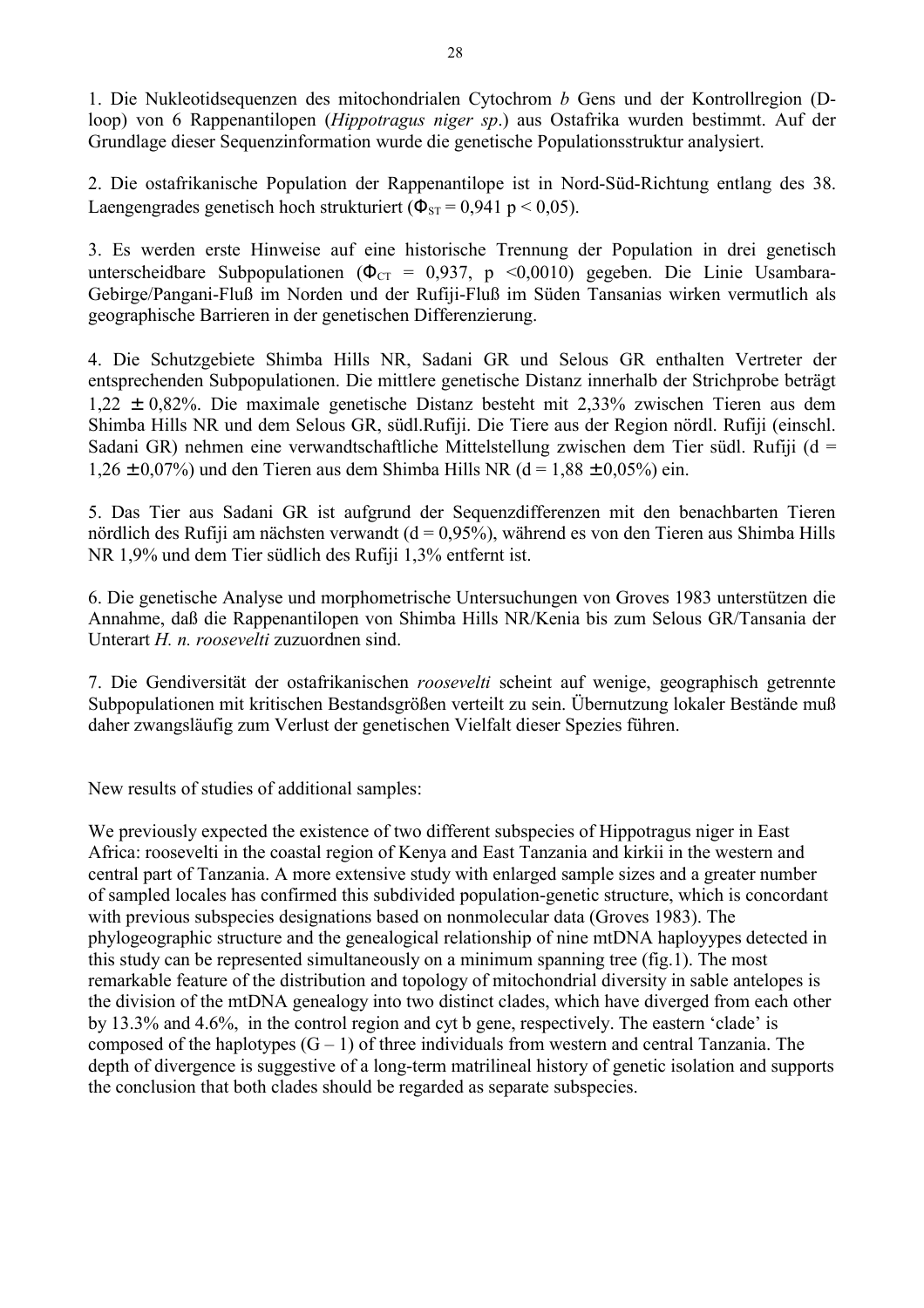1. Die Nukleotidsequenzen des mitochondrialen Cytochrom *b* Gens und der Kontrollregion (D-loop) von 6 Rappenantilopen (*Hippotragus niger sp*.) aus Ostafrika wurden bestimmt. Auf der Grundlage dieser Sequenzinformation wurde die genetische Populationsstruktur analysiert.

2. Die ostafrikanische Population der Rappenantilope ist in Nord-Süd-Richtung entlang des 38. Laengengrades genetisch hoch strukturiert ($\Phi_{ST}$ = 0,941 $p < 0,05$).

3. Es werden erste Hinweise auf eine historische Trennung der Population in drei genetisch unterscheidbare Subpopulationen ($\Phi_{CT}$ = 0,937, $p < 0,0010$) gegeben. Die Linie Usambara-Gebirge/Pangani-Fluß im Norden und der Rufiji-Fluß im Süden Tansanias wirken vermutlich als geographische Barrieren in der genetischen Differenzierung.

4. Die Schutzgebiete Shimba Hills NR, Sadani GR und Selous GR enthalten Vertreter der entsprechenden Subpopulationen. Die mittlere genetische Distanz innerhalb der Strichprobe beträgt 1,22 ± 0,82%. Die maximale genetische Distanz besteht mit 2,33% zwischen Tieren aus dem Shimba Hills NR und dem Selous GR, südl.Rufiji. Die Tiere aus der Region nördl. Rufiji (einschl. Sadani GR) nehmen eine verwandtschaftliche Mittelstellung zwischen dem Tier südl. Rufiji (d = 1,26 ± 0,07%) und den Tieren aus dem Shimba Hills NR (d = 1,88 ± 0,05%) ein.

5. Das Tier aus Sadani GR ist aufgrund der Sequenzdifferenzen mit den benachbarten Tieren nördlich des Rufiji am nächsten verwandt (d = 0,95%), während es von den Tieren aus Shimba Hills NR 1,9% und dem Tier südlich des Rufiji 1,3% entfernt ist.

6. Die genetische Analyse und morphometrische Untersuchungen von Groves 1983 unterstützen die Annahme, daß die Rappenantilopen von Shimba Hills NR/Kenia bis zum Selous GR/Tansania der Unterart *H. n. roosevelti* zuzuordnen sind.

7. Die Gendiversität der ostafrikanischen *roosevelti* scheint auf wenige, geographisch getrennte Subpopulationen mit kritischen Bestandsgrößen verteilt zu sein. Übernutzung lokaler Bestände muß daher zwangsläufig zum Verlust der genetischen Vielfalt dieser Spezies führen.

New results of studies of additional samples:

We previously expected the existence of two different subspecies of Hippotragus niger in East Africa: roosevelti in the coastal region of Kenya and East Tanzania and kirkii in the western and central part of Tanzania. A more extensive study with enlarged sample sizes and a greater number of sampled locales has confirmed this subdivided population-genetic structure, which is concordant with previous subspecies designations based on nonmolecular data (Groves 1983). The phylogeographic structure and the genealogical relationship of nine mtDNA haploytypes detected in this study can be represented simultaneously on a minimum spanning tree (fig.1). The most remarkable feature of the distribution and topology of mitochondrial diversity in sable antelopes is the division of the mtDNA genealogy into two distinct clades, which have diverged from each other by 13.3% and 4.6%, in the control region and cyt b gene, respectively. The eastern 'clade' is composed of the haplotypes (G – 1) of three individuals from western and central Tanzania. The depth of divergence is suggestive of a long-term matrilineal history of genetic isolation and supports the conclusion that both clades should be regarded as separate subspecies.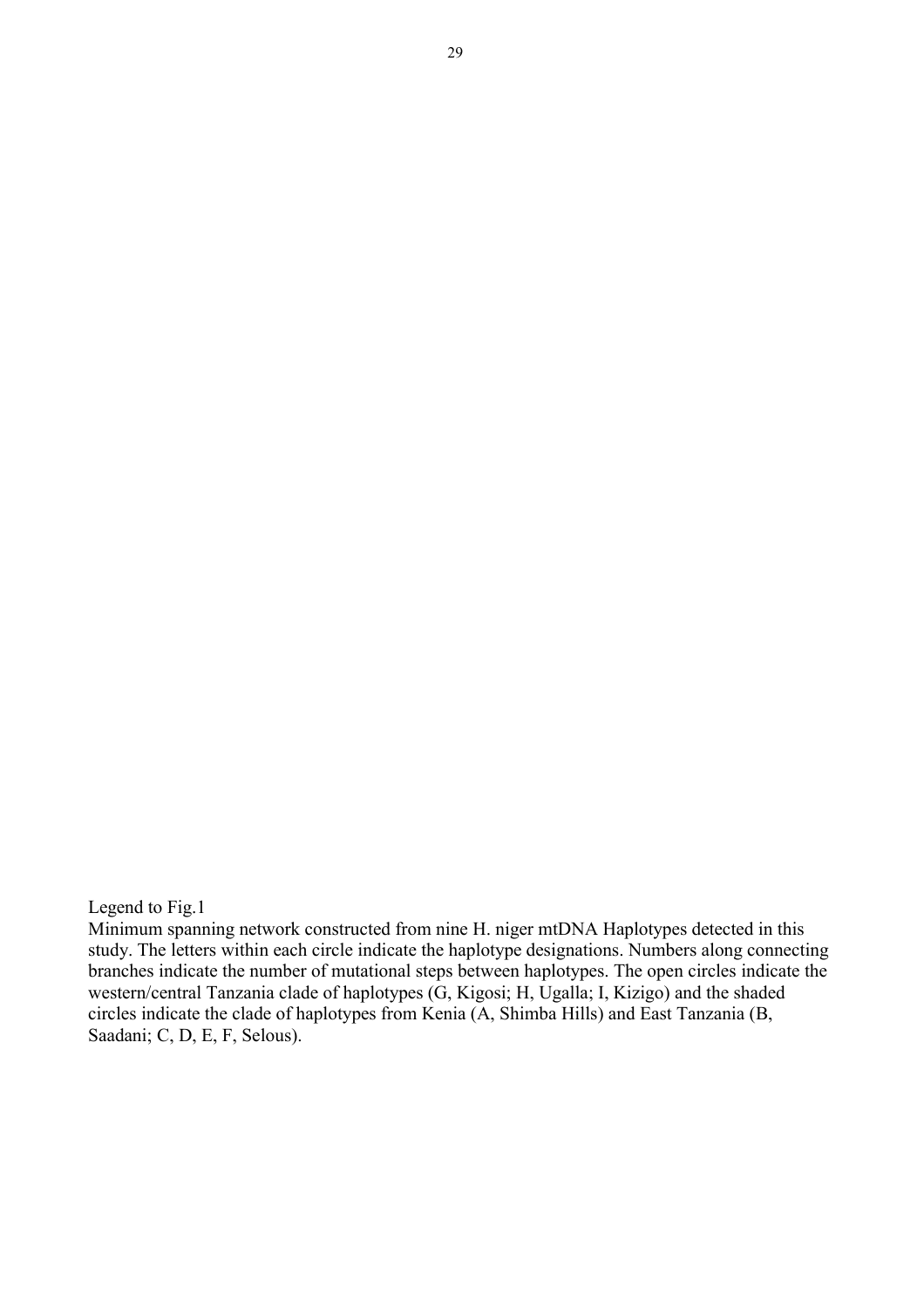Legend to Fig.1

Minimum spanning network constructed from nine H. niger mtDNA Haplotypes detected in this study. The letters within each circle indicate the haplotype designations. Numbers along connecting branches indicate the number of mutational steps between haplotypes. The open circles indicate the western/central Tanzania clade of haplotypes (G, Kigosi; H, Ugalla; I, Kizigo) and the shaded circles indicate the clade of haplotypes from Kenia (A, Shimba Hills) and East Tanzania (B, Saadani; C, D, E, F, Selous).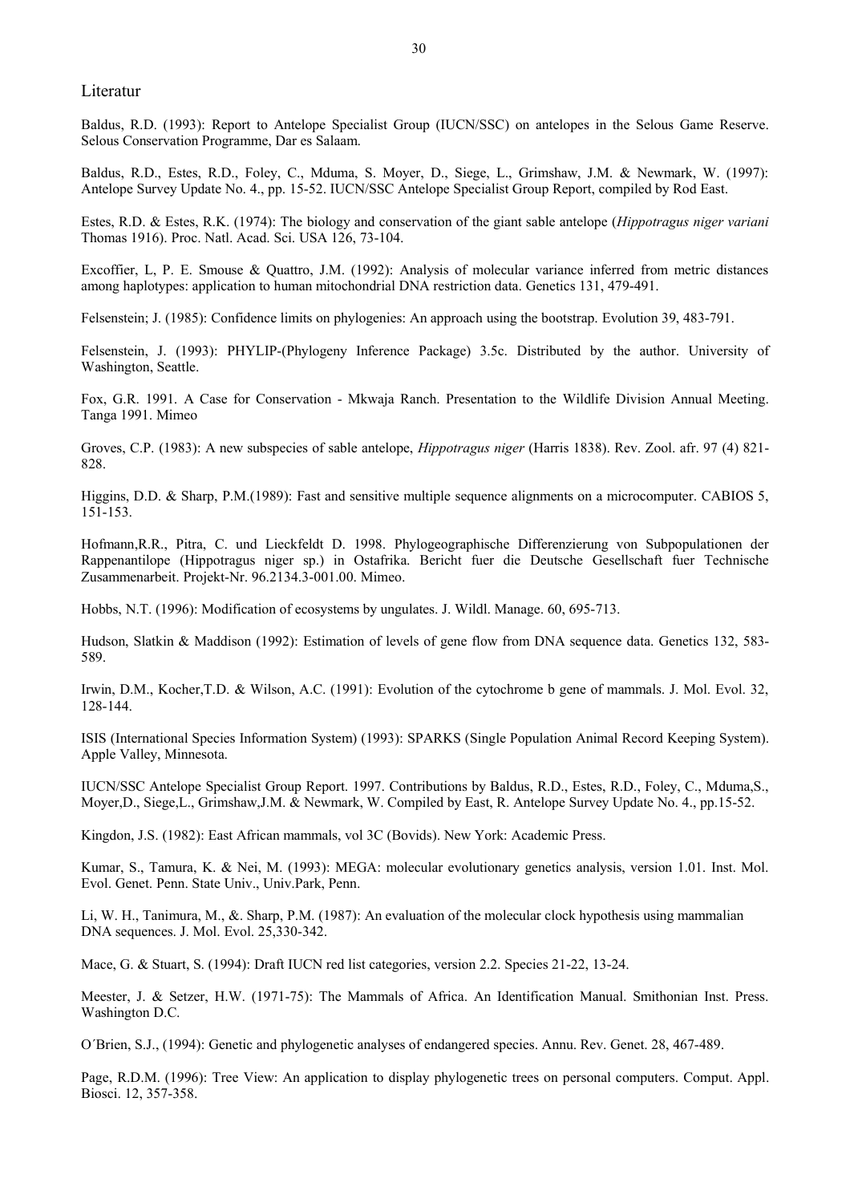## Literatur

Baldus, R.D. (1993): Report to Antelope Specialist Group (IUCN/SSC) on antelopes in the Selous Game Reserve. Selous Conservation Programme, Dar es Salaam.

Baldus, R.D., Estes, R.D., Foley, C., Mduma, S. Moyer, D., Siege, L., Grimshaw, J.M. & Newmark, W. (1997): Antelope Survey Update No. 4., pp. 15-52. IUCN/SSC Antelope Specialist Group Report, compiled by Rod East.

Estes, R.D. & Estes, R.K. (1974): The biology and conservation of the giant sable antelope (*Hippotragus niger variani* Thomas 1916). Proc. Natl. Acad. Sci. USA 126, 73-104.

Excoffier, L, P. E. Smouse & Quattro, J.M. (1992): Analysis of molecular variance inferred from metric distances among haplotypes: application to human mitochondrial DNA restriction data. Genetics 131, 479-491.

Felsenstein; J. (1985): Confidence limits on phylogenies: An approach using the bootstrap. Evolution 39, 483-791.

Felsenstein, J. (1993): PHYLIP-(Phylogeny Inference Package) 3.5c. Distributed by the author. University of Washington, Seattle.

Fox, G.R. 1991. A Case for Conservation - Mkwaja Ranch. Presentation to the Wildlife Division Annual Meeting. Tanga 1991. Mimeo

Groves, C.P. (1983): A new subspecies of sable antelope, *Hippotragus niger* (Harris 1838). Rev. Zool. afr. 97 (4) 821-828.

Higgins, D.D. & Sharp, P.M.(1989): Fast and sensitive multiple sequence alignments on a microcomputer. CABIOS 5, 151-153.

Hofmann,R.R., Pitra, C. und Lieckfeldt D. 1998. Phylogeographische Differenzierung von Subpopulationen der Rappenantilope (Hippotragus niger sp.) in Ostafrika. Bericht fuer die Deutsche Gesellschaft fuer Technische Zusammenarbeit. Projekt-Nr. 96.2134.3-001.00. Mimeo.

Hobbs, N.T. (1996): Modification of ecosystems by ungulates. J. Wildl. Manage. 60, 695-713.

Hudson, Slatkin & Maddison (1992): Estimation of levels of gene flow from DNA sequence data. Genetics 132, 583-589.

Irwin, D.M., Kocher,T.D. & Wilson, A.C. (1991): Evolution of the cytochrome b gene of mammals. J. Mol. Evol. 32, 128-144.

ISIS (International Species Information System) (1993): SPARKS (Single Population Animal Record Keeping System). Apple Valley, Minnesota.

IUCN/SSC Antelope Specialist Group Report. 1997. Contributions by Baldus, R.D., Estes, R.D., Foley, C., Mduma,S., Moyer,D., Siege,L., Grimshaw,J.M. & Newmark, W. Compiled by East, R. Antelope Survey Update No. 4., pp.15-52.

Kingdon, J.S. (1982): East African mammals, vol 3C (Bovids). New York: Academic Press.

Kumar, S., Tamura, K. & Nei, M. (1993): MEGA: molecular evolutionary genetics analysis, version 1.01. Inst. Mol. Evol. Genet. Penn. State Univ., Univ.Park, Penn.

Li, W. H., Tanimura, M., &. Sharp, P.M. (1987): An evaluation of the molecular clock hypothesis using mammalian DNA sequences. J. Mol. Evol. 25,330-342.

Mace, G. & Stuart, S. (1994): Draft IUCN red list categories, version 2.2. Species 21-22, 13-24.

Meester, J. & Setzer, H.W. (1971-75): The Mammals of Africa. An Identification Manual. Smithonian Inst. Press. Washington D.C.

O´Brien, S.J., (1994): Genetic and phylogenetic analyses of endangered species. Annu. Rev. Genet. 28, 467-489.

Page, R.D.M. (1996): Tree View: An application to display phylogenetic trees on personal computers. Comput. Appl. Biosci. 12, 357-358.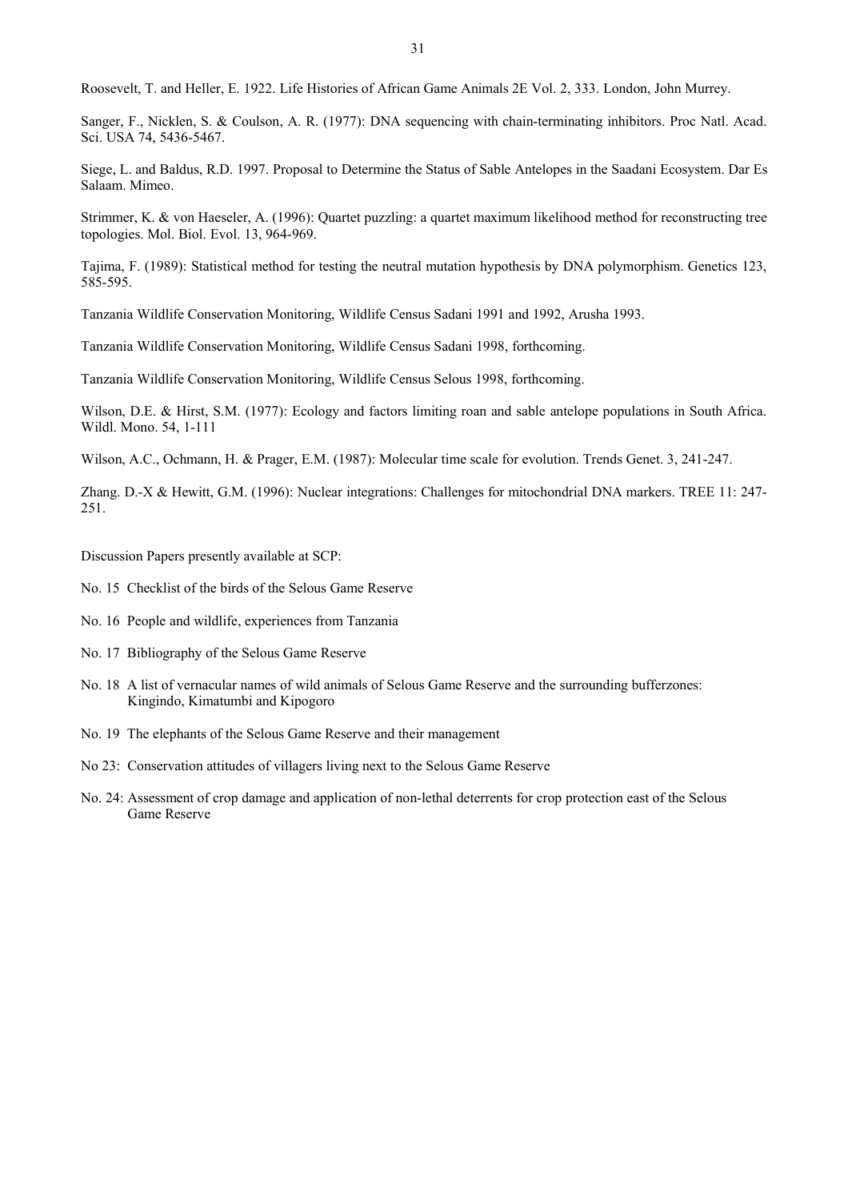Roosevelt, T. and Heller, E. 1922. Life Histories of African Game Animals 2E Vol. 2, 333. London, John Murrey.

Sanger, F., Nicklen, S. & Coulson, A. R. (1977): DNA sequencing with chain-terminating inhibitors. Proc Natl. Acad. Sci. USA 74, 5436-5467.

Siege, L. and Baldus, R.D. 1997. Proposal to Determine the Status of Sable Antelopes in the Saadani Ecosystem. Dar Es Salaam. Mimeo.

Strimmer, K. & von Haeseler, A. (1996): Quartet puzzling: a quartet maximum likelihood method for reconstructing tree topologies. Mol. Biol. Evol. 13, 964-969.

Tajima, F. (1989): Statistical method for testing the neutral mutation hypothesis by DNA polymorphism. Genetics 123, 585-595.

Tanzania Wildlife Conservation Monitoring, Wildlife Census Sadani 1991 and 1992, Arusha 1993.

Tanzania Wildlife Conservation Monitoring, Wildlife Census Sadani 1998, forthcoming.

Tanzania Wildlife Conservation Monitoring, Wildlife Census Selous 1998, forthcoming.

Wilson, D.E. & Hirst, S.M. (1977): Ecology and factors limiting roan and sable antelope populations in South Africa. Wildl. Mono. 54, 1-111

Wilson, A.C., Ochmann, H. & Prager, E.M. (1987): Molecular time scale for evolution. Trends Genet. 3, 241-247.

Zhang. D.-X & Hewitt, G.M. (1996): Nuclear integrations: Challenges for mitochondrial DNA markers. TREE 11: 247-251.

Discussion Papers presently available at SCP:

No. 15 Checklist of the birds of the Selous Game Reserve

No. 16 People and wildlife, experiences from Tanzania

No. 17 Bibliography of the Selous Game Reserve

No. 18 A list of vernacular names of wild animals of Selous Game Reserve and the surrounding bufferzones: Kingindo, Kimatumbi and Kipogoro

No. 19 The elephants of the Selous Game Reserve and their management

No 23: Conservation attitudes of villagers living next to the Selous Game Reserve

No. 24: Assessment of crop damage and application of non-lethal deterrents for crop protection east of the Selous Game Reserve